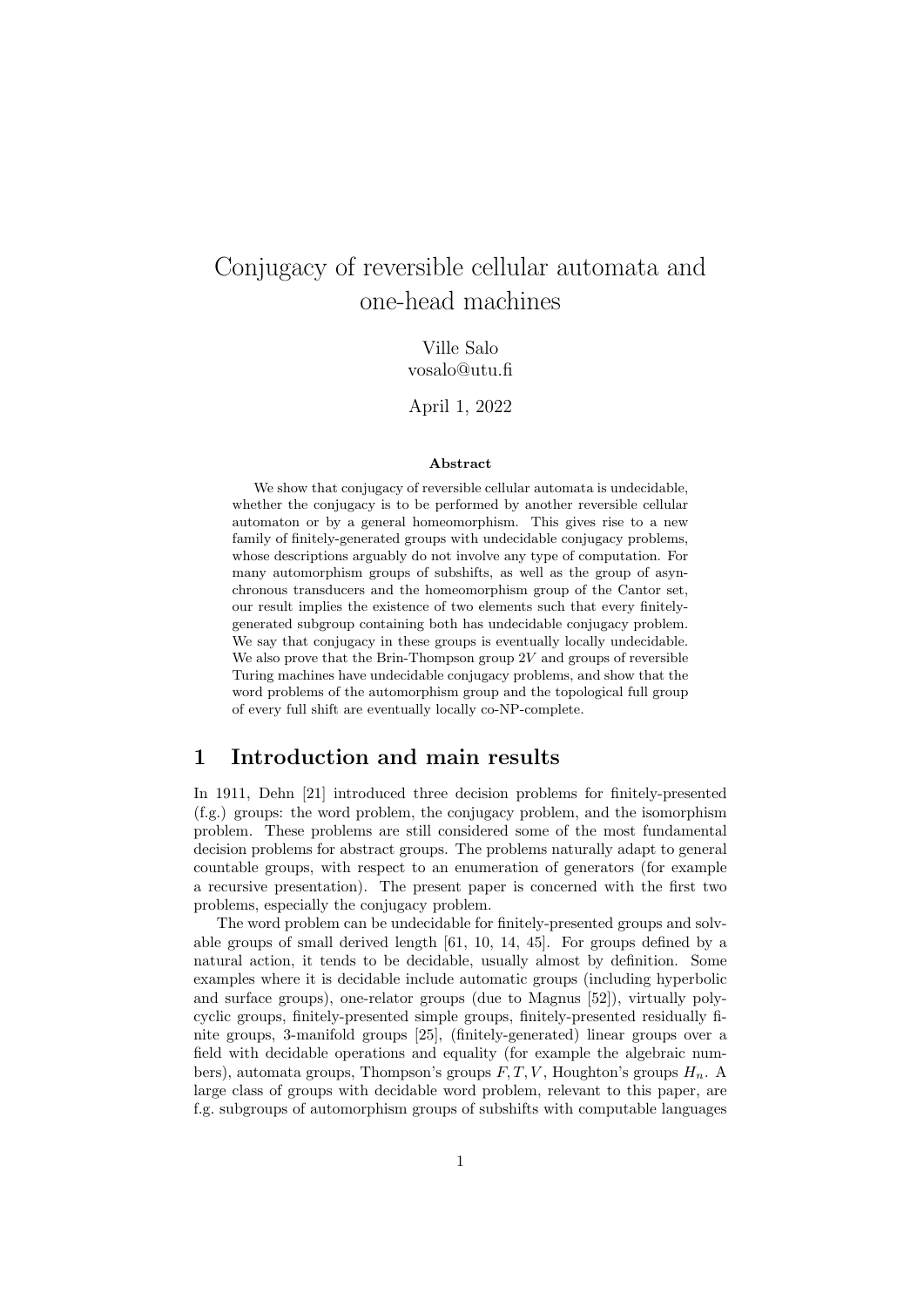# Conjugacy of reversible cellular automata and one-head machines

Ville Salo
vosalo@utu.fi

April 1, 2022

### Abstract

We show that conjugacy of reversible cellular automata is undecidable, whether the conjugacy is to be performed by another reversible cellular automaton or by a general homeomorphism. This gives rise to a new family of finitely-generated groups with undecidable conjugacy problems, whose descriptions arguably do not involve any type of computation. For many automorphism groups of subshifts, as well as the group of asynchronous transducers and the homeomorphism group of the Cantor set, our result implies the existence of two elements such that every finitely-generated subgroup containing both has undecidable conjugacy problem. We say that conjugacy in these groups is eventually locally undecidable. We also prove that the Brin-Thompson group $2V$ and groups of reversible Turing machines have undecidable conjugacy problems, and show that the word problems of the automorphism group and the topological full group of every full shift are eventually locally co-NP-complete.

## 1 Introduction and main results

In 1911, Dehn [21] introduced three decision problems for finitely-presented (f.g.) groups: the word problem, the conjugacy problem, and the isomorphism problem. These problems are still considered some of the most fundamental decision problems for abstract groups. The problems naturally adapt to general countable groups, with respect to an enumeration of generators (for example a recursive presentation). The present paper is concerned with the first two problems, especially the conjugacy problem.

The word problem can be undecidable for finitely-presented groups and solvable groups of small derived length [61, 10, 14, 45]. For groups defined by a natural action, it tends to be decidable, usually almost by definition. Some examples where it is decidable include automatic groups (including hyperbolic and surface groups), one-relator groups (due to Magnus [52]), virtually polycyclic groups, finitely-presented simple groups, finitely-presented residually finite groups, 3-manifold groups [25], (finitely-generated) linear groups over a field with decidable operations and equality (for example the algebraic numbers), automata groups, Thompson's groups $F, T, V$, Houghton's groups $H_n$. A large class of groups with decidable word problem, relevant to this paper, are f.g. subgroups of automorphism groups of subshifts with computable languages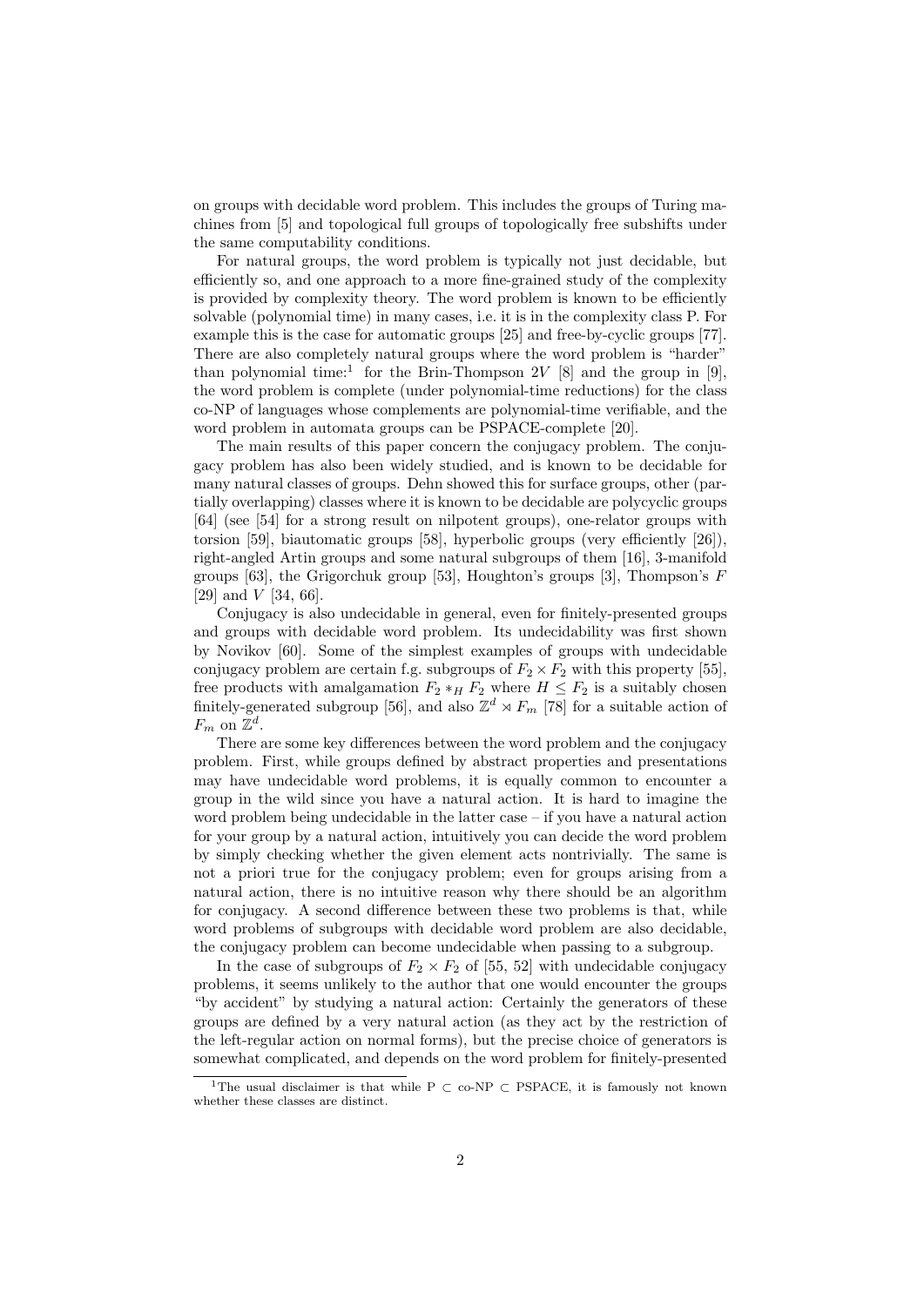on groups with decidable word problem. This includes the groups of Turing machines from [5] and topological full groups of topologically free subshifts under the same computability conditions.

For natural groups, the word problem is typically not just decidable, but efficiently so, and one approach to a more fine-grained study of the complexity is provided by complexity theory. The word problem is known to be efficiently solvable (polynomial time) in many cases, i.e. it is in the complexity class P. For example this is the case for automatic groups [25] and free-by-cyclic groups [77]. There are also completely natural groups where the word problem is "harder" than polynomial time:[1] for the Brin-Thompson $2V$ [8] and the group in [9], the word problem is complete (under polynomial-time reductions) for the class co-NP of languages whose complements are polynomial-time verifiable, and the word problem in automata groups can be PSPACE-complete [20].

The main results of this paper concern the conjugacy problem. The conjugacy problem has also been widely studied, and is known to be decidable for many natural classes of groups. Dehn showed this for surface groups, other (partially overlapping) classes where it is known to be decidable are polycyclic groups [64] (see [54] for a strong result on nilpotent groups), one-relator groups with torsion [59], biautomatic groups [58], hyperbolic groups (very efficiently [26]), right-angled Artin groups and some natural subgroups of them [16], 3-manifold groups [63], the Grigorchuk group [53], Houghton's groups [3], Thompson's $F$ [29] and $V$ [34, 66].

Conjugacy is also undecidable in general, even for finitely-presented groups and groups with decidable word problem. Its undecidability was first shown by Novikov [60]. Some of the simplest examples of groups with undecidable conjugacy problem are certain f.g. subgroups of $F_2 \times F_2$ with this property [55], free products with amalgamation $F_2 *_H F_2$ where $H \leq F_2$ is a suitably chosen finitely-generated subgroup [56], and also $\mathbb{Z}^d \rtimes F_m$ [78] for a suitable action of $F_m$ on $\mathbb{Z}^d$.

There are some key differences between the word problem and the conjugacy problem. First, while groups defined by abstract properties and presentations may have undecidable word problems, it is equally common to encounter a group in the wild since you have a natural action. It is hard to imagine the word problem being undecidable in the latter case – if you have a natural action for your group by a natural action, intuitively you can decide the word problem by simply checking whether the given element acts nontrivially. The same is not a priori true for the conjugacy problem; even for groups arising from a natural action, there is no intuitive reason why there should be an algorithm for conjugacy. A second difference between these two problems is that, while word problems of subgroups with decidable word problem are also decidable, the conjugacy problem can become undecidable when passing to a subgroup.

In the case of subgroups of $F_2 \times F_2$ of [55, 52] with undecidable conjugacy problems, it seems unlikely to the author that one would encounter the groups "by accident" by studying a natural action: Certainly the generators of these groups are defined by a very natural action (as they act by the restriction of the left-regular action on normal forms), but the precise choice of generators is somewhat complicated, and depends on the word problem for finitely-presented

[1] The usual disclaimer is that while P $\subset$ co-NP $\subset$ PSPACE, it is famously not known whether these classes are distinct.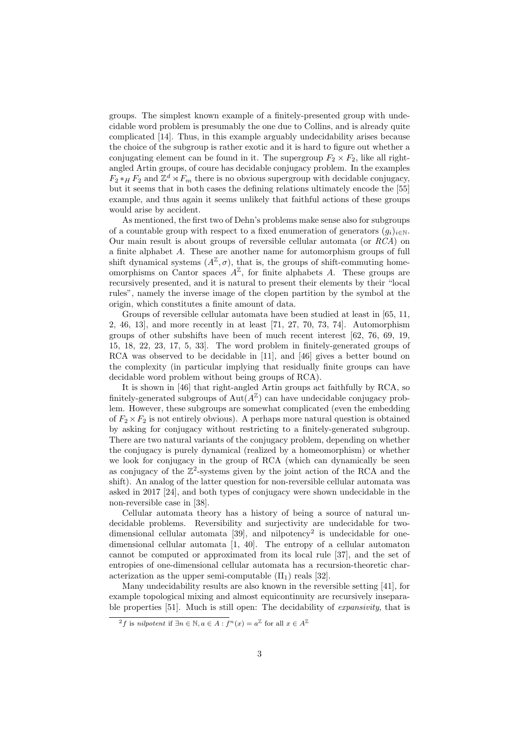groups. The simplest known example of a finitely-presented group with undecidable word problem is presumably the one due to Collins, and is already quite complicated [14]. Thus, in this example arguably undecidability arises because the choice of the subgroup is rather exotic and it is hard to figure out whether a conjugating element can be found in it. The supergroup $F_2 \times F_2$, like all right-angled Artin groups, of coure has decidable conjugacy problem. In the examples $F_2 *_H F_2$ and $\mathbb{Z}^d \rtimes F_m$ there is no obvious supergroup with decidable conjugacy, but it seems that in both cases the defining relations ultimately encode the [55] example, and thus again it seems unlikely that faithful actions of these groups would arise by accident.

As mentioned, the first two of Dehn's problems make sense also for subgroups of a countable group with respect to a fixed enumeration of generators $(g_i)_{i \in \mathbb{N}}$. Our main result is about groups of reversible cellular automata (or *RCA*) on a finite alphabet $A$. These are another name for automorphism groups of full shift dynamical systems $(A^{\mathbb{Z}}, \sigma)$, that is, the groups of shift-commuting homeomorphisms on Cantor spaces $A^{\mathbb{Z}}$, for finite alphabets $A$. These groups are recursively presented, and it is natural to present their elements by their "local rules", namely the inverse image of the clopen partition by the symbol at the origin, which constitutes a finite amount of data.

Groups of reversible cellular automata have been studied at least in [65, 11, 2, 46, 13], and more recently in at least [71, 27, 70, 73, 74]. Automorphism groups of other subshifts have been of much recent interest [62, 76, 69, 19, 15, 18, 22, 23, 17, 5, 33]. The word problem in finitely-generated groups of RCA was observed to be decidable in [11], and [46] gives a better bound on the complexity (in particular implying that residually finite groups can have decidable word problem without being groups of RCA).

It is shown in [46] that right-angled Artin groups act faithfully by RCA, so finitely-generated subgroups of $\mathrm{Aut}(A^{\mathbb{Z}})$ can have undecidable conjugacy problem. However, these subgroups are somewhat complicated (even the embedding of $F_2 \times F_2$ is not entirely obvious). A perhaps more natural question is obtained by asking for conjugacy without restricting to a finitely-generated subgroup. There are two natural variants of the conjugacy problem, depending on whether the conjugacy is purely dynamical (realized by a homeomorphism) or whether we look for conjugacy in the group of RCA (which can dynamically be seen as conjugacy of the $\mathbb{Z}^2$-systems given by the joint action of the RCA and the shift). An analog of the latter question for non-reversible cellular automata was asked in 2017 [24], and both types of conjugacy were shown undecidable in the non-reversible case in [38].

Cellular automata theory has a history of being a source of natural undecidable problems. Reversibility and surjectivity are undecidable for two-dimensional cellular automata [39], and nilpotency[2] is undecidable for one-dimensional cellular automata [1, 40]. The entropy of a cellular automaton cannot be computed or approximated from its local rule [37], and the set of entropies of one-dimensional cellular automata has a recursion-theoretic characterization as the upper semi-computable ($\Pi_1$) reals [32].

Many undecidability results are also known in the reversible setting [41], for example topological mixing and almost equicontinuity are recursively inseparable properties [51]. Much is still open: The decidability of *expansivity*, that is

[2] $f$ is *nilpotent* if $\exists n \in \mathbb{N}, a \in A : f^n(x) = a^{\mathbb{Z}}$ for all $x \in A^{\mathbb{Z}}$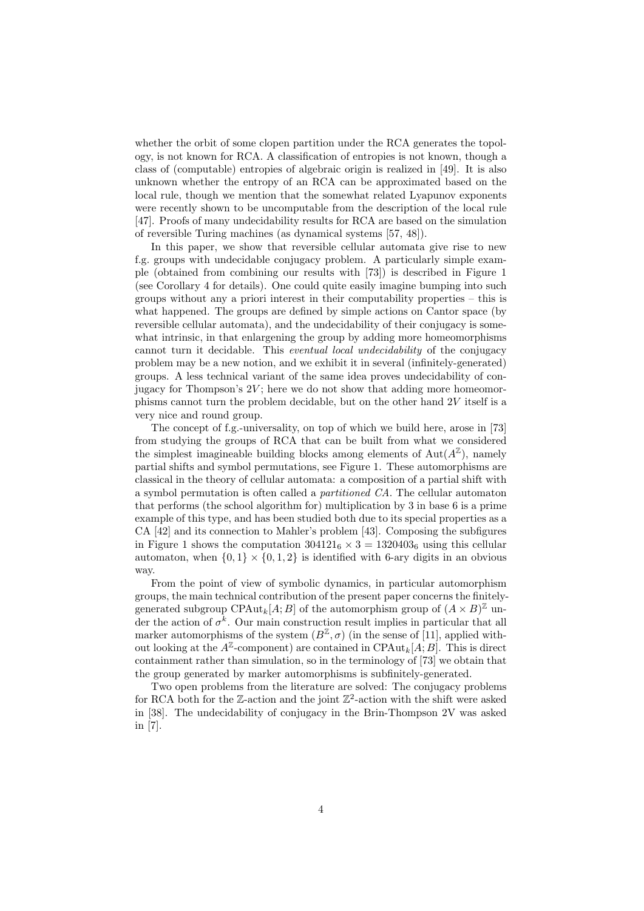whether the orbit of some clopen partition under the RCA generates the topology, is not known for RCA. A classification of entropies is not known, though a class of (computable) entropies of algebraic origin is realized in [49]. It is also unknown whether the entropy of an RCA can be approximated based on the local rule, though we mention that the somewhat related Lyapunov exponents were recently shown to be uncomputable from the description of the local rule [47]. Proofs of many undecidability results for RCA are based on the simulation of reversible Turing machines (as dynamical systems [57, 48]).

In this paper, we show that reversible cellular automata give rise to new f.g. groups with undecidable conjugacy problem. A particularly simple example (obtained from combining our results with [73]) is described in Figure 1 (see Corollary 4 for details). One could quite easily imagine bumping into such groups without any a priori interest in their computability properties – this is what happened. The groups are defined by simple actions on Cantor space (by reversible cellular automata), and the undecidability of their conjugacy is somewhat intrinsic, in that enlargening the group by adding more homeomorphisms cannot turn it decidable. This *eventual local undecidability* of the conjugacy problem may be a new notion, and we exhibit it in several (infinitely-generated) groups. A less technical variant of the same idea proves undecidability of conjugacy for Thompson's $2V$; here we do not show that adding more homeomorphisms cannot turn the problem decidable, but on the other hand $2V$ itself is a very nice and round group.

The concept of f.g.-universality, on top of which we build here, arose in [73] from studying the groups of RCA that can be built from what we considered the simplest imagineable building blocks among elements of $\mathrm{Aut}(A^{\mathbb{Z}})$, namely partial shifts and symbol permutations, see Figure 1. These automorphisms are classical in the theory of cellular automata: a composition of a partial shift with a symbol permutation is often called a *partitioned CA*. The cellular automaton that performs (the school algorithm for) multiplication by 3 in base 6 is a prime example of this type, and has been studied both due to its special properties as a CA [42] and its connection to Mahler's problem [43]. Composing the subfigures in Figure 1 shows the computation $304121_6 \times 3 = 1320403_6$ using this cellular automaton, when $\{0, 1\} \times \{0, 1, 2\}$ is identified with 6-ary digits in an obvious way.

From the point of view of symbolic dynamics, in particular automorphism groups, the main technical contribution of the present paper concerns the finitely-generated subgroup $\mathrm{CPAut}_k[A; B]$ of the automorphism group of $(A \times B)^{\mathbb{Z}}$ under the action of $\sigma^k$. Our main construction result implies in particular that all marker automorphisms of the system $(B^{\mathbb{Z}}, \sigma)$ (in the sense of [11], applied without looking at the $A^{\mathbb{Z}}$-component) are contained in $\mathrm{CPAut}_k[A; B]$. This is direct containment rather than simulation, so in the terminology of [73] we obtain that the group generated by marker automorphisms is subfinitely-generated.

Two open problems from the literature are solved: The conjugacy problems for RCA both for the $\mathbb{Z}$-action and the joint $\mathbb{Z}^2$-action with the shift were asked in [38]. The undecidability of conjugacy in the Brin-Thompson 2V was asked in [7].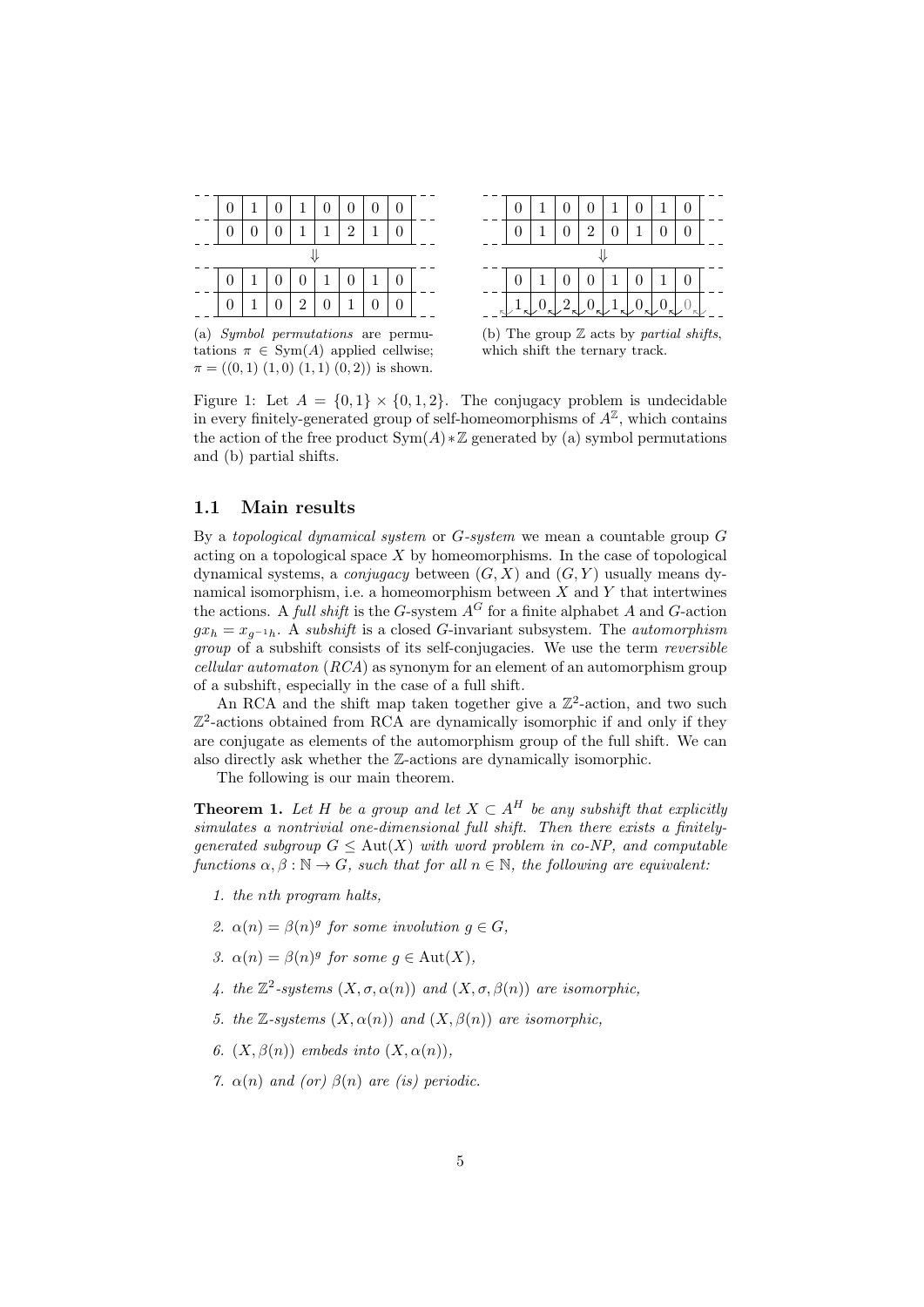| 0 | 1 | 0 | 1 | 0 | 0 | 0 | 0 |
|---|---|---|---|---|---|---|---|
| 0 | 0 | 0 | 1 | 1 | 2 | 1 | 0 |
| | | | ⇓ | | | | |
| 0 | 1 | 0 | 0 | 1 | 0 | 1 | 0 |
| 0 | 1 | 0 | 2 | 0 | 1 | 0 | 0 |

(a) *Symbol permutations* are permutations $\pi \in \mathrm{Sym}(A)$ applied cellwise; $\pi = ((0,1)\ (1,0)\ (1,1)\ (0,2))$ is shown.

| 0 | 1 | 0 | 0 | 1 | 0 | 1 | 0 |
|---|---|---|---|---|---|---|---|
| 0 | 1 | 0 | 2 | 0 | 1 | 0 | 0 |
| | | | ⇓ | | | | |
| 0 | 1 | 0 | 0 | 1 | 0 | 1 | 0 |
| 1 | 0 | 2 | 0 | 1 | 0 | 0 | 0 |

(b) The group $\mathbb{Z}$ acts by *partial shifts*, which shift the ternary track.

Figure 1: Let $A = \{0,1\} \times \{0,1,2\}$. The conjugacy problem is undecidable in every finitely-generated group of self-homeomorphisms of $A^{\mathbb{Z}}$, which contains the action of the free product $\mathrm{Sym}(A) * \mathbb{Z}$ generated by (a) symbol permutations and (b) partial shifts.

### 1.1 Main results

By a *topological dynamical system* or *$G$-system* we mean a countable group $G$ acting on a topological space $X$ by homeomorphisms. In the case of topological dynamical systems, a *conjugacy* between $(G,X)$ and $(G,Y)$ usually means dynamical isomorphism, i.e. a homeomorphism between $X$ and $Y$ that intertwines the actions. A *full shift* is the $G$-system $A^G$ for a finite alphabet $A$ and $G$-action $gx_h = x_{g^{-1}h}$. A *subshift* is a closed $G$-invariant subsystem. The *automorphism group* of a subshift consists of its self-conjugacies. We use the term *reversible cellular automaton* (*RCA*) as synonym for an element of an automorphism group of a subshift, especially in the case of a full shift.

An RCA and the shift map taken together give a $\mathbb{Z}^2$-action, and two such $\mathbb{Z}^2$-actions obtained from RCA are dynamically isomorphic if and only if they are conjugate as elements of the automorphism group of the full shift. We can also directly ask whether the $\mathbb{Z}$-actions are dynamically isomorphic.

The following is our main theorem.

**Theorem 1.** *Let $H$ be a group and let $X \subset A^H$ be any subshift that explicitly simulates a nontrivial one-dimensional full shift. Then there exists a finitely-generated subgroup $G \leq \mathrm{Aut}(X)$ with word problem in co-NP, and computable functions $\alpha, \beta : \mathbb{N} \to G$, such that for all $n \in \mathbb{N}$, the following are equivalent:*

1. *the $n$th program halts,*
2. *$\alpha(n) = \beta(n)^g$ for some involution $g \in G$,*
3. *$\alpha(n) = \beta(n)^g$ for some $g \in \mathrm{Aut}(X)$,*
4. *the $\mathbb{Z}^2$-systems $(X, \sigma, \alpha(n))$ and $(X, \sigma, \beta(n))$ are isomorphic,*
5. *the $\mathbb{Z}$-systems $(X, \alpha(n))$ and $(X, \beta(n))$ are isomorphic,*
6. *$(X, \beta(n))$ embeds into $(X, \alpha(n))$,*
7. *$\alpha(n)$ and (or) $\beta(n)$ are (is) periodic.*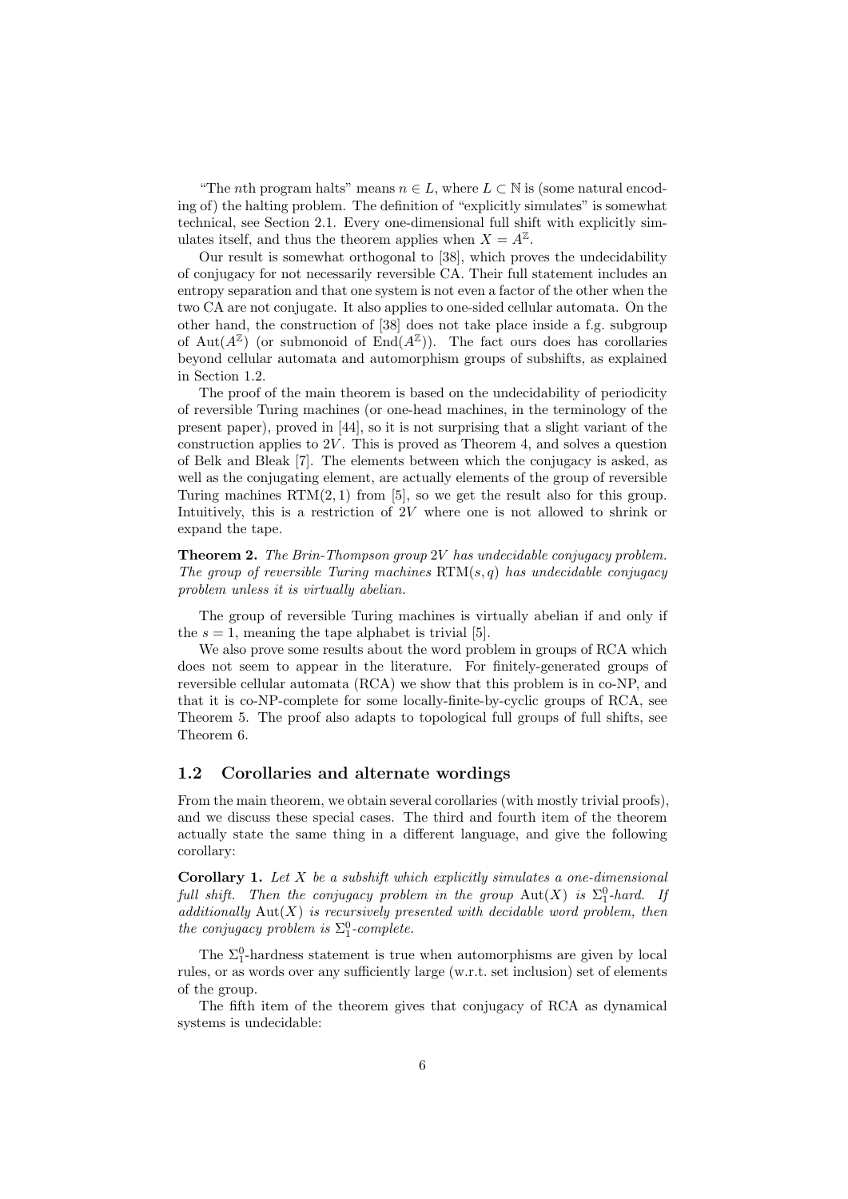"The $n$th program halts" means $n \in L$, where $L \subset \mathbb{N}$ is (some natural encoding of) the halting problem. The definition of "explicitly simulates" is somewhat technical, see Section 2.1. Every one-dimensional full shift with explicitly simulates itself, and thus the theorem applies when $X = A^{\mathbb{Z}}$.

Our result is somewhat orthogonal to [38], which proves the undecidability of conjugacy for not necessarily reversible CA. Their full statement includes an entropy separation and that one system is not even a factor of the other when the two CA are not conjugate. It also applies to one-sided cellular automata. On the other hand, the construction of [38] does not take place inside a f.g. subgroup of $\mathrm{Aut}(A^{\mathbb{Z}})$ (or submonoid of $\mathrm{End}(A^{\mathbb{Z}})$). The fact ours does has corollaries beyond cellular automata and automorphism groups of subshifts, as explained in Section 1.2.

The proof of the main theorem is based on the undecidability of periodicity of reversible Turing machines (or one-head machines, in the terminology of the present paper), proved in [44], so it is not surprising that a slight variant of the construction applies to $2V$. This is proved as Theorem 4, and solves a question of Belk and Bleak [7]. The elements between which the conjugacy is asked, as well as the conjugating element, are actually elements of the group of reversible Turing machines $\mathrm{RTM}(2, 1)$ from [5], so we get the result also for this group. Intuitively, this is a restriction of $2V$ where one is not allowed to shrink or expand the tape.

**Theorem 2.** *The Brin-Thompson group $2V$ has undecidable conjugacy problem. The group of reversible Turing machines $\mathrm{RTM}(s, q)$ has undecidable conjugacy problem unless it is virtually abelian.*

The group of reversible Turing machines is virtually abelian if and only if the $s = 1$, meaning the tape alphabet is trivial [5].

We also prove some results about the word problem in groups of RCA which does not seem to appear in the literature. For finitely-generated groups of reversible cellular automata (RCA) we show that this problem is in co-NP, and that it is co-NP-complete for some locally-finite-by-cyclic groups of RCA, see Theorem 5. The proof also adapts to topological full groups of full shifts, see Theorem 6.

## 1.2 Corollaries and alternate wordings

From the main theorem, we obtain several corollaries (with mostly trivial proofs), and we discuss these special cases. The third and fourth item of the theorem actually state the same thing in a different language, and give the following corollary:

**Corollary 1.** *Let $X$ be a subshift which explicitly simulates a one-dimensional full shift. Then the conjugacy problem in the group $\mathrm{Aut}(X)$ is $\Sigma^0_1$-hard. If additionally $\mathrm{Aut}(X)$ is recursively presented with decidable word problem, then the conjugacy problem is $\Sigma^0_1$-complete.*

The $\Sigma^0_1$-hardness statement is true when automorphisms are given by local rules, or as words over any sufficiently large (w.r.t. set inclusion) set of elements of the group.

The fifth item of the theorem gives that conjugacy of RCA as dynamical systems is undecidable: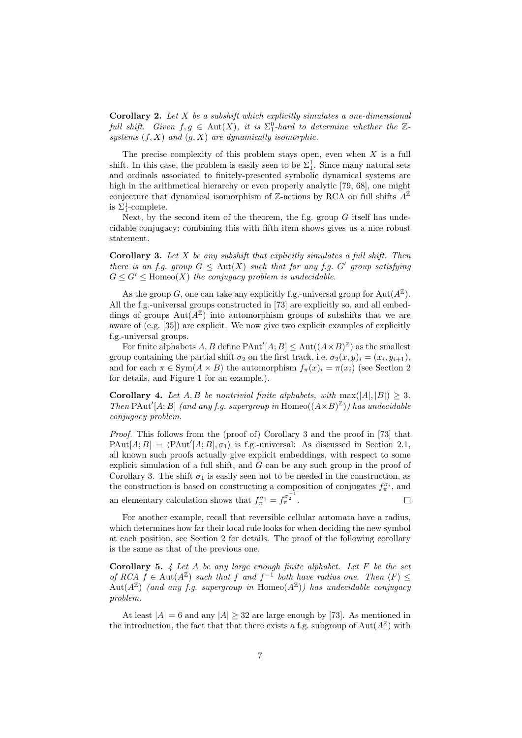**Corollary 2.** *Let $X$ be a subshift which explicitly simulates a one-dimensional full shift. Given $f, g \in \mathrm{Aut}(X)$, it is $\Sigma^0_1$-hard to determine whether the $\mathbb{Z}$-systems $(f, X)$ and $(g, X)$ are dynamically isomorphic.*

The precise complexity of this problem stays open, even when $X$ is a full shift. In this case, the problem is easily seen to be $\Sigma^1_1$. Since many natural sets and ordinals associated to finitely-presented symbolic dynamical systems are high in the arithmetical hierarchy or even properly analytic [79, 68], one might conjecture that dynamical isomorphism of $\mathbb{Z}$-actions by RCA on full shifts $A^{\mathbb{Z}}$ is $\Sigma^1_1$-complete.

Next, by the second item of the theorem, the f.g. group $G$ itself has undecidable conjugacy; combining this with fifth item shows gives us a nice robust statement.

**Corollary 3.** *Let $X$ be any subshift that explicitly simulates a full shift. Then there is an f.g. group $G \leq \mathrm{Aut}(X)$ such that for any f.g. $G'$ group satisfying $G \leq G' \leq \mathrm{Homeo}(X)$ the conjugacy problem is undecidable.*

As the group $G$, one can take any explicitly f.g.-universal group for $\mathrm{Aut}(A^{\mathbb{Z}})$. All the f.g.-universal groups constructed in [73] are explicitly so, and all embeddings of groups $\mathrm{Aut}(A^{\mathbb{Z}})$ into automorphism groups of subshifts that we are aware of (e.g. [35]) are explicit. We now give two explicit examples of explicitly f.g.-universal groups.

For finite alphabets $A, B$ define $\mathrm{PAut}'[A; B] \leq \mathrm{Aut}((A \times B)^{\mathbb{Z}})$ as the smallest group containing the partial shift $\sigma_2$ on the first track, i.e. $\sigma_2(x, y)_i = (x_i, y_{i+1})$, and for each $\pi \in \mathrm{Sym}(A \times B)$ the automorphism $f_\pi(x)_i = \pi(x_i)$ (see Section 2 for details, and Figure 1 for an example.).

**Corollary 4.** *Let $A, B$ be nontrivial finite alphabets, with $\max(|A|, |B|) \geq 3$. Then $\mathrm{PAut}'[A; B]$ (and any f.g. supergroup in $\mathrm{Homeo}((A \times B)^{\mathbb{Z}})$) has undecidable conjugacy problem.*

*Proof.* This follows from the (proof of) Corollary 3 and the proof in [73] that $\mathrm{PAut}[A; B] = \langle \mathrm{PAut}'[A; B], \sigma_1 \rangle$ is f.g.-universal: As discussed in Section 2.1, all known such proofs actually give explicit embeddings, with respect to some explicit simulation of a full shift, and $G$ can be any such group in the proof of Corollary 3. The shift $\sigma_1$ is easily seen not to be needed in the construction, as the construction is based on constructing a composition of conjugates $f_\pi^{\sigma_i}$, and an elementary calculation shows that $f_\pi^{\sigma_1} = f_\pi^{\sigma_2^{-1}}$. ◻

For another example, recall that reversible cellular automata have a radius, which determines how far their local rule looks for when deciding the new symbol at each position, see Section 2 for details. The proof of the following corollary is the same as that of the previous one.

**Corollary 5.** *4 Let $A$ be any large enough finite alphabet. Let $F$ be the set of RCA $f \in \mathrm{Aut}(A^{\mathbb{Z}})$ such that $f$ and $f^{-1}$ both have radius one. Then $\langle F \rangle \leq \mathrm{Aut}(A^{\mathbb{Z}})$ (and any f.g. supergroup in $\mathrm{Homeo}(A^{\mathbb{Z}})$) has undecidable conjugacy problem.*

At least $|A| = 6$ and any $|A| \geq 32$ are large enough by [73]. As mentioned in the introduction, the fact that that there exists a f.g. subgroup of $\mathrm{Aut}(A^{\mathbb{Z}})$ with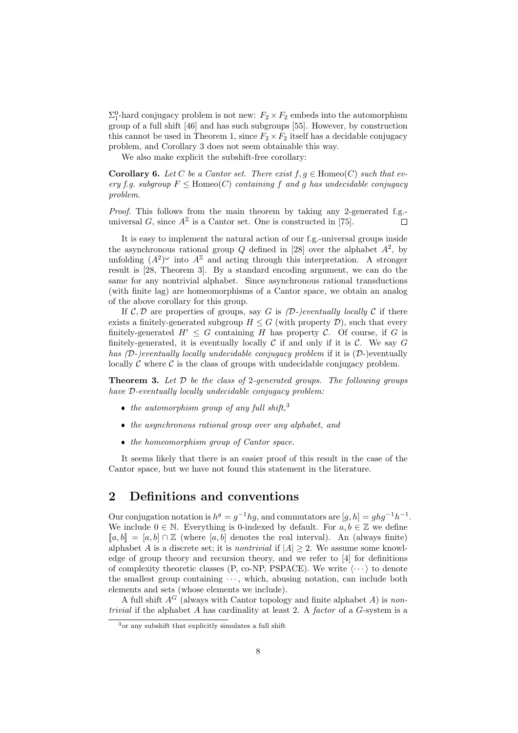$\Sigma^0_1$-hard conjugacy problem is not new: $F_2 \times F_2$ embeds into the automorphism group of a full shift [46] and has such subgroups [55]. However, by construction this cannot be used in Theorem 1, since $F_2 \times F_2$ itself has a decidable conjugacy problem, and Corollary 3 does not seem obtainable this way.

We also make explicit the subshift-free corollary:

**Corollary 6.** *Let $C$ be a Cantor set. There exist $f, g \in \mathrm{Homeo}(C)$ such that every f.g. subgroup $F \leq \mathrm{Homeo}(C)$ containing $f$ and $g$ has undecidable conjugacy problem.*

*Proof.* This follows from the main theorem by taking any 2-generated f.g.-universal $G$, since $A^{\mathbb{Z}}$ is a Cantor set. One is constructed in [75]. □

It is easy to implement the natural action of our f.g.-universal groups inside the asynchronous rational group $Q$ defined in [28] over the alphabet $A^2$, by unfolding $(A^2)^\omega$ into $A^{\mathbb{Z}}$ and acting through this interpretation. A stronger result is [28, Theorem 3]. By a standard encoding argument, we can do the same for any nontrivial alphabet. Since asynchronous rational transductions (with finite lag) are homeomorphisms of a Cantor space, we obtain an analog of the above corollary for this group.

If $\mathcal{C}, \mathcal{D}$ are properties of groups, say $G$ is *($\mathcal{D}$-)eventually locally $\mathcal{C}$* if there exists a finitely-generated subgroup $H \leq G$ (with property $\mathcal{D}$), such that every finitely-generated $H' \leq G$ containing $H$ has property $\mathcal{C}$. Of course, if $G$ is finitely-generated, it is eventually locally $\mathcal{C}$ if and only if it is $\mathcal{C}$. We say $G$ *has ($\mathcal{D}$-)eventually locally undecidable conjugacy problem* if it is ($\mathcal{D}$-)eventually locally $\mathcal{C}$ where $\mathcal{C}$ is the class of groups with undecidable conjugacy problem.

**Theorem 3.** *Let $\mathcal{D}$ be the class of 2-generated groups. The following groups have $\mathcal{D}$-eventually locally undecidable conjugacy problem:*

- *the automorphism group of any full shift,*[3]
- *the asynchronous rational group over any alphabet, and*
- *the homeomorphism group of Cantor space.*

It seems likely that there is an easier proof of this result in the case of the Cantor space, but we have not found this statement in the literature.

## 2 Definitions and conventions

Our conjugation notation is $h^g = g^{-1}hg$, and commutators are $[g, h] = ghg^{-1}h^{-1}$. We include $0 \in \mathbb{N}$. Everything is 0-indexed by default. For $a, b \in \mathbb{Z}$ we define $[\![a, b]\!] = [a, b] \cap \mathbb{Z}$ (where $[a, b]$ denotes the real interval). An (always finite) alphabet $A$ is a discrete set; it is *nontrivial* if $|A| \geq 2$. We assume some knowledge of group theory and recursion theory, and we refer to [4] for definitions of complexity theoretic classes (P, co-NP, PSPACE). We write $\langle \cdots \rangle$ to denote the smallest group containing $\cdots$, which, abusing notation, can include both elements and sets (whose elements we include).

A full shift $A^G$ (always with Cantor topology and finite alphabet $A$) is *nontrivial* if the alphabet $A$ has cardinality at least 2. A *factor* of a $G$-system is a

[3] or any subshift that explicitly simulates a full shift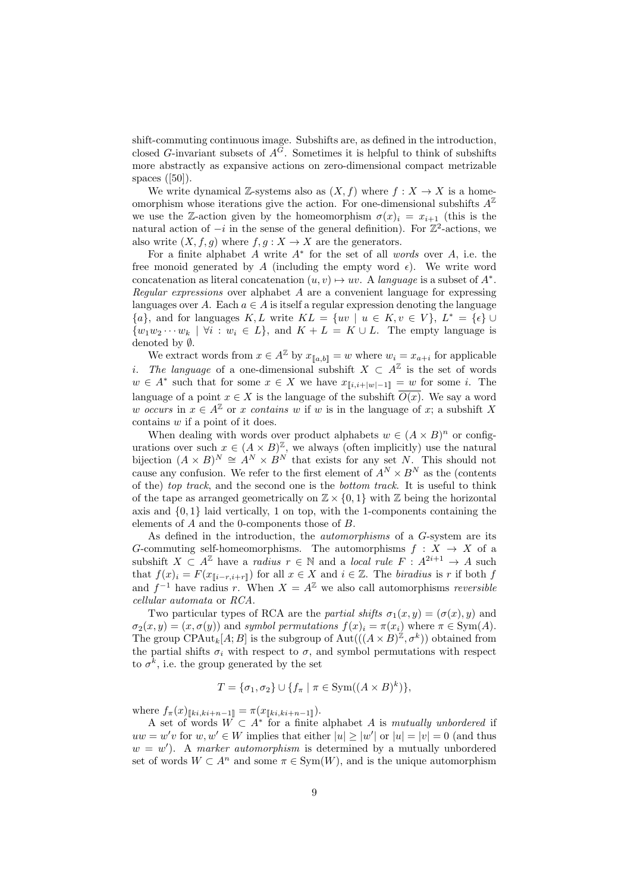shift-commuting continuous image. Subshifts are, as defined in the introduction, closed $G$-invariant subsets of $A^G$. Sometimes it is helpful to think of subshifts more abstractly as expansive actions on zero-dimensional compact metrizable spaces ([50]).

We write dynamical $\mathbb{Z}$-systems also as $(X, f)$ where $f : X \to X$ is a homeomorphism whose iterations give the action. For one-dimensional subshifts $A^{\mathbb{Z}}$ we use the $\mathbb{Z}$-action given by the homeomorphism $\sigma(x)_i = x_{i+1}$ (this is the natural action of $-i$ in the sense of the general definition). For $\mathbb{Z}^2$-actions, we also write $(X, f, g)$ where $f, g : X \to X$ are the generators.

For a finite alphabet $A$ write $A^*$ for the set of all *words* over $A$, i.e. the free monoid generated by $A$ (including the empty word $\epsilon$). We write word concatenation as literal concatenation $(u, v) \mapsto uv$. A *language* is a subset of $A^*$. *Regular expressions* over alphabet $A$ are a convenient language for expressing languages over $A$. Each $a \in A$ is itself a regular expression denoting the language $\{a\}$, and for languages $K, L$ write $KL = \{uv \mid u \in K, v \in V\}$, $L^* = \{\epsilon\} \cup \{w_1 w_2 \cdots w_k \mid \forall i : w_i \in L\}$, and $K + L = K \cup L$. The empty language is denoted by $\emptyset$.

We extract words from $x \in A^{\mathbb{Z}}$ by $x_{[\![a,b]\!]} = w$ where $w_i = x_{a+i}$ for applicable $i$. *The language* of a one-dimensional subshift $X \subset A^{\mathbb{Z}}$ is the set of words $w \in A^*$ such that for some $x \in X$ we have $x_{[\![i,i+|w|-1]\!]} = w$ for some $i$. The language of a point $x \in X$ is the language of the subshift $\overline{O(x)}$. We say a word $w$ *occurs* in $x \in A^{\mathbb{Z}}$ or $x$ *contains* $w$ if $w$ is in the language of $x$; a subshift $X$ contains $w$ if a point of it does.

When dealing with words over product alphabets $w \in (A \times B)^n$ or configurations over such $x \in (A \times B)^{\mathbb{Z}}$, we always (often implicitly) use the natural bijection $(A \times B)^N \cong A^N \times B^N$ that exists for any set $N$. This should not cause any confusion. We refer to the first element of $A^N \times B^N$ as the (contents of the) *top track*, and the second one is the *bottom track*. It is useful to think of the tape as arranged geometrically on $\mathbb{Z} \times \{0, 1\}$ with $\mathbb{Z}$ being the horizontal axis and $\{0, 1\}$ laid vertically, 1 on top, with the 1-components containing the elements of $A$ and the 0-components those of $B$.

As defined in the introduction, the *automorphisms* of a $G$-system are its $G$-commuting self-homeomorphisms. The automorphisms $f : X \to X$ of a subshift $X \subset A^{\mathbb{Z}}$ have a *radius* $r \in \mathbb{N}$ and a *local rule* $F : A^{2i+1} \to A$ such that $f(x)_i = F(x_{[\![i-r,i+r]\!]})$ for all $x \in X$ and $i \in \mathbb{Z}$. The *biradius* is $r$ if both $f$ and $f^{-1}$ have radius $r$. When $X = A^{\mathbb{Z}}$ we also call automorphisms *reversible cellular automata* or *RCA*.

Two particular types of RCA are the *partial shifts* $\sigma_1(x, y) = (\sigma(x), y)$ and $\sigma_2(x, y) = (x, \sigma(y))$ and *symbol permutations* $f(x)_i = \pi(x_i)$ where $\pi \in \mathrm{Sym}(A)$. The group $\mathrm{CPAut}_k[A; B]$ is the subgroup of $\mathrm{Aut}(((A \times B)^{\mathbb{Z}}, \sigma^k))$ obtained from the partial shifts $\sigma_i$ with respect to $\sigma$, and symbol permutations with respect to $\sigma^k$, i.e. the group generated by the set

$$T = \{\sigma_1, \sigma_2\} \cup \{f_\pi \mid \pi \in \mathrm{Sym}((A \times B)^k)\},$$

where $f_\pi(x)_{[\![ki,ki+n-1]\!]} = \pi(x_{[\![ki,ki+n-1]\!]})$.

A set of words $W \subset A^*$ for a finite alphabet $A$ is *mutually unbordered* if $uw = w'v$ for $w, w' \in W$ implies that either $|u| \geq |w'|$ or $|u| = |v| = 0$ (and thus $w = w'$). A *marker automorphism* is determined by a mutually unbordered set of words $W \subset A^n$ and some $\pi \in \mathrm{Sym}(W)$, and is the unique automorphism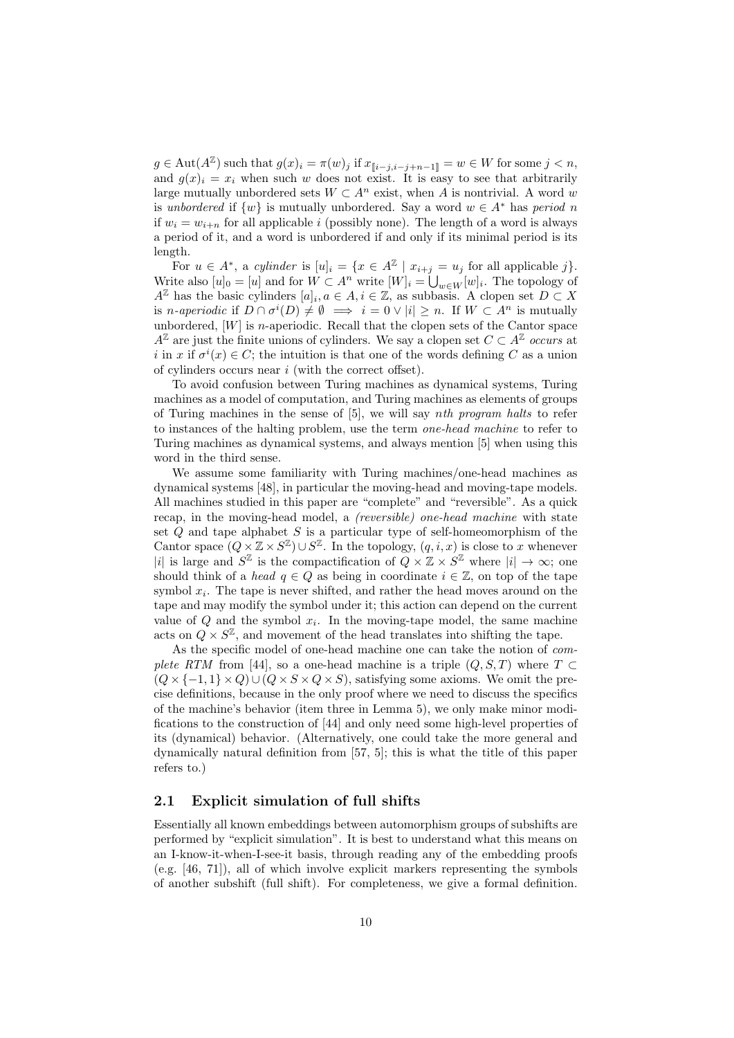$g \in \mathrm{Aut}(A^{\mathbb{Z}})$ such that $g(x)_i = \pi(w)_j$ if $x_{[\![i-j,i-j+n-1]\!]} = w \in W$ for some $j < n$, and $g(x)_i = x_i$ when such $w$ does not exist. It is easy to see that arbitrarily large mutually unbordered sets $W \subset A^n$ exist, when $A$ is nontrivial. A word $w$ is *unbordered* if $\{w\}$ is mutually unbordered. Say a word $w \in A^*$ has *period* $n$ if $w_i = w_{i+n}$ for all applicable $i$ (possibly none). The length of a word is always a period of it, and a word is unbordered if and only if its minimal period is its length.

For $u \in A^*$, a *cylinder* is $[u]_i = \{x \in A^{\mathbb{Z}} \mid x_{i+j} = u_j \text{ for all applicable } j\}$. Write also $[u]_0 = [u]$ and for $W \subset A^n$ write $[W]_i = \bigcup_{w \in W} [w]_i$. The topology of $A^{\mathbb{Z}}$ has the basic cylinders $[a]_i, a \in A, i \in \mathbb{Z}$, as subbasis. A clopen set $D \subset X$ is *n-aperiodic* if $D \cap \sigma^i(D) \neq \emptyset \implies i = 0 \vee |i| \geq n$. If $W \subset A^n$ is mutually unbordered, $[W]$ is $n$-aperiodic. Recall that the clopen sets of the Cantor space $A^{\mathbb{Z}}$ are just the finite unions of cylinders. We say a clopen set $C \subset A^{\mathbb{Z}}$ *occurs* at $i$ in $x$ if $\sigma^i(x) \in C$; the intuition is that one of the words defining $C$ as a union of cylinders occurs near $i$ (with the correct offset).

To avoid confusion between Turing machines as dynamical systems, Turing machines as a model of computation, and Turing machines as elements of groups of Turing machines in the sense of [5], we will say *nth program halts* to refer to instances of the halting problem, use the term *one-head machine* to refer to Turing machines as dynamical systems, and always mention [5] when using this word in the third sense.

We assume some familiarity with Turing machines/one-head machines as dynamical systems [48], in particular the moving-head and moving-tape models. All machines studied in this paper are "complete" and "reversible". As a quick recap, in the moving-head model, a *(reversible) one-head machine* with state set $Q$ and tape alphabet $S$ is a particular type of self-homeomorphism of the Cantor space $(Q \times \mathbb{Z} \times S^{\mathbb{Z}}) \cup S^{\mathbb{Z}}$. In the topology, $(q, i, x)$ is close to $x$ whenever $|i|$ is large and $S^{\mathbb{Z}}$ is the compactification of $Q \times \mathbb{Z} \times S^{\mathbb{Z}}$ where $|i| \to \infty$; one should think of a *head* $q \in Q$ as being in coordinate $i \in \mathbb{Z}$, on top of the tape symbol $x_i$. The tape is never shifted, and rather the head moves around on the tape and may modify the symbol under it; this action can depend on the current value of $Q$ and the symbol $x_i$. In the moving-tape model, the same machine acts on $Q \times S^{\mathbb{Z}}$, and movement of the head translates into shifting the tape.

As the specific model of one-head machine one can take the notion of *complete RTM* from [44], so a one-head machine is a triple $(Q, S, T)$ where $T \subset (Q \times \{-1, 1\} \times Q) \cup (Q \times S \times Q \times S)$, satisfying some axioms. We omit the precise definitions, because in the only proof where we need to discuss the specifics of the machine's behavior (item three in Lemma 5), we only make minor modifications to the construction of [44] and only need some high-level properties of its (dynamical) behavior. (Alternatively, one could take the more general and dynamically natural definition from [57, 5]; this is what the title of this paper refers to.)

## 2.1 Explicit simulation of full shifts

Essentially all known embeddings between automorphism groups of subshifts are performed by "explicit simulation". It is best to understand what this means on an I-know-it-when-I-see-it basis, through reading any of the embedding proofs (e.g. [46, 71]), all of which involve explicit markers representing the symbols of another subshift (full shift). For completeness, we give a formal definition.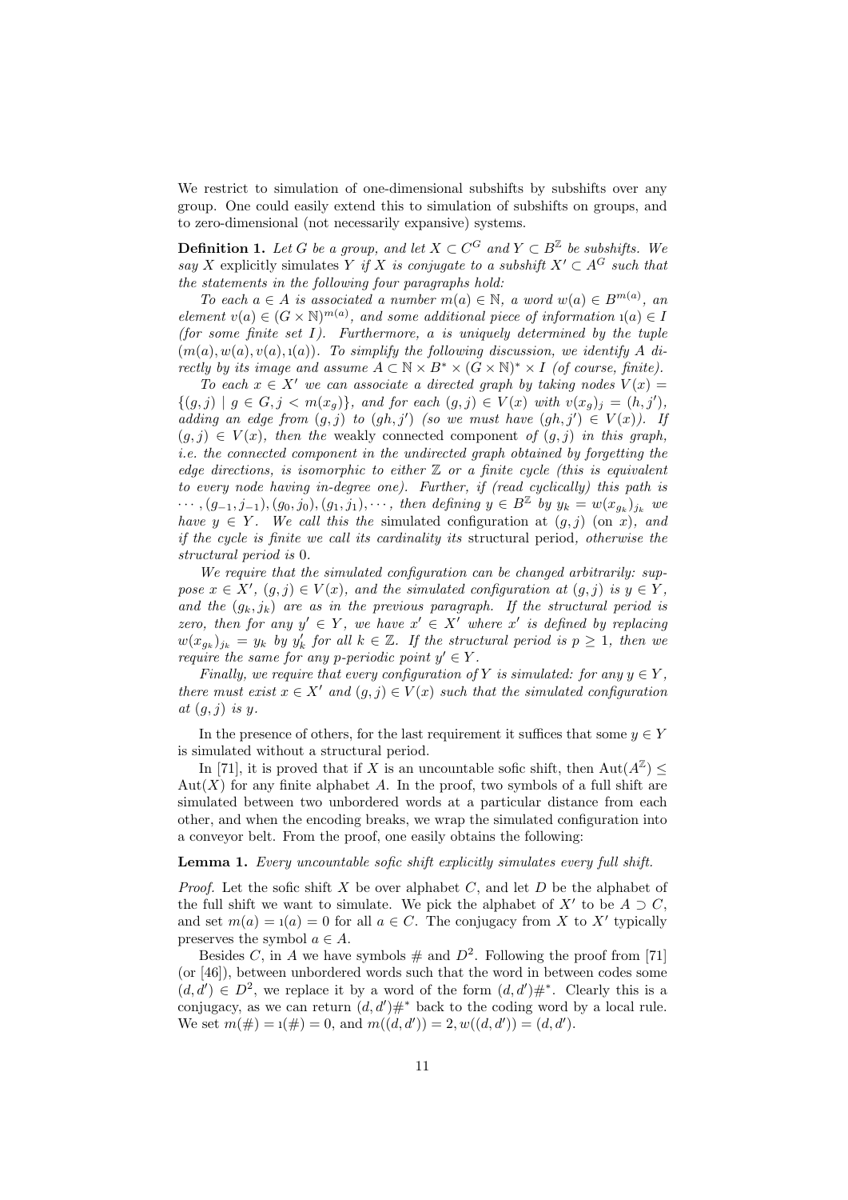We restrict to simulation of one-dimensional subshifts by subshifts over any group. One could easily extend this to simulation of subshifts on groups, and to zero-dimensional (not necessarily expansive) systems.

**Definition 1.** *Let $G$ be a group, and let $X \subset C^G$ and $Y \subset B^{\mathbb{Z}}$ be subshifts. We say $X$* explicitly simulates *$Y$ if $X$ is conjugate to a subshift $X' \subset A^G$ such that the statements in the following four paragraphs hold:*

*To each $a \in A$ is associated a number $m(a) \in \mathbb{N}$, a word $w(a) \in B^{m(a)}$, an element $v(a) \in (G \times \mathbb{N})^{m(a)}$, and some additional piece of information $\imath(a) \in I$ (for some finite set $I$). Furthermore, $a$ is uniquely determined by the tuple $(m(a), w(a), v(a), \imath(a))$. To simplify the following discussion, we identify $A$ directly by its image and assume $A \subset \mathbb{N} \times B^* \times (G \times \mathbb{N})^* \times I$ (of course, finite).*

*To each $x \in X'$ we can associate a directed graph by taking nodes $V(x) = \{(g, j) \mid g \in G, j < m(x_g)\}$, and for each $(g, j) \in V(x)$ with $v(x_g)_j = (h, j')$, adding an edge from $(g, j)$ to $(gh, j')$ (so we must have $(gh, j') \in V(x)$). If $(g, j) \in V(x)$, then the* weakly connected component *of $(g, j)$ in this graph, i.e. the connected component in the undirected graph obtained by forgetting the edge directions, is isomorphic to either $\mathbb{Z}$ or a finite cycle (this is equivalent to every node having in-degree one). Further, if (read cyclically) this path is $\cdots, (g_{-1}, j_{-1}), (g_0, j_0), (g_1, j_1), \cdots$, then defining $y \in B^{\mathbb{Z}}$ by $y_k = w(x_{g_k})_{j_k}$ we have $y \in Y$. We call this the* simulated configuration *at $(g, j)$ (on $x$), and if the cycle is finite we call its cardinality its* structural period*, otherwise the structural period is 0.*

*We require that the simulated configuration can be changed arbitrarily: suppose $x \in X'$, $(g, j) \in V(x)$, and the simulated configuration at $(g, j)$ is $y \in Y$, and the $(g_k, j_k)$ are as in the previous paragraph. If the structural period is zero, then for any $y' \in Y$, we have $x' \in X'$ where $x'$ is defined by replacing $w(x_{g_k})_{j_k} = y_k$ by $y'_k$ for all $k \in \mathbb{Z}$. If the structural period is $p \geq 1$, then we require the same for any $p$-periodic point $y' \in Y$.*

*Finally, we require that every configuration of $Y$ is simulated: for any $y \in Y$, there must exist $x \in X'$ and $(g, j) \in V(x)$ such that the simulated configuration at $(g, j)$ is $y$.*

In the presence of others, for the last requirement it suffices that some $y \in Y$ is simulated without a structural period.

In [71], it is proved that if $X$ is an uncountable sofic shift, then $\mathrm{Aut}(A^{\mathbb{Z}}) \leq \mathrm{Aut}(X)$ for any finite alphabet $A$. In the proof, two symbols of a full shift are simulated between two unbordered words at a particular distance from each other, and when the encoding breaks, we wrap the simulated configuration into a conveyor belt. From the proof, one easily obtains the following:

**Lemma 1.** *Every uncountable sofic shift explicitly simulates every full shift.*

*Proof.* Let the sofic shift $X$ be over alphabet $C$, and let $D$ be the alphabet of the full shift we want to simulate. We pick the alphabet of $X'$ to be $A \supset C$, and set $m(a) = \imath(a) = 0$ for all $a \in C$. The conjugacy from $X$ to $X'$ typically preserves the symbol $a \in A$.

Besides $C$, in $A$ we have symbols $\#$ and $D^2$. Following the proof from [71] (or [46]), between unbordered words such that the word in between codes some $(d, d') \in D^2$, we replace it by a word of the form $(d, d')\#^*$. Clearly this is a conjugacy, as we can return $(d, d')\#^*$ back to the coding word by a local rule. We set $m(\#) = \imath(\#) = 0$, and $m((d, d')) = 2, w((d, d')) = (d, d')$.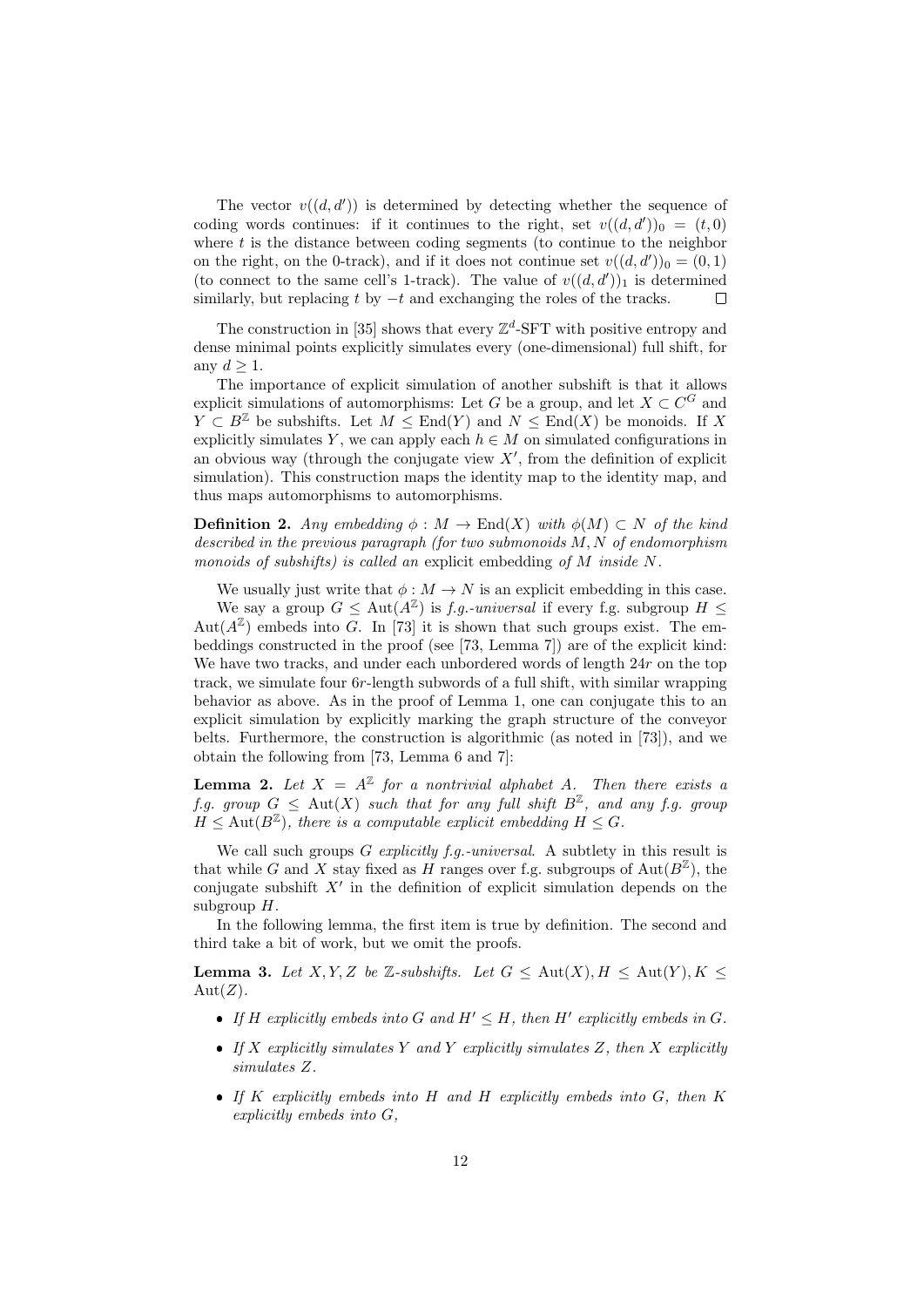The vector $v((d, d'))$ is determined by detecting whether the sequence of coding words continues: if it continues to the right, set $v((d, d'))_0 = (t, 0)$ where $t$ is the distance between coding segments (to continue to the neighbor on the right, on the 0-track), and if it does not continue set $v((d, d'))_0 = (0, 1)$ (to connect to the same cell's 1-track). The value of $v((d, d'))_1$ is determined similarly, but replacing $t$ by $-t$ and exchanging the roles of the tracks. $\square$

The construction in [35] shows that every $\mathbb{Z}^d$-SFT with positive entropy and dense minimal points explicitly simulates every (one-dimensional) full shift, for any $d \geq 1$.

The importance of explicit simulation of another subshift is that it allows explicit simulations of automorphisms: Let $G$ be a group, and let $X \subset C^G$ and $Y \subset B^{\mathbb{Z}}$ be subshifts. Let $M \leq \mathrm{End}(Y)$ and $N \leq \mathrm{End}(X)$ be monoids. If $X$ explicitly simulates $Y$, we can apply each $h \in M$ on simulated configurations in an obvious way (through the conjugate view $X'$, from the definition of explicit simulation). This construction maps the identity map to the identity map, and thus maps automorphisms to automorphisms.

**Definition 2.** *Any embedding $\phi : M \to \mathrm{End}(X)$ with $\phi(M) \subset N$ of the kind described in the previous paragraph (for two submonoids $M, N$ of endomorphism monoids of subshifts) is called an* explicit embedding *of $M$ inside $N$.*

We usually just write that $\phi : M \to N$ is an explicit embedding in this case.

We say a group $G \leq \mathrm{Aut}(A^{\mathbb{Z}})$ is *f.g.-universal* if every f.g. subgroup $H \leq \mathrm{Aut}(A^{\mathbb{Z}})$ embeds into $G$. In [73] it is shown that such groups exist. The embeddings constructed in the proof (see [73, Lemma 7]) are of the explicit kind: We have two tracks, and under each unbordered words of length $24r$ on the top track, we simulate four $6r$-length subwords of a full shift, with similar wrapping behavior as above. As in the proof of Lemma 1, one can conjugate this to an explicit simulation by explicitly marking the graph structure of the conveyor belts. Furthermore, the construction is algorithmic (as noted in [73]), and we obtain the following from [73, Lemma 6 and 7]:

**Lemma 2.** *Let $X = A^{\mathbb{Z}}$ for a nontrivial alphabet $A$. Then there exists a f.g. group $G \leq \mathrm{Aut}(X)$ such that for any full shift $B^{\mathbb{Z}}$, and any f.g. group $H \leq \mathrm{Aut}(B^{\mathbb{Z}})$, there is a computable explicit embedding $H \leq G$.*

We call such groups $G$ *explicitly f.g.-universal*. A subtlety in this result is that while $G$ and $X$ stay fixed as $H$ ranges over f.g. subgroups of $\mathrm{Aut}(B^{\mathbb{Z}})$, the conjugate subshift $X'$ in the definition of explicit simulation depends on the subgroup $H$.

In the following lemma, the first item is true by definition. The second and third take a bit of work, but we omit the proofs.

**Lemma 3.** *Let $X, Y, Z$ be $\mathbb{Z}$-subshifts. Let $G \leq \mathrm{Aut}(X), H \leq \mathrm{Aut}(Y), K \leq \mathrm{Aut}(Z)$.*

- *If $H$ explicitly embeds into $G$ and $H' \leq H$, then $H'$ explicitly embeds in $G$.*
- *If $X$ explicitly simulates $Y$ and $Y$ explicitly simulates $Z$, then $X$ explicitly simulates $Z$.*
- *If $K$ explicitly embeds into $H$ and $H$ explicitly embeds into $G$, then $K$ explicitly embeds into $G$,*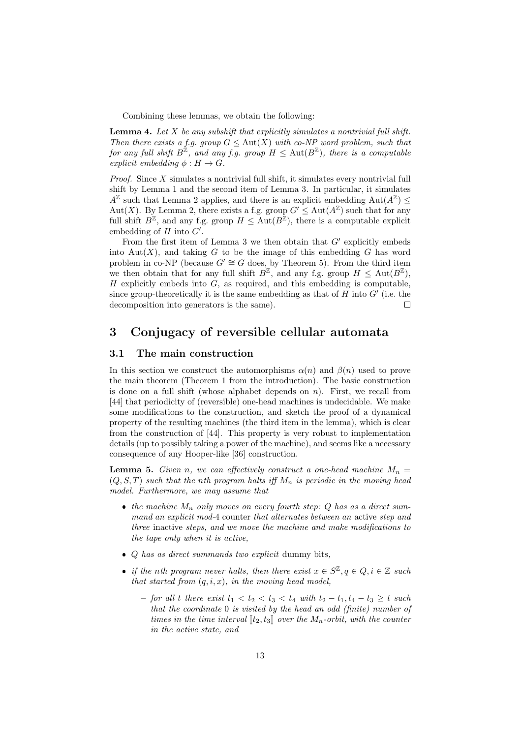Combining these lemmas, we obtain the following:

**Lemma 4.** *Let $X$ be any subshift that explicitly simulates a nontrivial full shift. Then there exists a f.g. group $G \leq \mathrm{Aut}(X)$ with co-NP word problem, such that for any full shift $B^{\mathbb{Z}}$, and any f.g. group $H \leq \mathrm{Aut}(B^{\mathbb{Z}})$, there is a computable explicit embedding $\phi : H \to G$.*

*Proof.* Since $X$ simulates a nontrivial full shift, it simulates every nontrivial full shift by Lemma 1 and the second item of Lemma 3. In particular, it simulates $A^{\mathbb{Z}}$ such that Lemma 2 applies, and there is an explicit embedding $\mathrm{Aut}(A^{\mathbb{Z}}) \leq \mathrm{Aut}(X)$. By Lemma 2, there exists a f.g. group $G' \leq \mathrm{Aut}(A^{\mathbb{Z}})$ such that for any full shift $B^{\mathbb{Z}}$, and any f.g. group $H \leq \mathrm{Aut}(B^{\mathbb{Z}})$, there is a computable explicit embedding of $H$ into $G'$.

From the first item of Lemma 3 we then obtain that $G'$ explicitly embeds into $\mathrm{Aut}(X)$, and taking $G$ to be the image of this embedding $G$ has word problem in co-NP (because $G' \cong G$ does, by Theorem 5). From the third item we then obtain that for any full shift $B^{\mathbb{Z}}$, and any f.g. group $H \leq \mathrm{Aut}(B^{\mathbb{Z}})$, $H$ explicitly embeds into $G$, as required, and this embedding is computable, since group-theoretically it is the same embedding as that of $H$ into $G'$ (i.e. the decomposition into generators is the same). $\square$

# 3 Conjugacy of reversible cellular automata

## 3.1 The main construction

In this section we construct the automorphisms $\alpha(n)$ and $\beta(n)$ used to prove the main theorem (Theorem 1 from the introduction). The basic construction is done on a full shift (whose alphabet depends on $n$). First, we recall from [44] that periodicity of (reversible) one-head machines is undecidable. We make some modifications to the construction, and sketch the proof of a dynamical property of the resulting machines (the third item in the lemma), which is clear from the construction of [44]. This property is very robust to implementation details (up to possibly taking a power of the machine), and seems like a necessary consequence of any Hooper-like [36] construction.

**Lemma 5.** *Given $n$, we can effectively construct a one-head machine $M_n = (Q, S, T)$ such that the $n$th program halts iff $M_n$ is periodic in the moving head model. Furthermore, we may assume that*

- *the machine $M_n$ only moves on every fourth step: $Q$ has as a direct summand an explicit mod-4* counter *that alternates between an* active *step and three* inactive *steps, and we move the machine and make modifications to the tape only when it is active,*
- *$Q$ has as direct summands two explicit* dummy *bits,*
- *if the $n$th program never halts, then there exist $x \in S^{\mathbb{Z}}, q \in Q, i \in \mathbb{Z}$ such that started from $(q, i, x)$, in the moving head model,*
  - *for all $t$ there exist $t_1 < t_2 < t_3 < t_4$ with $t_2 - t_1, t_4 - t_3 \geq t$ such that the coordinate $0$ is visited by the head an odd (finite) number of times in the time interval $[\![t_2, t_3]\!]$ over the $M_n$-orbit, with the counter in the active state, and*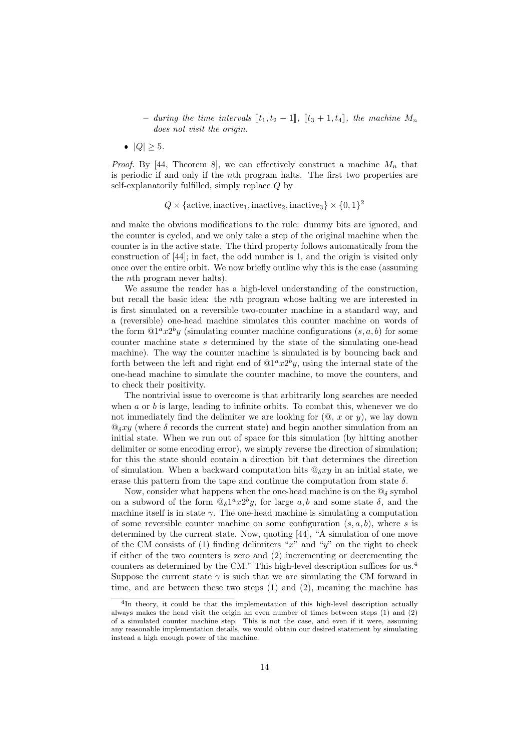- *during the time intervals* $[\![t_1, t_2 - 1]\!]$, $[\![t_3 + 1, t_4]\!]$, *the machine* $M_n$ *does not visit the origin.*

- $|Q| \geq 5$.

*Proof.* By [44, Theorem 8], we can effectively construct a machine $M_n$ that is periodic if and only if the $n$th program halts. The first two properties are self-explanatorily fulfilled, simply replace $Q$ by

$$Q \times \{\text{active}, \text{inactive}_1, \text{inactive}_2, \text{inactive}_3\} \times \{0, 1\}^2$$

and make the obvious modifications to the rule: dummy bits are ignored, and the counter is cycled, and we only take a step of the original machine when the counter is in the active state. The third property follows automatically from the construction of [44]; in fact, the odd number is 1, and the origin is visited only once over the entire orbit. We now briefly outline why this is the case (assuming the $n$th program never halts).

We assume the reader has a high-level understanding of the construction, but recall the basic idea: the $n$th program whose halting we are interested in is first simulated on a reversible two-counter machine in a standard way, and a (reversible) one-head machine simulates this counter machine on words of the form $@1^a x 2^b y$ (simulating counter machine configurations $(s, a, b)$ for some counter machine state $s$ determined by the state of the simulating one-head machine). The way the counter machine is simulated is by bouncing back and forth between the left and right end of $@1^a x 2^b y$, using the internal state of the one-head machine to simulate the counter machine, to move the counters, and to check their positivity.

The nontrivial issue to overcome is that arbitrarily long searches are needed when $a$ or $b$ is large, leading to infinite orbits. To combat this, whenever we do not immediately find the delimiter we are looking for ($@$, $x$ or $y$), we lay down $@_\delta xy$ (where $\delta$ records the current state) and begin another simulation from an initial state. When we run out of space for this simulation (by hitting another delimiter or some encoding error), we simply reverse the direction of simulation; for this the state should contain a direction bit that determines the direction of simulation. When a backward computation hits $@_\delta xy$ in an initial state, we erase this pattern from the tape and continue the computation from state $\delta$.

Now, consider what happens when the one-head machine is on the $@_\delta$ symbol on a subword of the form $@_\delta 1^a x 2^b y$, for large $a, b$ and some state $\delta$, and the machine itself is in state $\gamma$. The one-head machine is simulating a computation of some reversible counter machine on some configuration $(s, a, b)$, where $s$ is determined by the current state. Now, quoting [44], "A simulation of one move of the CM consists of (1) finding delimiters "$x$" and "$y$" on the right to check if either of the two counters is zero and (2) incrementing or decrementing the counters as determined by the CM." This high-level description suffices for us.[4] Suppose the current state $\gamma$ is such that we are simulating the CM forward in time, and are between these two steps (1) and (2), meaning the machine has

[4] In theory, it could be that the implementation of this high-level description actually always makes the head visit the origin an even number of times between steps (1) and (2) of a simulated counter machine step. This is not the case, and even if it were, assuming any reasonable implementation details, we would obtain our desired statement by simulating instead a high enough power of the machine.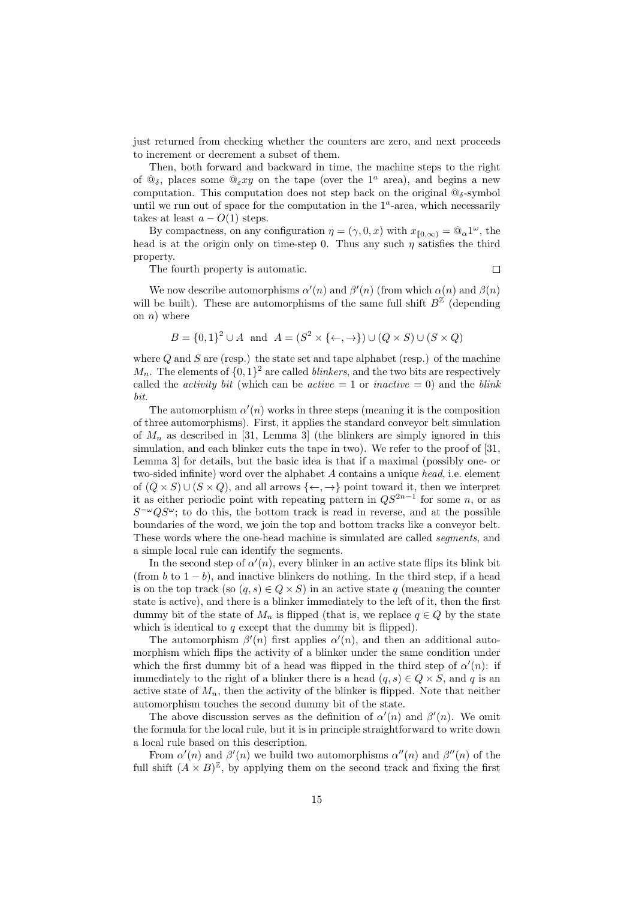just returned from checking whether the counters are zero, and next proceeds to increment or decrement a subset of them.

Then, both forward and backward in time, the machine steps to the right of $@_\delta$, places some $@_\varepsilon xy$ on the tape (over the $1^a$ area), and begins a new computation. This computation does not step back on the original $@_\delta$-symbol until we run out of space for the computation in the $1^a$-area, which necessarily takes at least $a - O(1)$ steps.

By compactness, on any configuration $\eta = (\gamma, 0, x)$ with $x_{[\![0,\infty)} = @_\alpha 1^\omega$, the head is at the origin only on time-step 0. Thus any such $\eta$ satisfies the third property.

The fourth property is automatic. $\square$

We now describe automorphisms $\alpha'(n)$ and $\beta'(n)$ (from which $\alpha(n)$ and $\beta(n)$ will be built). These are automorphisms of the same full shift $B^{\mathbb{Z}}$ (depending on $n$) where

$$B = \{0,1\}^2 \cup A \quad \text{and} \quad A = (S^2 \times \{\leftarrow, \rightarrow\}) \cup (Q \times S) \cup (S \times Q)$$

where $Q$ and $S$ are (resp.) the state set and tape alphabet (resp.) of the machine $M_n$. The elements of $\{0,1\}^2$ are called *blinkers*, and the two bits are respectively called the *activity bit* (which can be *active* $= 1$ or *inactive* $= 0$) and the *blink bit*.

The automorphism $\alpha'(n)$ works in three steps (meaning it is the composition of three automorphisms). First, it applies the standard conveyor belt simulation of $M_n$ as described in [31, Lemma 3] (the blinkers are simply ignored in this simulation, and each blinker cuts the tape in two). We refer to the proof of [31, Lemma 3] for details, but the basic idea is that if a maximal (possibly one- or two-sided infinite) word over the alphabet $A$ contains a unique *head*, i.e. element of $(Q \times S) \cup (S \times Q)$, and all arrows $\{\leftarrow, \rightarrow\}$ point toward it, then we interpret it as either periodic point with repeating pattern in $QS^{2n-1}$ for some $n$, or as $S^{-\omega}QS^{\omega}$; to do this, the bottom track is read in reverse, and at the possible boundaries of the word, we join the top and bottom tracks like a conveyor belt. These words where the one-head machine is simulated are called *segments*, and a simple local rule can identify the segments.

In the second step of $\alpha'(n)$, every blinker in an active state flips its blink bit (from $b$ to $1 - b$), and inactive blinkers do nothing. In the third step, if a head is on the top track (so $(q, s) \in Q \times S$) in an active state $q$ (meaning the counter state is active), and there is a blinker immediately to the left of it, then the first dummy bit of the state of $M_n$ is flipped (that is, we replace $q \in Q$ by the state which is identical to $q$ except that the dummy bit is flipped).

The automorphism $\beta'(n)$ first applies $\alpha'(n)$, and then an additional automorphism which flips the activity of a blinker under the same condition under which the first dummy bit of a head was flipped in the third step of $\alpha'(n)$: if immediately to the right of a blinker there is a head $(q, s) \in Q \times S$, and $q$ is an active state of $M_n$, then the activity of the blinker is flipped. Note that neither automorphism touches the second dummy bit of the state.

The above discussion serves as the definition of $\alpha'(n)$ and $\beta'(n)$. We omit the formula for the local rule, but it is in principle straightforward to write down a local rule based on this description.

From $\alpha'(n)$ and $\beta'(n)$ we build two automorphisms $\alpha''(n)$ and $\beta''(n)$ of the full shift $(A \times B)^{\mathbb{Z}}$, by applying them on the second track and fixing the first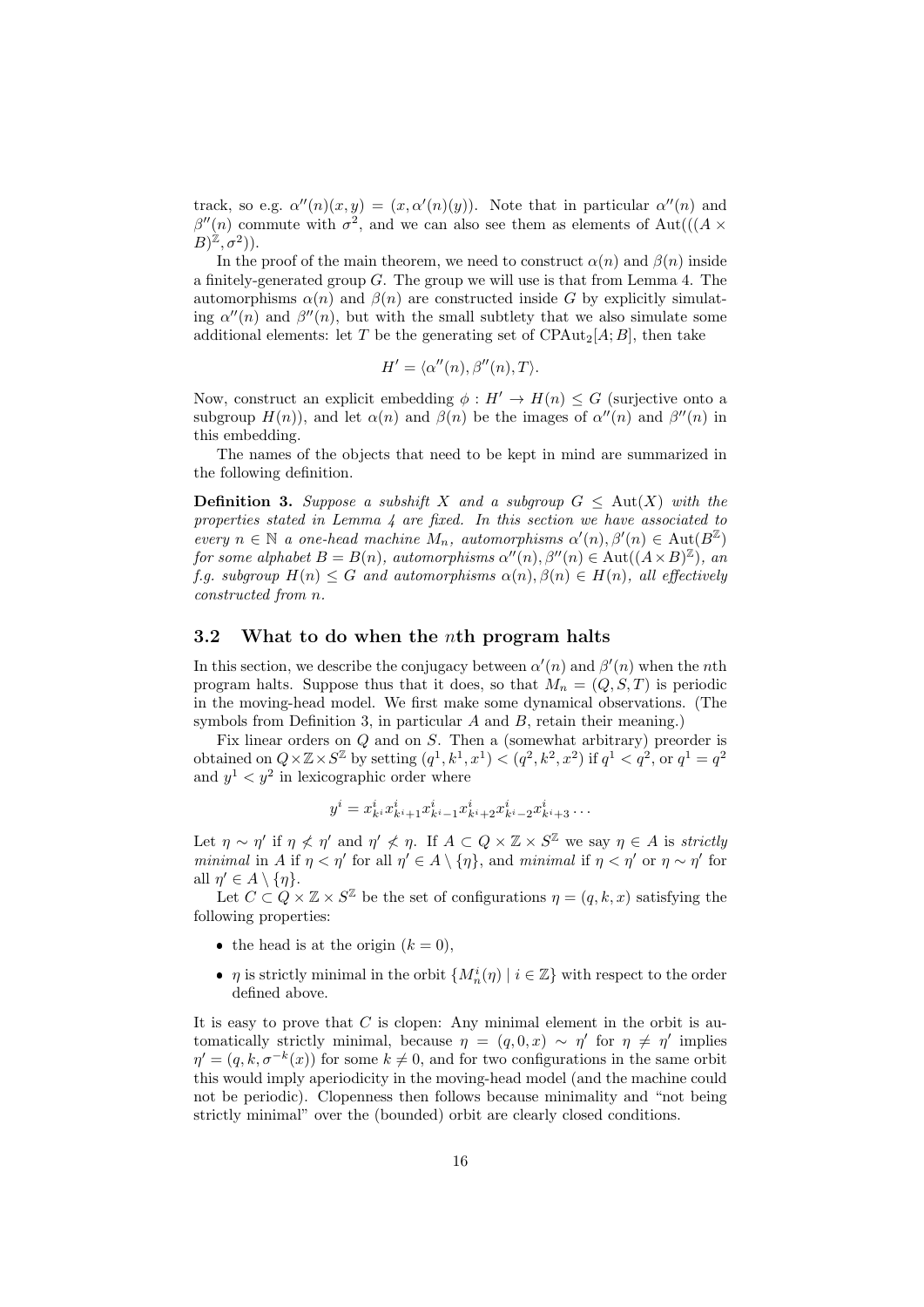track, so e.g. $\alpha''(n)(x, y) = (x, \alpha'(n)(y))$. Note that in particular $\alpha''(n)$ and $\beta''(n)$ commute with $\sigma^2$, and we can also see them as elements of $\mathrm{Aut}(((A \times B)^{\mathbb{Z}}, \sigma^2))$.

In the proof of the main theorem, we need to construct $\alpha(n)$ and $\beta(n)$ inside a finitely-generated group $G$. The group we will use is that from Lemma 4. The automorphisms $\alpha(n)$ and $\beta(n)$ are constructed inside $G$ by explicitly simulating $\alpha''(n)$ and $\beta''(n)$, but with the small subtlety that we also simulate some additional elements: let $T$ be the generating set of $\mathrm{CPAut}_2[A; B]$, then take

$$H' = \langle \alpha''(n), \beta''(n), T \rangle.$$

Now, construct an explicit embedding $\phi : H' \to H(n) \leq G$ (surjective onto a subgroup $H(n)$), and let $\alpha(n)$ and $\beta(n)$ be the images of $\alpha''(n)$ and $\beta''(n)$ in this embedding.

The names of the objects that need to be kept in mind are summarized in the following definition.

**Definition 3.** *Suppose a subshift $X$ and a subgroup $G \leq \mathrm{Aut}(X)$ with the properties stated in Lemma 4 are fixed. In this section we have associated to every $n \in \mathbb{N}$ a one-head machine $M_n$, automorphisms $\alpha'(n), \beta'(n) \in \mathrm{Aut}(B^{\mathbb{Z}})$ for some alphabet $B = B(n)$, automorphisms $\alpha''(n), \beta''(n) \in \mathrm{Aut}((A \times B)^{\mathbb{Z}})$, an f.g. subgroup $H(n) \leq G$ and automorphisms $\alpha(n), \beta(n) \in H(n)$, all effectively constructed from $n$.*

## 3.2 What to do when the $n$th program halts

In this section, we describe the conjugacy between $\alpha'(n)$ and $\beta'(n)$ when the $n$th program halts. Suppose thus that it does, so that $M_n = (Q, S, T)$ is periodic in the moving-head model. We first make some dynamical observations. (The symbols from Definition 3, in particular $A$ and $B$, retain their meaning.)

Fix linear orders on $Q$ and on $S$. Then a (somewhat arbitrary) preorder is obtained on $Q \times \mathbb{Z} \times S^{\mathbb{Z}}$ by setting $(q^1, k^1, x^1) < (q^2, k^2, x^2)$ if $q^1 < q^2$, or $q^1 = q^2$ and $y^1 < y^2$ in lexicographic order where

$$y^i = x^i_{k^i} x^i_{k^i+1} x^i_{k^i-1} x^i_{k^i+2} x^i_{k^i-2} x^i_{k^i+3} \cdots$$

Let $\eta \sim \eta'$ if $\eta \not< \eta'$ and $\eta' \not< \eta$. If $A \subset Q \times \mathbb{Z} \times S^{\mathbb{Z}}$ we say $\eta \in A$ is *strictly minimal* in $A$ if $\eta < \eta'$ for all $\eta' \in A \setminus \{\eta\}$, and *minimal* if $\eta < \eta'$ or $\eta \sim \eta'$ for all $\eta' \in A \setminus \{\eta\}$.

Let $C \subset Q \times \mathbb{Z} \times S^{\mathbb{Z}}$ be the set of configurations $\eta = (q, k, x)$ satisfying the following properties:

- the head is at the origin ($k = 0$),
- $\eta$ is strictly minimal in the orbit $\{M_n^i(\eta) \mid i \in \mathbb{Z}\}$ with respect to the order defined above.

It is easy to prove that $C$ is clopen: Any minimal element in the orbit is automatically strictly minimal, because $\eta = (q, 0, x) \sim \eta'$ for $\eta \neq \eta'$ implies $\eta' = (q, k, \sigma^{-k}(x))$ for some $k \neq 0$, and for two configurations in the same orbit this would imply aperiodicity in the moving-head model (and the machine could not be periodic). Clopenness then follows because minimality and "not being strictly minimal" over the (bounded) orbit are clearly closed conditions.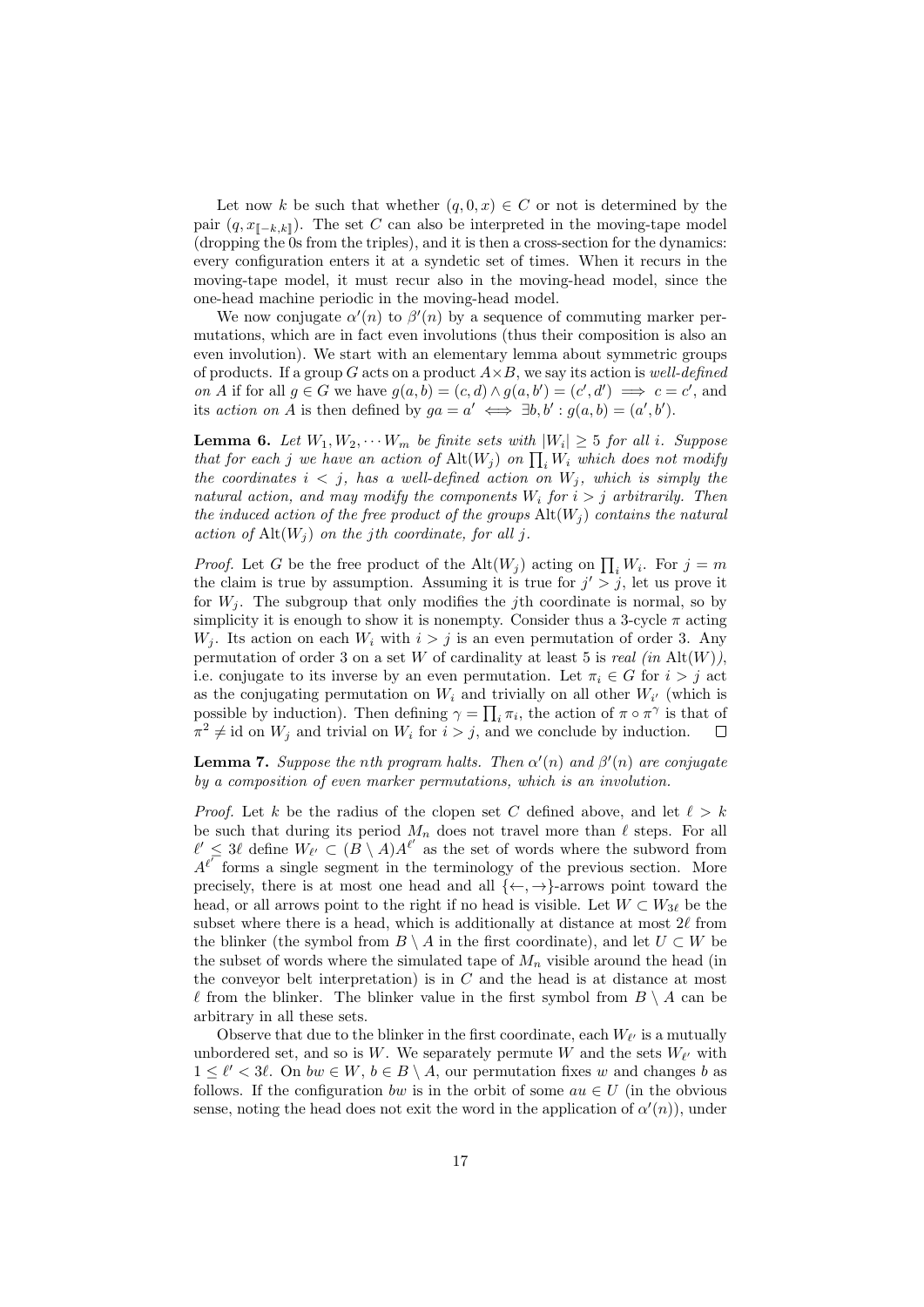Let now $k$ be such that whether $(q, 0, x) \in C$ or not is determined by the pair $(q, x_{[\![-k,k]\!]})$. The set $C$ can also be interpreted in the moving-tape model (dropping the 0s from the triples), and it is then a cross-section for the dynamics: every configuration enters it at a syndetic set of times. When it recurs in the moving-tape model, it must recur also in the moving-head model, since the one-head machine periodic in the moving-head model.

We now conjugate $\alpha'(n)$ to $\beta'(n)$ by a sequence of commuting marker permutations, which are in fact even involutions (thus their composition is also an even involution). We start with an elementary lemma about symmetric groups of products. If a group $G$ acts on a product $A \times B$, we say its action is *well-defined on $A$* if for all $g \in G$ we have $g(a, b) = (c, d) \wedge g(a, b') = (c', d') \implies c = c'$, and its *action on $A$* is then defined by $ga = a' \iff \exists b, b' : g(a, b) = (a', b')$.

**Lemma 6.** *Let $W_1, W_2, \cdots W_m$ be finite sets with $|W_i| \geq 5$ for all $i$. Suppose that for each $j$ we have an action of $\mathrm{Alt}(W_j)$ on $\prod_i W_i$ which does not modify the coordinates $i < j$, has a well-defined action on $W_j$, which is simply the natural action, and may modify the components $W_i$ for $i > j$ arbitrarily. Then the induced action of the free product of the groups $\mathrm{Alt}(W_j)$ contains the natural action of $\mathrm{Alt}(W_j)$ on the $j$th coordinate, for all $j$.*

*Proof.* Let $G$ be the free product of the $\mathrm{Alt}(W_j)$ acting on $\prod_i W_i$. For $j = m$ the claim is true by assumption. Assuming it is true for $j' > j$, let us prove it for $W_j$. The subgroup that only modifies the $j$th coordinate is normal, so by simplicity it is enough to show it is nonempty. Consider thus a 3-cycle $\pi$ acting $W_j$. Its action on each $W_i$ with $i > j$ is an even permutation of order 3. Any permutation of order 3 on a set $W$ of cardinality at least 5 is *real (in $\mathrm{Alt}(W)$)*, i.e. conjugate to its inverse by an even permutation. Let $\pi_i \in G$ for $i > j$ act as the conjugating permutation on $W_i$ and trivially on all other $W_{i'}$ (which is possible by induction). Then defining $\gamma = \prod_i \pi_i$, the action of $\pi \circ \pi^\gamma$ is that of $\pi^2 \neq \mathrm{id}$ on $W_j$ and trivial on $W_i$ for $i > j$, and we conclude by induction. $\square$

**Lemma 7.** *Suppose the $n$th program halts. Then $\alpha'(n)$ and $\beta'(n)$ are conjugate by a composition of even marker permutations, which is an involution.*

*Proof.* Let $k$ be the radius of the clopen set $C$ defined above, and let $\ell > k$ be such that during its period $M_n$ does not travel more than $\ell$ steps. For all $\ell' \leq 3\ell$ define $W_{\ell'} \subset (B \setminus A)A^{\ell'}$ as the set of words where the subword from $A^{\ell'}$ forms a single segment in the terminology of the previous section. More precisely, there is at most one head and all $\{\leftarrow, \rightarrow\}$-arrows point toward the head, or all arrows point to the right if no head is visible. Let $W \subset W_{3\ell}$ be the subset where there is a head, which is additionally at distance at most $2\ell$ from the blinker (the symbol from $B \setminus A$ in the first coordinate), and let $U \subset W$ be the subset of words where the simulated tape of $M_n$ visible around the head (in the conveyor belt interpretation) is in $C$ and the head is at distance at most $\ell$ from the blinker. The blinker value in the first symbol from $B \setminus A$ can be arbitrary in all these sets.

Observe that due to the blinker in the first coordinate, each $W_{\ell'}$ is a mutually unbordered set, and so is $W$. We separately permute $W$ and the sets $W_{\ell'}$ with $1 \leq \ell' < 3\ell$. On $bw \in W$, $b \in B \setminus A$, our permutation fixes $w$ and changes $b$ as follows. If the configuration $bw$ is in the orbit of some $au \in U$ (in the obvious sense, noting the head does not exit the word in the application of $\alpha'(n)$), under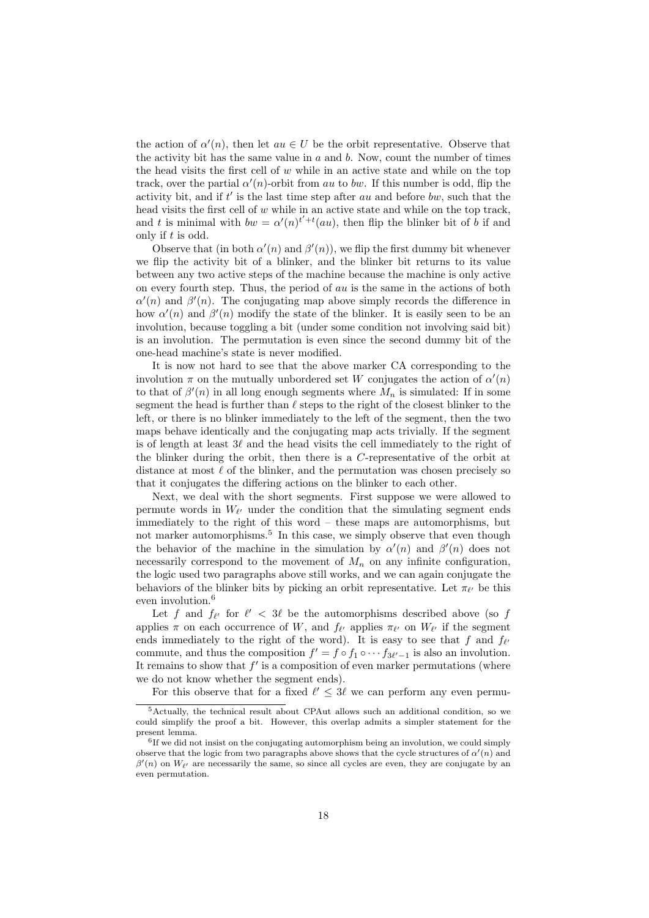the action of $\alpha'(n)$, then let $au \in U$ be the orbit representative. Observe that the activity bit has the same value in $a$ and $b$. Now, count the number of times the head visits the first cell of $w$ while in an active state and while on the top track, over the partial $\alpha'(n)$-orbit from $au$ to $bw$. If this number is odd, flip the activity bit, and if $t'$ is the last time step after $au$ and before $bw$, such that the head visits the first cell of $w$ while in an active state and while on the top track, and $t$ is minimal with $bw = \alpha'(n)^{t'+t}(au)$, then flip the blinker bit of $b$ if and only if $t$ is odd.

Observe that (in both $\alpha'(n)$ and $\beta'(n)$), we flip the first dummy bit whenever we flip the activity bit of a blinker, and the blinker bit returns to its value between any two active steps of the machine because the machine is only active on every fourth step. Thus, the period of $au$ is the same in the actions of both $\alpha'(n)$ and $\beta'(n)$. The conjugating map above simply records the difference in how $\alpha'(n)$ and $\beta'(n)$ modify the state of the blinker. It is easily seen to be an involution, because toggling a bit (under some condition not involving said bit) is an involution. The permutation is even since the second dummy bit of the one-head machine's state is never modified.

It is now not hard to see that the above marker CA corresponding to the involution $\pi$ on the mutually unbordered set $W$ conjugates the action of $\alpha'(n)$ to that of $\beta'(n)$ in all long enough segments where $M_n$ is simulated: If in some segment the head is further than $\ell$ steps to the right of the closest blinker to the left, or there is no blinker immediately to the left of the segment, then the two maps behave identically and the conjugating map acts trivially. If the segment is of length at least $3\ell$ and the head visits the cell immediately to the right of the blinker during the orbit, then there is a $C$-representative of the orbit at distance at most $\ell$ of the blinker, and the permutation was chosen precisely so that it conjugates the differing actions on the blinker to each other.

Next, we deal with the short segments. First suppose we were allowed to permute words in $W_{\ell'}$ under the condition that the simulating segment ends immediately to the right of this word – these maps are automorphisms, but not marker automorphisms.[5] In this case, we simply observe that even though the behavior of the machine in the simulation by $\alpha'(n)$ and $\beta'(n)$ does not necessarily correspond to the movement of $M_n$ on any infinite configuration, the logic used two paragraphs above still works, and we can again conjugate the behaviors of the blinker bits by picking an orbit representative. Let $\pi_{\ell'}$ be this even involution.[6]

Let $f$ and $f_{\ell'}$ for $\ell' < 3\ell$ be the automorphisms described above (so $f$ applies $\pi$ on each occurrence of $W$, and $f_{\ell'}$ applies $\pi_{\ell'}$ on $W_{\ell'}$ if the segment ends immediately to the right of the word). It is easy to see that $f$ and $f_{\ell'}$ commute, and thus the composition $f' = f \circ f_1 \circ \cdots f_{3\ell'-1}$ is also an involution. It remains to show that $f'$ is a composition of even marker permutations (where we do not know whether the segment ends).

For this observe that for a fixed $\ell' \leq 3\ell$ we can perform any even permu-

[5] Actually, the technical result about CPAut allows such an additional condition, so we could simplify the proof a bit. However, this overlap admits a simpler statement for the present lemma.

[6] If we did not insist on the conjugating automorphism being an involution, we could simply observe that the logic from two paragraphs above shows that the cycle structures of $\alpha'(n)$ and $\beta'(n)$ on $W_{\ell'}$ are necessarily the same, so since all cycles are even, they are conjugate by an even permutation.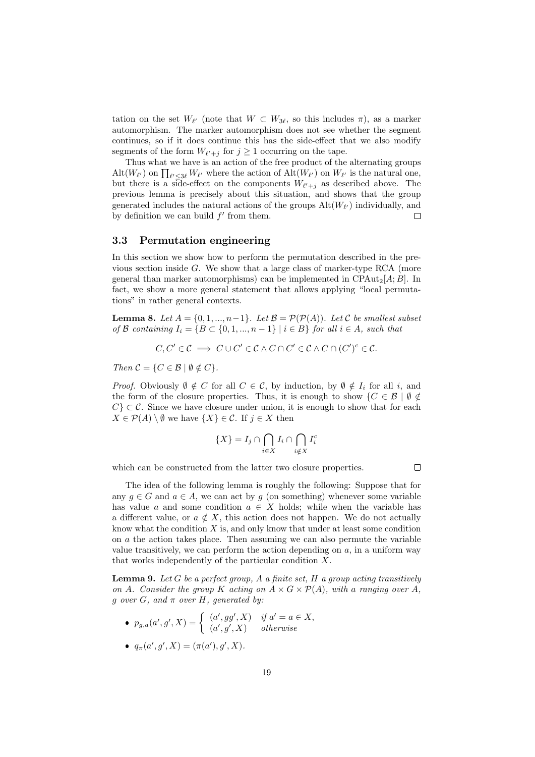tation on the set $W_{\ell'}$ (note that $W \subset W_{3\ell}$, so this includes $\pi$), as a marker automorphism. The marker automorphism does not see whether the segment continues, so if it does continue this has the side-effect that we also modify segments of the form $W_{\ell'+j}$ for $j \geq 1$ occurring on the tape.

Thus what we have is an action of the free product of the alternating groups $\mathrm{Alt}(W_{\ell'})$ on $\prod_{\ell' \leq 3\ell} W_{\ell'}$ where the action of $\mathrm{Alt}(W_{\ell'})$ on $W_{\ell'}$ is the natural one, but there is a side-effect on the components $W_{\ell'+j}$ as described above. The previous lemma is precisely about this situation, and shows that the group generated includes the natural actions of the groups $\mathrm{Alt}(W_{\ell'})$ individually, and by definition we can build $f'$ from them. $\square$

### 3.3 Permutation engineering

In this section we show how to perform the permutation described in the previous section inside $G$. We show that a large class of marker-type RCA (more general than marker automorphisms) can be implemented in $\mathrm{CPAut}_2[A; B]$. In fact, we show a more general statement that allows applying "local permutations" in rather general contexts.

**Lemma 8.** *Let $A = \{0, 1, ..., n-1\}$. Let $\mathcal{B} = \mathcal{P}(\mathcal{P}(A))$. Let $\mathcal{C}$ be smallest subset of $\mathcal{B}$ containing $I_i = \{B \subset \{0, 1, ..., n-1\} \mid i \in B\}$ for all $i \in A$, such that*

$$C, C' \in \mathcal{C} \implies C \cup C' \in \mathcal{C} \wedge C \cap C' \in \mathcal{C} \wedge C \cap (C')^c \in \mathcal{C}.$$

*Then $\mathcal{C} = \{C \in \mathcal{B} \mid \emptyset \notin C\}$.*

*Proof.* Obviously $\emptyset \notin C$ for all $C \in \mathcal{C}$, by induction, by $\emptyset \notin I_i$ for all $i$, and the form of the closure properties. Thus, it is enough to show $\{C \in \mathcal{B} \mid \emptyset \notin C\} \subset \mathcal{C}$. Since we have closure under union, it is enough to show that for each $X \in \mathcal{P}(A) \setminus \emptyset$ we have $\{X\} \in \mathcal{C}$. If $j \in X$ then

$$\{X\} = I_j \cap \bigcap_{i \in X} I_i \cap \bigcap_{i \notin X} I_i^c$$

which can be constructed from the latter two closure properties. $\square$

The idea of the following lemma is roughly the following: Suppose that for any $g \in G$ and $a \in A$, we can act by $g$ (on something) whenever some variable has value $a$ and some condition $a \in X$ holds; while when the variable has a different value, or $a \notin X$, this action does not happen. We do not actually know what the condition $X$ is, and only know that under at least some condition on $a$ the action takes place. Then assuming we can also permute the variable value transitively, we can perform the action depending on $a$, in a uniform way that works independently of the particular condition $X$.

**Lemma 9.** *Let $G$ be a perfect group, $A$ a finite set, $H$ a group acting transitively on $A$. Consider the group $K$ acting on $A \times G \times \mathcal{P}(A)$, with $a$ ranging over $A$, $g$ over $G$, and $\pi$ over $H$, generated by:*

- $p_{g,a}(a', g', X) = \begin{cases} (a', gg', X) & \text{if } a' = a \in X, \\ (a', g', X) & \text{otherwise} \end{cases}$
- $q_\pi(a', g', X) = (\pi(a'), g', X)$.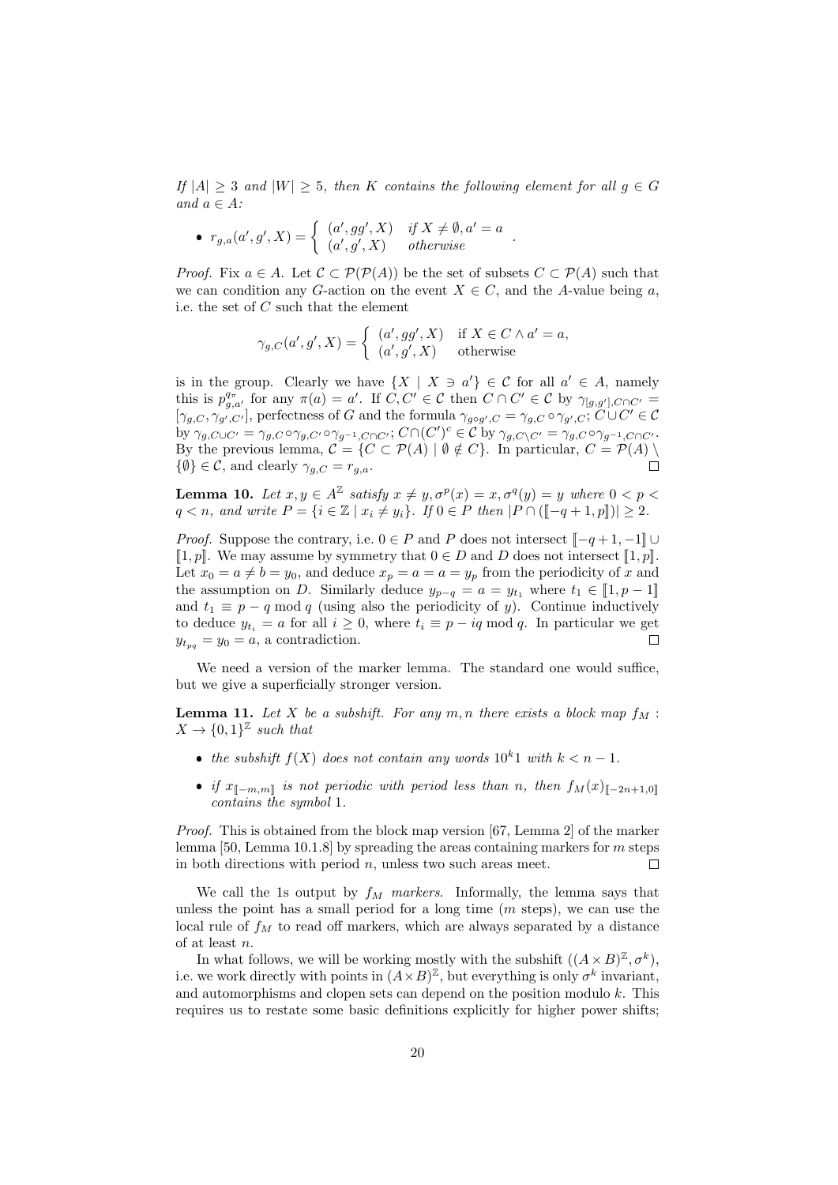*If $|A| \geq 3$ and $|W| \geq 5$, then $K$ contains the following element for all $g \in G$ and $a \in A$:*

- $r_{g,a}(a', g', X) = \begin{cases} (a', gg', X) & \text{if } X \neq \emptyset, a' = a \\ (a', g', X) & \text{otherwise} \end{cases}$.

*Proof.* Fix $a \in A$. Let $\mathcal{C} \subset \mathcal{P}(\mathcal{P}(A))$ be the set of subsets $C \subset \mathcal{P}(A)$ such that we can condition any $G$-action on the event $X \in C$, and the $A$-value being $a$, i.e. the set of $C$ such that the element

$$\gamma_{g,C}(a', g', X) = \begin{cases} (a', gg', X) & \text{if } X \in C \wedge a' = a, \\ (a', g', X) & \text{otherwise} \end{cases}$$

is in the group. Clearly we have $\{X \mid X \ni a'\} \in \mathcal{C}$ for all $a' \in A$, namely this is $p^{q_\pi}_{g,a'}$ for any $\pi(a) = a'$. If $C, C' \in \mathcal{C}$ then $C \cap C' \in \mathcal{C}$ by $\gamma_{[g,g'],C\cap C'} = [\gamma_{g,C}, \gamma_{g',C'}]$, perfectness of $G$ and the formula $\gamma_{g \circ g',C} = \gamma_{g,C} \circ \gamma_{g',C}$; $C \cup C' \in \mathcal{C}$ by $\gamma_{g,C\cup C'} = \gamma_{g,C} \circ \gamma_{g,C'} \circ \gamma_{g^{-1},C\cap C'}$; $C \cap (C')^c \in \mathcal{C}$ by $\gamma_{g,C \setminus C'} = \gamma_{g,C} \circ \gamma_{g^{-1},C\cap C'}$. By the previous lemma, $\mathcal{C} = \{C \subset \mathcal{P}(A) \mid \emptyset \notin C\}$. In particular, $C = \mathcal{P}(A) \setminus \{\emptyset\} \in \mathcal{C}$, and clearly $\gamma_{g,C} = r_{g,a}$. $\square$

**Lemma 10.** *Let $x, y \in A^{\mathbb{Z}}$ satisfy $x \neq y, \sigma^p(x) = x, \sigma^q(y) = y$ where $0 < p < q < n$, and write $P = \{i \in \mathbb{Z} \mid x_i \neq y_i\}$. If $0 \in P$ then $|P \cap (⟦-q+1, p⟧)| \geq 2$.*

*Proof.* Suppose the contrary, i.e. $0 \in P$ and $P$ does not intersect $⟦-q+1, -1⟧ \cup ⟦1, p⟧$. We may assume by symmetry that $0 \in D$ and $D$ does not intersect $⟦1, p⟧$. Let $x_0 = a \neq b = y_0$, and deduce $x_p = a = a = y_p$ from the periodicity of $x$ and the assumption on $D$. Similarly deduce $y_{p-q} = a = y_{t_1}$ where $t_1 \in ⟦1, p-1⟧$ and $t_1 \equiv p - q \bmod q$ (using also the periodicity of $y$). Continue inductively to deduce $y_{t_i} = a$ for all $i \geq 0$, where $t_i \equiv p - iq \bmod q$. In particular we get $y_{t_{pq}} = y_0 = a$, a contradiction. $\square$

We need a version of the marker lemma. The standard one would suffice, but we give a superficially stronger version.

**Lemma 11.** *Let $X$ be a subshift. For any $m, n$ there exists a block map $f_M : X \to \{0,1\}^{\mathbb{Z}}$ such that*

- *the subshift $f(X)$ does not contain any words $10^k1$ with $k < n - 1$.*
- *if $x_{⟦-m,m⟧}$ is not periodic with period less than $n$, then $f_M(x)_{⟦-2n+1,0⟧}$ contains the symbol 1.*

*Proof.* This is obtained from the block map version [67, Lemma 2] of the marker lemma [50, Lemma 10.1.8] by spreading the areas containing markers for $m$ steps in both directions with period $n$, unless two such areas meet. $\square$

We call the 1s output by $f_M$ *markers*. Informally, the lemma says that unless the point has a small period for a long time ($m$ steps), we can use the local rule of $f_M$ to read off markers, which are always separated by a distance of at least $n$.

In what follows, we will be working mostly with the subshift $((A \times B)^{\mathbb{Z}}, \sigma^k)$, i.e. we work directly with points in $(A \times B)^{\mathbb{Z}}$, but everything is only $\sigma^k$ invariant, and automorphisms and clopen sets can depend on the position modulo $k$. This requires us to restate some basic definitions explicitly for higher power shifts;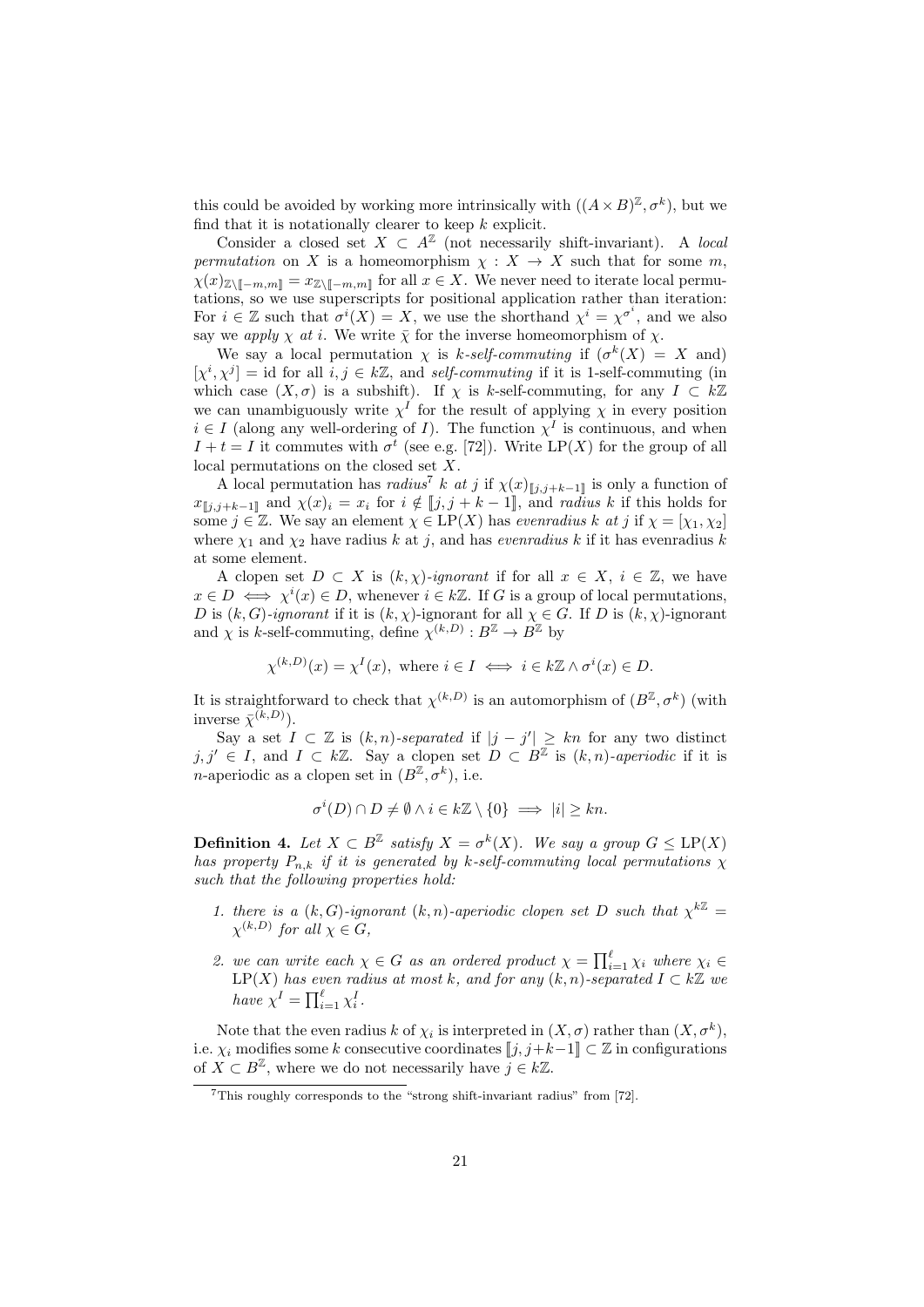this could be avoided by working more intrinsically with $((A \times B)^{\mathbb{Z}}, \sigma^k)$, but we find that it is notationally clearer to keep $k$ explicit.

Consider a closed set $X \subset A^{\mathbb{Z}}$ (not necessarily shift-invariant). A *local permutation* on $X$ is a homeomorphism $\chi : X \to X$ such that for some $m$, $\chi(x)_{\mathbb{Z} \setminus [\![-m,m]\!]} = x_{\mathbb{Z} \setminus [\![-m,m]\!]}$ for all $x \in X$. We never need to iterate local permutations, so we use superscripts for positional application rather than iteration: For $i \in \mathbb{Z}$ such that $\sigma^i(X) = X$, we use the shorthand $\chi^i = \chi^{\sigma^i}$, and we also say we *apply* $\chi$ *at* $i$. We write $\bar{\chi}$ for the inverse homeomorphism of $\chi$.

We say a local permutation $\chi$ is *$k$-self-commuting* if ($\sigma^k(X) = X$ and) $[\chi^i, \chi^j] = \mathrm{id}$ for all $i, j \in k\mathbb{Z}$, and *self-commuting* if it is 1-self-commuting (in which case $(X, \sigma)$ is a subshift). If $\chi$ is $k$-self-commuting, for any $I \subset k\mathbb{Z}$ we can unambiguously write $\chi^I$ for the result of applying $\chi$ in every position $i \in I$ (along any well-ordering of $I$). The function $\chi^I$ is continuous, and when $I + t = I$ it commutes with $\sigma^t$ (see e.g. [72]). Write $\mathrm{LP}(X)$ for the group of all local permutations on the closed set $X$.

A local permutation has *radius*[7] $k$ *at* $j$ if $\chi(x)_{[\![j,j+k-1]\!]}$ is only a function of $x_{[\![j,j+k-1]\!]}$ and $\chi(x)_i = x_i$ for $i \notin [\![j, j+k-1]\!]$, and *radius* $k$ if this holds for some $j \in \mathbb{Z}$. We say an element $\chi \in \mathrm{LP}(X)$ has *evenradius* $k$ *at* $j$ if $\chi = [\chi_1, \chi_2]$ where $\chi_1$ and $\chi_2$ have radius $k$ at $j$, and has *evenradius* $k$ if it has evenradius $k$ at some element.

A clopen set $D \subset X$ is *$(k, \chi)$-ignorant* if for all $x \in X$, $i \in \mathbb{Z}$, we have $x \in D \iff \chi^i(x) \in D$, whenever $i \in k\mathbb{Z}$. If $G$ is a group of local permutations, $D$ is *$(k, G)$-ignorant* if it is $(k, \chi)$-ignorant for all $\chi \in G$. If $D$ is $(k, \chi)$-ignorant and $\chi$ is $k$-self-commuting, define $\chi^{(k,D)} : B^{\mathbb{Z}} \to B^{\mathbb{Z}}$ by

$$\chi^{(k,D)}(x) = \chi^I(x), \text{ where } i \in I \iff i \in k\mathbb{Z} \wedge \sigma^i(x) \in D.$$

It is straightforward to check that $\chi^{(k,D)}$ is an automorphism of $(B^{\mathbb{Z}}, \sigma^k)$ (with inverse $\bar{\chi}^{(k,D)}$).

Say a set $I \subset \mathbb{Z}$ is *$(k, n)$-separated* if $|j - j'| \geq kn$ for any two distinct $j, j' \in I$, and $I \subset k\mathbb{Z}$. Say a clopen set $D \subset B^{\mathbb{Z}}$ is *$(k, n)$-aperiodic* if it is $n$-aperiodic as a clopen set in $(B^{\mathbb{Z}}, \sigma^k)$, i.e.

$$\sigma^i(D) \cap D \neq \emptyset \wedge i \in k\mathbb{Z} \setminus \{0\} \implies |i| \geq kn.$$

**Definition 4.** *Let $X \subset B^{\mathbb{Z}}$ satisfy $X = \sigma^k(X)$. We say a group $G \leq \mathrm{LP}(X)$ has property $P_{n,k}$ if it is generated by $k$-self-commuting local permutations $\chi$ such that the following properties hold:*

1. *there is a $(k, G)$-ignorant $(k, n)$-aperiodic clopen set $D$ such that $\chi^{k\mathbb{Z}} = \chi^{(k,D)}$ for all $\chi \in G$,*
2. *we can write each $\chi \in G$ as an ordered product $\chi = \prod_{i=1}^{\ell} \chi_i$ where $\chi_i \in \mathrm{LP}(X)$ has even radius at most $k$, and for any $(k, n)$-separated $I \subset k\mathbb{Z}$ we have $\chi^I = \prod_{i=1}^{\ell} \chi_i^I$.*

Note that the even radius $k$ of $\chi_i$ is interpreted in $(X, \sigma)$ rather than $(X, \sigma^k)$, i.e. $\chi_i$ modifies some $k$ consecutive coordinates $[\![j, j+k-1]\!] \subset \mathbb{Z}$ in configurations of $X \subset B^{\mathbb{Z}}$, where we do not necessarily have $j \in k\mathbb{Z}$.

[7] This roughly corresponds to the "strong shift-invariant radius" from [72].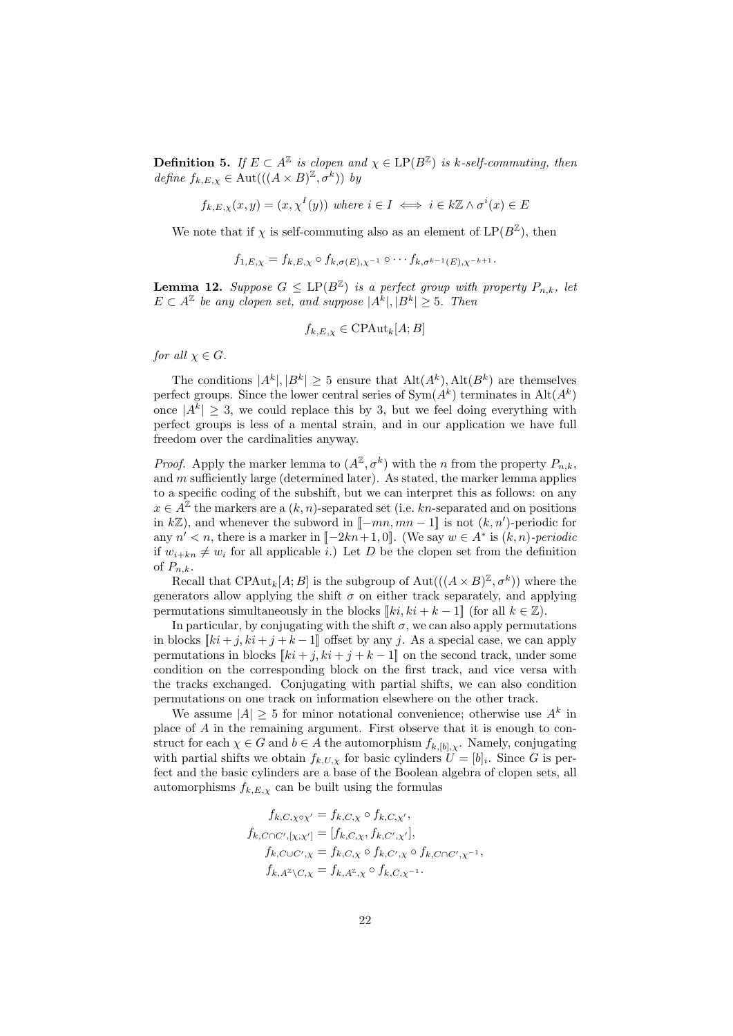**Definition 5.** *If $E \subset A^{\mathbb{Z}}$ is clopen and $\chi \in \mathrm{LP}(B^{\mathbb{Z}})$ is $k$-self-commuting, then define $f_{k,E,\chi} \in \mathrm{Aut}(((A \times B)^{\mathbb{Z}}, \sigma^k))$ by*

$$f_{k,E,\chi}(x, y) = (x, \chi^I(y)) \text{ where } i \in I \iff i \in k\mathbb{Z} \wedge \sigma^i(x) \in E$$

We note that if $\chi$ is self-commuting also as an element of $\mathrm{LP}(B^{\mathbb{Z}})$, then

$$f_{1,E,\chi} = f_{k,E,\chi} \circ f_{k,\sigma(E),\chi^{-1}} \circ \cdots f_{k,\sigma^{k-1}(E),\chi^{-k+1}}.$$

**Lemma 12.** *Suppose $G \leq \mathrm{LP}(B^{\mathbb{Z}})$ is a perfect group with property $P_{n,k}$, let $E \subset A^{\mathbb{Z}}$ be any clopen set, and suppose $|A^k|, |B^k| \geq 5$. Then*

$$f_{k,E,\chi} \in \mathrm{CPAut}_k[A; B]$$

*for all $\chi \in G$.*

The conditions $|A^k|, |B^k| \geq 5$ ensure that $\mathrm{Alt}(A^k), \mathrm{Alt}(B^k)$ are themselves perfect groups. Since the lower central series of $\mathrm{Sym}(A^k)$ terminates in $\mathrm{Alt}(A^k)$ once $|A^k| \geq 3$, we could replace this by 3, but we feel doing everything with perfect groups is less of a mental strain, and in our application we have full freedom over the cardinalities anyway.

*Proof.* Apply the marker lemma to $(A^{\mathbb{Z}}, \sigma^k)$ with the $n$ from the property $P_{n,k}$, and $m$ sufficiently large (determined later). As stated, the marker lemma applies to a specific coding of the subshift, but we can interpret this as follows: on any $x \in A^{\mathbb{Z}}$ the markers are a $(k, n)$-separated set (i.e. $kn$-separated and on positions in $k\mathbb{Z}$), and whenever the subword in $[\![-mn, mn-1]\!]$ is not $(k, n')$-periodic for any $n' < n$, there is a marker in $[\![-2kn+1, 0]\!]$. (We say $w \in A^*$ is $(k, n)$-*periodic* if $w_{i+kn} \neq w_i$ for all applicable $i$.) Let $D$ be the clopen set from the definition of $P_{n,k}$.

Recall that $\mathrm{CPAut}_k[A; B]$ is the subgroup of $\mathrm{Aut}(((A \times B)^{\mathbb{Z}}, \sigma^k))$ where the generators allow applying the shift $\sigma$ on either track separately, and applying permutations simultaneously in the blocks $[\![ki, ki + k - 1]\!]$ (for all $k \in \mathbb{Z}$).

In particular, by conjugating with the shift $\sigma$, we can also apply permutations in blocks $[\![ki + j, ki + j + k - 1]\!]$ offset by any $j$. As a special case, we can apply permutations in blocks $[\![ki + j, ki + j + k - 1]\!]$ on the second track, under some condition on the corresponding block on the first track, and vice versa with the tracks exchanged. Conjugating with partial shifts, we can also condition permutations on one track on information elsewhere on the other track.

We assume $|A| \geq 5$ for minor notational convenience; otherwise use $A^k$ in place of $A$ in the remaining argument. First observe that it is enough to construct for each $\chi \in G$ and $b \in A$ the automorphism $f_{k,[b],\chi}$. Namely, conjugating with partial shifts we obtain $f_{k,U,\chi}$ for basic cylinders $U = [b]_i$. Since $G$ is perfect and the basic cylinders are a base of the Boolean algebra of clopen sets, all automorphisms $f_{k,E,\chi}$ can be built using the formulas

$$\begin{aligned}
f_{k,C,\chi \circ \chi'} &= f_{k,C,\chi} \circ f_{k,C,\chi'}, \\
f_{k,C \cap C',[\chi,\chi']} &= [f_{k,C,\chi}, f_{k,C',\chi'}], \\
f_{k,C \cup C',\chi} &= f_{k,C,\chi} \circ f_{k,C',\chi} \circ f_{k,C \cap C',\chi^{-1}}, \\
f_{k,A^{\mathbb{Z}} \setminus C,\chi} &= f_{k,A^{\mathbb{Z}},\chi} \circ f_{k,C,\chi^{-1}}.
\end{aligned}$$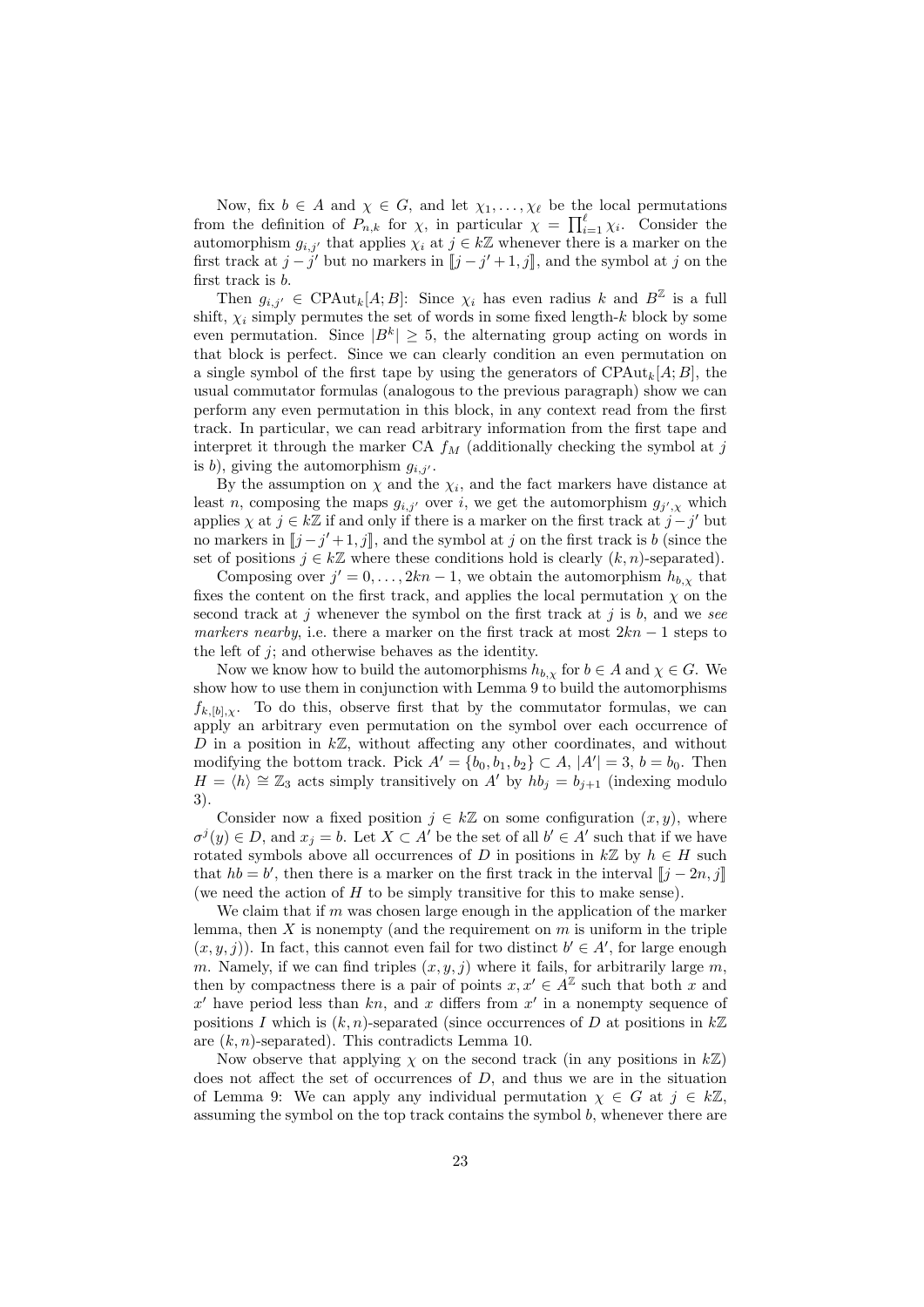Now, fix $b \in A$ and $\chi \in G$, and let $\chi_1, \ldots, \chi_\ell$ be the local permutations from the definition of $P_{n,k}$ for $\chi$, in particular $\chi = \prod_{i=1}^{\ell} \chi_i$. Consider the automorphism $g_{i,j'}$ that applies $\chi_i$ at $j \in k\mathbb{Z}$ whenever there is a marker on the first track at $j - j'$ but no markers in $[\![j - j' + 1, j]\!]$, and the symbol at $j$ on the first track is $b$.

Then $g_{i,j'} \in \mathrm{CPAut}_k[A; B]$: Since $\chi_i$ has even radius $k$ and $B^{\mathbb{Z}}$ is a full shift, $\chi_i$ simply permutes the set of words in some fixed length-$k$ block by some even permutation. Since $|B^k| \geq 5$, the alternating group acting on words in that block is perfect. Since we can clearly condition an even permutation on a single symbol of the first tape by using the generators of $\mathrm{CPAut}_k[A; B]$, the usual commutator formulas (analogous to the previous paragraph) show we can perform any even permutation in this block, in any context read from the first track. In particular, we can read arbitrary information from the first tape and interpret it through the marker CA $f_M$ (additionally checking the symbol at $j$ is $b$), giving the automorphism $g_{i,j'}$.

By the assumption on $\chi$ and the $\chi_i$, and the fact markers have distance at least $n$, composing the maps $g_{i,j'}$ over $i$, we get the automorphism $g_{j',\chi}$ which applies $\chi$ at $j \in k\mathbb{Z}$ if and only if there is a marker on the first track at $j - j'$ but no markers in $[\![j - j' + 1, j]\!]$, and the symbol at $j$ on the first track is $b$ (since the set of positions $j \in k\mathbb{Z}$ where these conditions hold is clearly $(k, n)$-separated).

Composing over $j' = 0, \ldots, 2kn - 1$, we obtain the automorphism $h_{b,\chi}$ that fixes the content on the first track, and applies the local permutation $\chi$ on the second track at $j$ whenever the symbol on the first track at $j$ is $b$, and we *see markers nearby*, i.e. there a marker on the first track at most $2kn - 1$ steps to the left of $j$; and otherwise behaves as the identity.

Now we know how to build the automorphisms $h_{b,\chi}$ for $b \in A$ and $\chi \in G$. We show how to use them in conjunction with Lemma 9 to build the automorphisms $f_{k,[b],\chi}$. To do this, observe first that by the commutator formulas, we can apply an arbitrary even permutation on the symbol over each occurrence of $D$ in a position in $k\mathbb{Z}$, without affecting any other coordinates, and without modifying the bottom track. Pick $A' = \{b_0, b_1, b_2\} \subset A$, $|A'| = 3$, $b = b_0$. Then $H = \langle h \rangle \cong \mathbb{Z}_3$ acts simply transitively on $A'$ by $hb_j = b_{j+1}$ (indexing modulo 3).

Consider now a fixed position $j \in k\mathbb{Z}$ on some configuration $(x, y)$, where $\sigma^j(y) \in D$, and $x_j = b$. Let $X \subset A'$ be the set of all $b' \in A'$ such that if we have rotated symbols above all occurrences of $D$ in positions in $k\mathbb{Z}$ by $h \in H$ such that $hb = b'$, then there is a marker on the first track in the interval $[\![j - 2n, j]\!]$ (we need the action of $H$ to be simply transitive for this to make sense).

We claim that if $m$ was chosen large enough in the application of the marker lemma, then $X$ is nonempty (and the requirement on $m$ is uniform in the triple $(x, y, j)$). In fact, this cannot even fail for two distinct $b' \in A'$, for large enough $m$. Namely, if we can find triples $(x, y, j)$ where it fails, for arbitrarily large $m$, then by compactness there is a pair of points $x, x' \in A^{\mathbb{Z}}$ such that both $x$ and $x'$ have period less than $kn$, and $x$ differs from $x'$ in a nonempty sequence of positions $I$ which is $(k, n)$-separated (since occurrences of $D$ at positions in $k\mathbb{Z}$ are $(k, n)$-separated). This contradicts Lemma 10.

Now observe that applying $\chi$ on the second track (in any positions in $k\mathbb{Z}$) does not affect the set of occurrences of $D$, and thus we are in the situation of Lemma 9: We can apply any individual permutation $\chi \in G$ at $j \in k\mathbb{Z}$, assuming the symbol on the top track contains the symbol $b$, whenever there are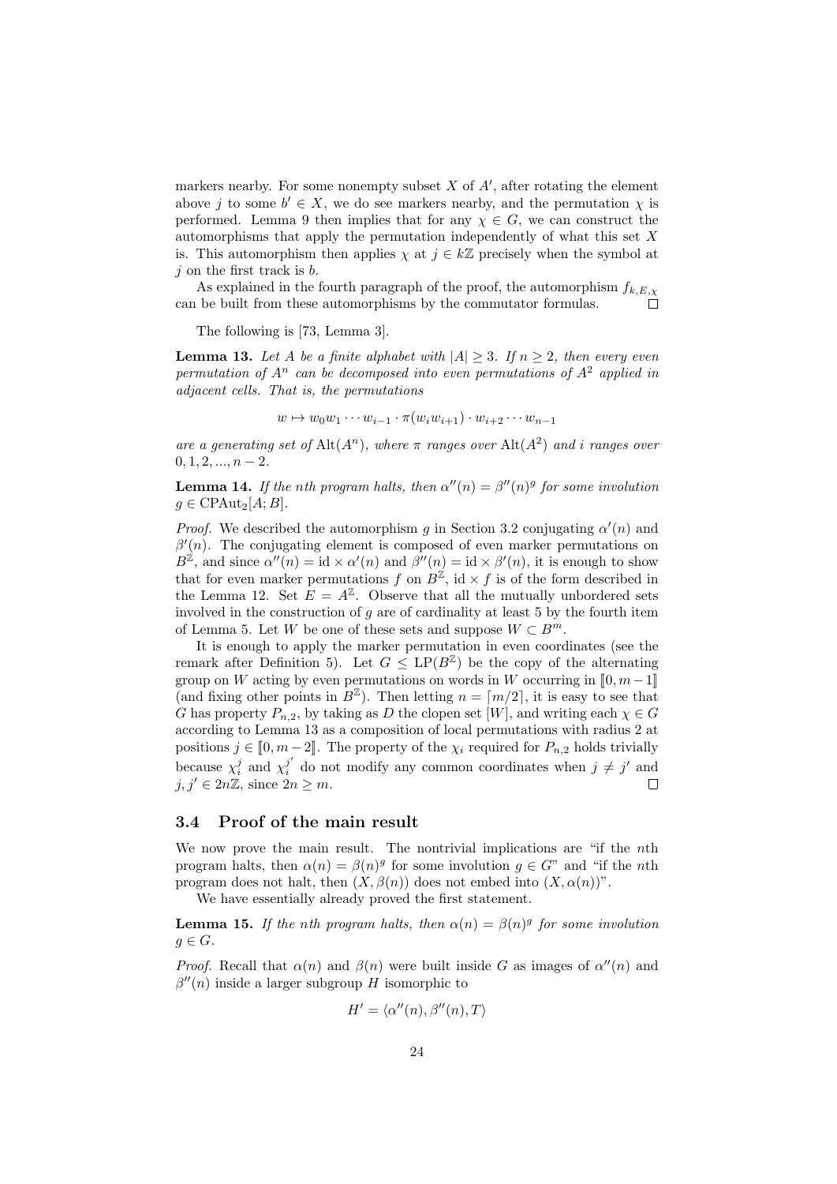markers nearby. For some nonempty subset $X$ of $A'$, after rotating the element above $j$ to some $b' \in X$, we do see markers nearby, and the permutation $\chi$ is performed. Lemma 9 then implies that for any $\chi \in G$, we can construct the automorphisms that apply the permutation independently of what this set $X$ is. This automorphism then applies $\chi$ at $j \in k\mathbb{Z}$ precisely when the symbol at $j$ on the first track is $b$.

As explained in the fourth paragraph of the proof, the automorphism $f_{k,E,\chi}$ can be built from these automorphisms by the commutator formulas. $\square$

The following is [73, Lemma 3].

**Lemma 13.** *Let $A$ be a finite alphabet with $|A| \geq 3$. If $n \geq 2$, then every even permutation of $A^n$ can be decomposed into even permutations of $A^2$ applied in adjacent cells. That is, the permutations*

$$w \mapsto w_0 w_1 \cdots w_{i-1} \cdot \pi(w_i w_{i+1}) \cdot w_{i+2} \cdots w_{n-1}$$

*are a generating set of $\mathrm{Alt}(A^n)$, where $\pi$ ranges over $\mathrm{Alt}(A^2)$ and $i$ ranges over $0, 1, 2, ..., n-2$.*

**Lemma 14.** *If the nth program halts, then $\alpha''(n) = \beta''(n)^g$ for some involution $g \in \mathrm{CPAut}_2[A; B]$.*

*Proof.* We described the automorphism $g$ in Section 3.2 conjugating $\alpha'(n)$ and $\beta'(n)$. The conjugating element is composed of even marker permutations on $B^{\mathbb{Z}}$, and since $\alpha''(n) = \mathrm{id} \times \alpha'(n)$ and $\beta''(n) = \mathrm{id} \times \beta'(n)$, it is enough to show that for even marker permutations $f$ on $B^{\mathbb{Z}}$, $\mathrm{id} \times f$ is of the form described in the Lemma 12. Set $E = A^{\mathbb{Z}}$. Observe that all the mutually unbordered sets involved in the construction of $g$ are of cardinality at least 5 by the fourth item of Lemma 5. Let $W$ be one of these sets and suppose $W \subset B^m$.

It is enough to apply the marker permutation in even coordinates (see the remark after Definition 5). Let $G \leq \mathrm{LP}(B^{\mathbb{Z}})$ be the copy of the alternating group on $W$ acting by even permutations on words in $W$ occurring in $[\![0, m-1]\!]$ (and fixing other points in $B^{\mathbb{Z}}$). Then letting $n = \lceil m/2 \rceil$, it is easy to see that $G$ has property $P_{n,2}$, by taking as $D$ the clopen set $[W]$, and writing each $\chi \in G$ according to Lemma 13 as a composition of local permutations with radius 2 at positions $j \in [\![0, m-2]\!]$. The property of the $\chi_i$ required for $P_{n,2}$ holds trivially because $\chi_i^j$ and $\chi_i^{j'}$ do not modify any common coordinates when $j \neq j'$ and $j, j' \in 2n\mathbb{Z}$, since $2n \geq m$. $\square$

## 3.4 Proof of the main result

We now prove the main result. The nontrivial implications are "if the $n$th program halts, then $\alpha(n) = \beta(n)^g$ for some involution $g \in G$" and "if the $n$th program does not halt, then $(X, \beta(n))$ does not embed into $(X, \alpha(n))$".

We have essentially already proved the first statement.

**Lemma 15.** *If the nth program halts, then $\alpha(n) = \beta(n)^g$ for some involution $g \in G$.*

*Proof.* Recall that $\alpha(n)$ and $\beta(n)$ were built inside $G$ as images of $\alpha''(n)$ and $\beta''(n)$ inside a larger subgroup $H$ isomorphic to

$$H' = \langle \alpha''(n), \beta''(n), T \rangle$$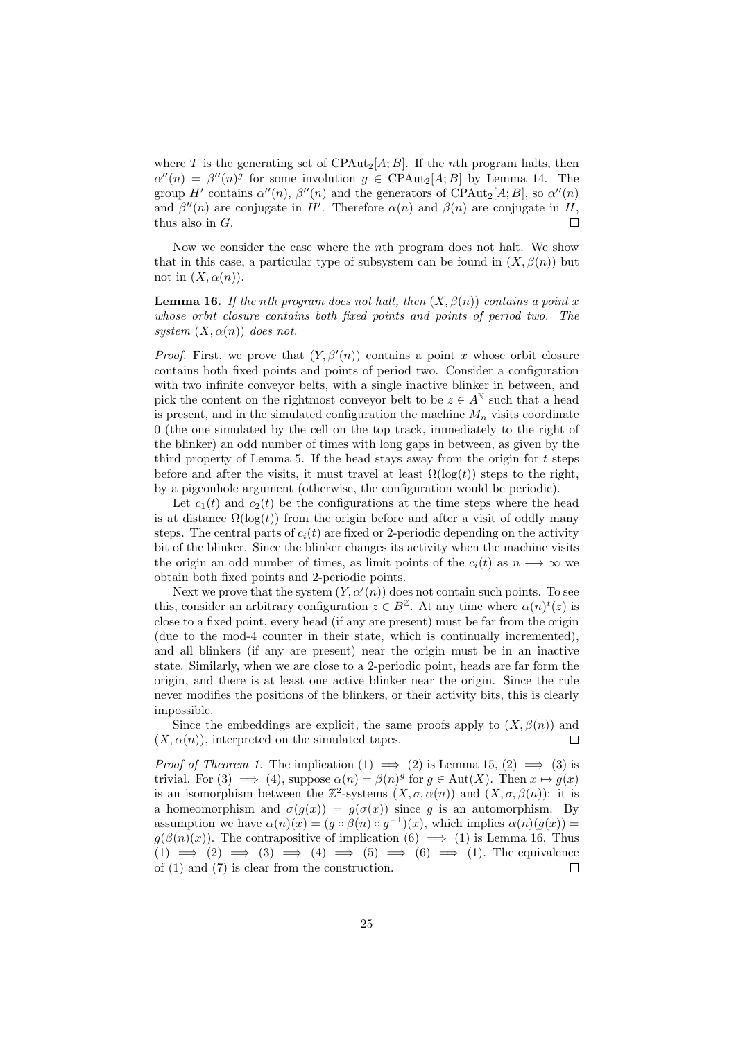where $T$ is the generating set of $\mathrm{CPAut}_2[A; B]$. If the $n$th program halts, then $\alpha''(n) = \beta''(n)^g$ for some involution $g \in \mathrm{CPAut}_2[A; B]$ by Lemma 14. The group $H'$ contains $\alpha''(n)$, $\beta''(n)$ and the generators of $\mathrm{CPAut}_2[A; B]$, so $\alpha''(n)$ and $\beta''(n)$ are conjugate in $H'$. Therefore $\alpha(n)$ and $\beta(n)$ are conjugate in $H$, thus also in $G$. $\square$

Now we consider the case where the $n$th program does not halt. We show that in this case, a particular type of subsystem can be found in $(X, \beta(n))$ but not in $(X, \alpha(n))$.

**Lemma 16.** *If the $n$th program does not halt, then $(X, \beta(n))$ contains a point $x$ whose orbit closure contains both fixed points and points of period two. The system $(X, \alpha(n))$ does not.*

*Proof.* First, we prove that $(Y, \beta'(n))$ contains a point $x$ whose orbit closure contains both fixed points and points of period two. Consider a configuration with two infinite conveyor belts, with a single inactive blinker in between, and pick the content on the rightmost conveyor belt to be $z \in A^{\mathbb{N}}$ such that a head is present, and in the simulated configuration the machine $M_n$ visits coordinate 0 (the one simulated by the cell on the top track, immediately to the right of the blinker) an odd number of times with long gaps in between, as given by the third property of Lemma 5. If the head stays away from the origin for $t$ steps before and after the visits, it must travel at least $\Omega(\log(t))$ steps to the right, by a pigeonhole argument (otherwise, the configuration would be periodic).

Let $c_1(t)$ and $c_2(t)$ be the configurations at the time steps where the head is at distance $\Omega(\log(t))$ from the origin before and after a visit of oddly many steps. The central parts of $c_i(t)$ are fixed or 2-periodic depending on the activity bit of the blinker. Since the blinker changes its activity when the machine visits the origin an odd number of times, as limit points of the $c_i(t)$ as $n \longrightarrow \infty$ we obtain both fixed points and 2-periodic points.

Next we prove that the system $(Y, \alpha'(n))$ does not contain such points. To see this, consider an arbitrary configuration $z \in B^{\mathbb{Z}}$. At any time where $\alpha(n)^t(z)$ is close to a fixed point, every head (if any are present) must be far from the origin (due to the mod-4 counter in their state, which is continually incremented), and all blinkers (if any are present) near the origin must be in an inactive state. Similarly, when we are close to a 2-periodic point, heads are far form the origin, and there is at least one active blinker near the origin. Since the rule never modifies the positions of the blinkers, or their activity bits, this is clearly impossible.

Since the embeddings are explicit, the same proofs apply to $(X, \beta(n))$ and $(X, \alpha(n))$, interpreted on the simulated tapes. $\square$

*Proof of Theorem 1.* The implication (1) $\implies$ (2) is Lemma 15, (2) $\implies$ (3) is trivial. For (3) $\implies$ (4), suppose $\alpha(n) = \beta(n)^g$ for $g \in \mathrm{Aut}(X)$. Then $x \mapsto g(x)$ is an isomorphism between the $\mathbb{Z}^2$-systems $(X, \sigma, \alpha(n))$ and $(X, \sigma, \beta(n))$: it is a homeomorphism and $\sigma(g(x)) = g(\sigma(x))$ since $g$ is an automorphism. By assumption we have $\alpha(n)(x) = (g \circ \beta(n) \circ g^{-1})(x)$, which implies $\alpha(n)(g(x)) = g(\beta(n)(x))$. The contrapositive of implication (6) $\implies$ (1) is Lemma 16. Thus (1) $\implies$ (2) $\implies$ (3) $\implies$ (4) $\implies$ (5) $\implies$ (6) $\implies$ (1). The equivalence of (1) and (7) is clear from the construction. $\square$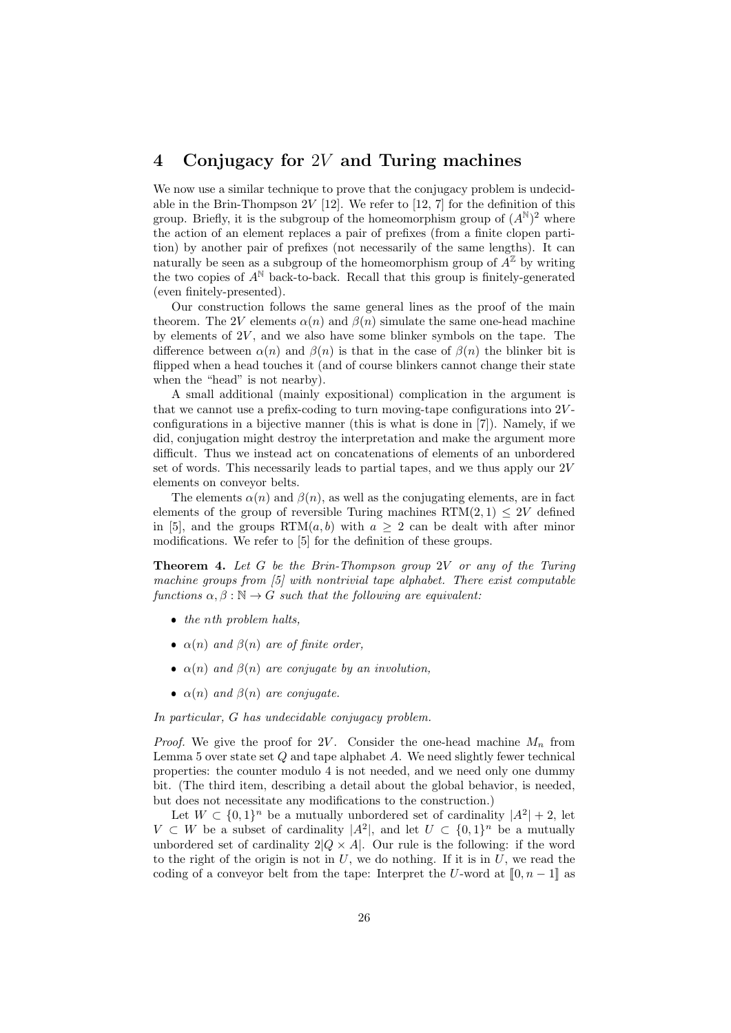## 4 Conjugacy for $2V$ and Turing machines

We now use a similar technique to prove that the conjugacy problem is undecidable in the Brin-Thompson $2V$ [12]. We refer to [12, 7] for the definition of this group. Briefly, it is the subgroup of the homeomorphism group of $(A^{\mathbb{N}})^2$ where the action of an element replaces a pair of prefixes (from a finite clopen partition) by another pair of prefixes (not necessarily of the same lengths). It can naturally be seen as a subgroup of the homeomorphism group of $A^{\mathbb{Z}}$ by writing the two copies of $A^{\mathbb{N}}$ back-to-back. Recall that this group is finitely-generated (even finitely-presented).

Our construction follows the same general lines as the proof of the main theorem. The $2V$ elements $\alpha(n)$ and $\beta(n)$ simulate the same one-head machine by elements of $2V$, and we also have some blinker symbols on the tape. The difference between $\alpha(n)$ and $\beta(n)$ is that in the case of $\beta(n)$ the blinker bit is flipped when a head touches it (and of course blinkers cannot change their state when the "head" is not nearby).

A small additional (mainly expositional) complication in the argument is that we cannot use a prefix-coding to turn moving-tape configurations into $2V$-configurations in a bijective manner (this is what is done in [7]). Namely, if we did, conjugation might destroy the interpretation and make the argument more difficult. Thus we instead act on concatenations of elements of an unbordered set of words. This necessarily leads to partial tapes, and we thus apply our $2V$ elements on conveyor belts.

The elements $\alpha(n)$ and $\beta(n)$, as well as the conjugating elements, are in fact elements of the group of reversible Turing machines $\mathrm{RTM}(2,1) \leq 2V$ defined in [5], and the groups $\mathrm{RTM}(a,b)$ with $a \geq 2$ can be dealt with after minor modifications. We refer to [5] for the definition of these groups.

**Theorem 4.** *Let $G$ be the Brin-Thompson group $2V$ or any of the Turing machine groups from [5] with nontrivial tape alphabet. There exist computable functions $\alpha, \beta : \mathbb{N} \to G$ such that the following are equivalent:*

- *the $n$th problem halts,*
- *$\alpha(n)$ and $\beta(n)$ are of finite order,*
- *$\alpha(n)$ and $\beta(n)$ are conjugate by an involution,*
- *$\alpha(n)$ and $\beta(n)$ are conjugate.*

*In particular, $G$ has undecidable conjugacy problem.*

*Proof.* We give the proof for $2V$. Consider the one-head machine $M_n$ from Lemma 5 over state set $Q$ and tape alphabet $A$. We need slightly fewer technical properties: the counter modulo 4 is not needed, and we need only one dummy bit. (The third item, describing a detail about the global behavior, is needed, but does not necessitate any modifications to the construction.)

Let $W \subset \{0,1\}^n$ be a mutually unbordered set of cardinality $|A^2| + 2$, let $V \subset W$ be a subset of cardinality $|A^2|$, and let $U \subset \{0,1\}^n$ be a mutually unbordered set of cardinality $2|Q \times A|$. Our rule is the following: if the word to the right of the origin is not in $U$, we do nothing. If it is in $U$, we read the coding of a conveyor belt from the tape: Interpret the $U$-word at $[\![0, n-1]\!]$ as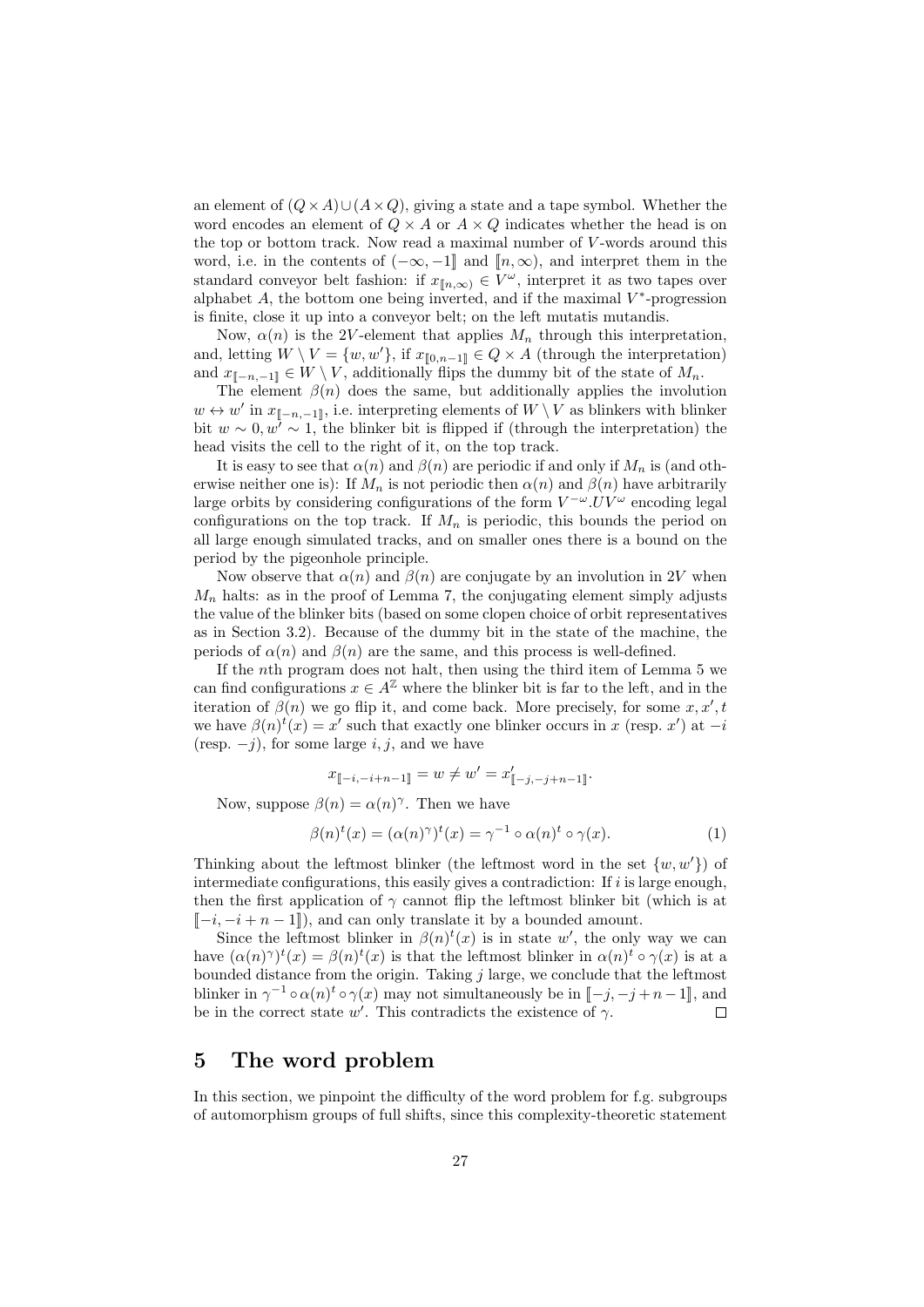an element of $(Q \times A) \cup (A \times Q)$, giving a state and a tape symbol. Whether the word encodes an element of $Q \times A$ or $A \times Q$ indicates whether the head is on the top or bottom track. Now read a maximal number of $V$-words around this word, i.e. in the contents of $(-\infty, -1]\!]$ and $[\![n, \infty)$, and interpret them in the standard conveyor belt fashion: if $x_{[\![n,\infty)} \in V^\omega$, interpret it as two tapes over alphabet $A$, the bottom one being inverted, and if the maximal $V^*$-progression is finite, close it up into a conveyor belt; on the left mutatis mutandis.

Now, $\alpha(n)$ is the $2V$-element that applies $M_n$ through this interpretation, and, letting $W \setminus V = \{w, w'\}$, if $x_{[\![0,n-1]\!]} \in Q \times A$ (through the interpretation) and $x_{[\![-n,-1]\!]} \in W \setminus V$, additionally flips the dummy bit of the state of $M_n$.

The element $\beta(n)$ does the same, but additionally applies the involution $w \leftrightarrow w'$ in $x_{[\![-n,-1]\!]}$, i.e. interpreting elements of $W \setminus V$ as blinkers with blinker bit $w \sim 0, w' \sim 1$, the blinker bit is flipped if (through the interpretation) the head visits the cell to the right of it, on the top track.

It is easy to see that $\alpha(n)$ and $\beta(n)$ are periodic if and only if $M_n$ is (and otherwise neither one is): If $M_n$ is not periodic then $\alpha(n)$ and $\beta(n)$ have arbitrarily large orbits by considering configurations of the form $V^{-\omega}.UV^\omega$ encoding legal configurations on the top track. If $M_n$ is periodic, this bounds the period on all large enough simulated tracks, and on smaller ones there is a bound on the period by the pigeonhole principle.

Now observe that $\alpha(n)$ and $\beta(n)$ are conjugate by an involution in $2V$ when $M_n$ halts: as in the proof of Lemma 7, the conjugating element simply adjusts the value of the blinker bits (based on some clopen choice of orbit representatives as in Section 3.2). Because of the dummy bit in the state of the machine, the periods of $\alpha(n)$ and $\beta(n)$ are the same, and this process is well-defined.

If the $n$th program does not halt, then using the third item of Lemma 5 we can find configurations $x \in A^\mathbb{Z}$ where the blinker bit is far to the left, and in the iteration of $\beta(n)$ we go flip it, and come back. More precisely, for some $x, x', t$ we have $\beta(n)^t(x) = x'$ such that exactly one blinker occurs in $x$ (resp. $x'$) at $-i$ (resp. $-j$), for some large $i, j$, and we have

$$x_{[\![-i,-i+n-1]\!]} = w \neq w' = x'_{[\![-j,-j+n-1]\!]}.$$

Now, suppose $\beta(n) = \alpha(n)^\gamma$. Then we have

$$\beta(n)^t(x) = (\alpha(n)^\gamma)^t(x) = \gamma^{-1} \circ \alpha(n)^t \circ \gamma(x). \tag{1}$$

Thinking about the leftmost blinker (the leftmost word in the set $\{w, w'\}$) of intermediate configurations, this easily gives a contradiction: If $i$ is large enough, then the first application of $\gamma$ cannot flip the leftmost blinker bit (which is at $[\![-i, -i+n-1]\!]$), and can only translate it by a bounded amount.

Since the leftmost blinker in $\beta(n)^t(x)$ is in state $w'$, the only way we can have $(\alpha(n)^\gamma)^t(x) = \beta(n)^t(x)$ is that the leftmost blinker in $\alpha(n)^t \circ \gamma(x)$ is at a bounded distance from the origin. Taking $j$ large, we conclude that the leftmost blinker in $\gamma^{-1} \circ \alpha(n)^t \circ \gamma(x)$ may not simultaneously be in $[\![-j, -j+n-1]\!]$, and be in the correct state $w'$. This contradicts the existence of $\gamma$. $\square$

# 5 The word problem

In this section, we pinpoint the difficulty of the word problem for f.g. subgroups of automorphism groups of full shifts, since this complexity-theoretic statement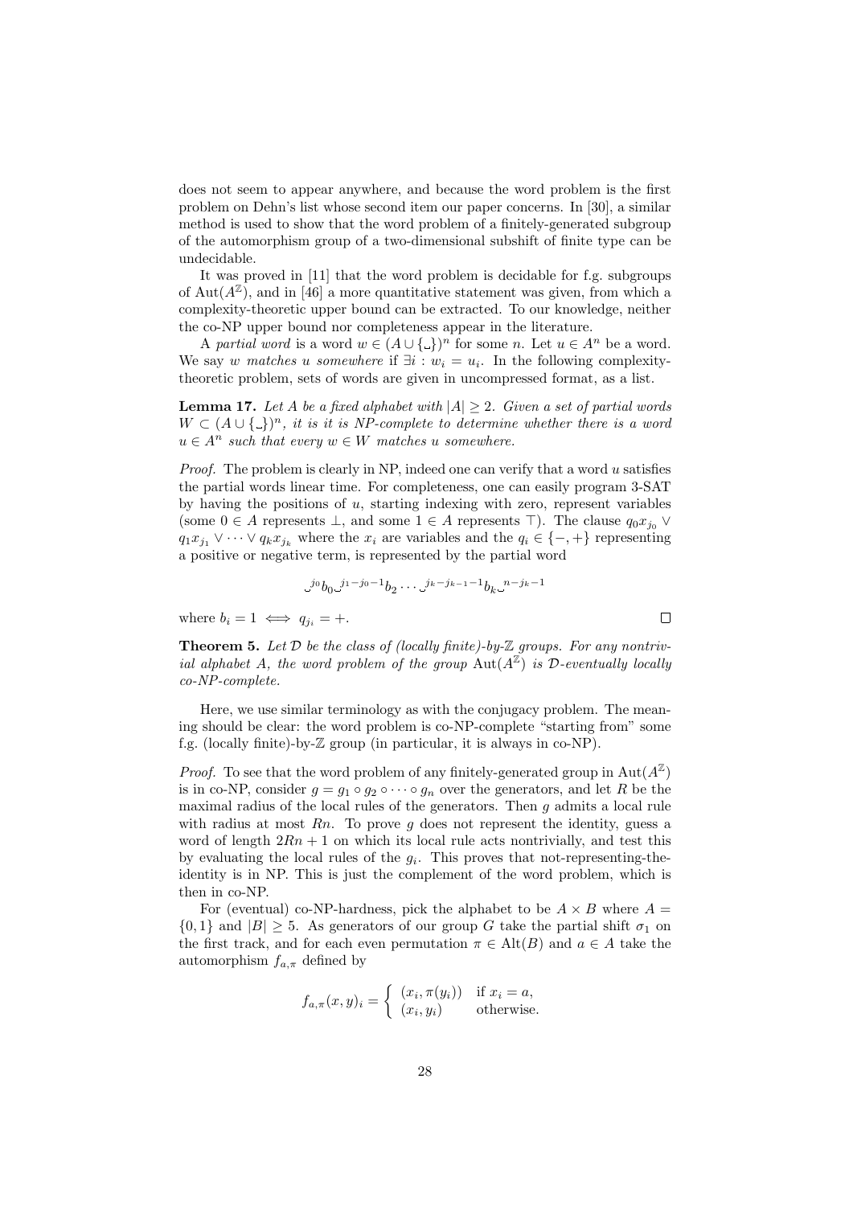does not seem to appear anywhere, and because the word problem is the first problem on Dehn's list whose second item our paper concerns. In [30], a similar method is used to show that the word problem of a finitely-generated subgroup of the automorphism group of a two-dimensional subshift of finite type can be undecidable.

It was proved in [11] that the word problem is decidable for f.g. subgroups of $\mathrm{Aut}(A^{\mathbb{Z}})$, and in [46] a more quantitative statement was given, from which a complexity-theoretic upper bound can be extracted. To our knowledge, neither the co-NP upper bound nor completeness appear in the literature.

A *partial word* is a word $w \in (A \cup \{\llcorner\!\lrcorner\})^n$ for some $n$. Let $u \in A^n$ be a word. We say *$w$ matches $u$ somewhere* if $\exists i : w_i = u_i$. In the following complexity-theoretic problem, sets of words are given in uncompressed format, as a list.

**Lemma 17.** *Let $A$ be a fixed alphabet with $|A| \geq 2$. Given a set of partial words $W \subset (A \cup \{\llcorner\!\lrcorner\})^n$, it is it is NP-complete to determine whether there is a word $u \in A^n$ such that every $w \in W$ matches $u$ somewhere.*

*Proof.* The problem is clearly in NP, indeed one can verify that a word $u$ satisfies the partial words linear time. For completeness, one can easily program 3-SAT by having the positions of $u$, starting indexing with zero, represent variables (some $0 \in A$ represents $\bot$, and some $1 \in A$ represents $\top$). The clause $q_0 x_{j_0} \vee q_1 x_{j_1} \vee \cdots \vee q_k x_{j_k}$ where the $x_i$ are variables and the $q_i \in \{-,+\}$ representing a positive or negative term, is represented by the partial word

$$\llcorner\!\lrcorner^{j_0} b_0 \llcorner\!\lrcorner^{j_1 - j_0 - 1} b_2 \cdots \llcorner\!\lrcorner^{j_k - j_{k-1} - 1} b_k \llcorner\!\lrcorner^{n - j_k - 1}$$

where $b_i = 1 \iff q_{j_i} = +$. $\square$

**Theorem 5.** *Let $\mathcal{D}$ be the class of (locally finite)-by-$\mathbb{Z}$ groups. For any nontrivial alphabet $A$, the word problem of the group $\mathrm{Aut}(A^{\mathbb{Z}})$ is $\mathcal{D}$-eventually locally co-NP-complete.*

Here, we use similar terminology as with the conjugacy problem. The meaning should be clear: the word problem is co-NP-complete "starting from" some f.g. (locally finite)-by-$\mathbb{Z}$ group (in particular, it is always in co-NP).

*Proof.* To see that the word problem of any finitely-generated group in $\mathrm{Aut}(A^{\mathbb{Z}})$ is in co-NP, consider $g = g_1 \circ g_2 \circ \cdots \circ g_n$ over the generators, and let $R$ be the maximal radius of the local rules of the generators. Then $g$ admits a local rule with radius at most $Rn$. To prove $g$ does not represent the identity, guess a word of length $2Rn + 1$ on which its local rule acts nontrivially, and test this by evaluating the local rules of the $g_i$. This proves that not-representing-the-identity is in NP. This is just the complement of the word problem, which is then in co-NP.

For (eventual) co-NP-hardness, pick the alphabet to be $A \times B$ where $A = \{0, 1\}$ and $|B| \geq 5$. As generators of our group $G$ take the partial shift $\sigma_1$ on the first track, and for each even permutation $\pi \in \mathrm{Alt}(B)$ and $a \in A$ take the automorphism $f_{a,\pi}$ defined by

$$f_{a,\pi}(x, y)_i = \begin{cases} (x_i, \pi(y_i)) & \text{if } x_i = a, \\ (x_i, y_i) & \text{otherwise.} \end{cases}$$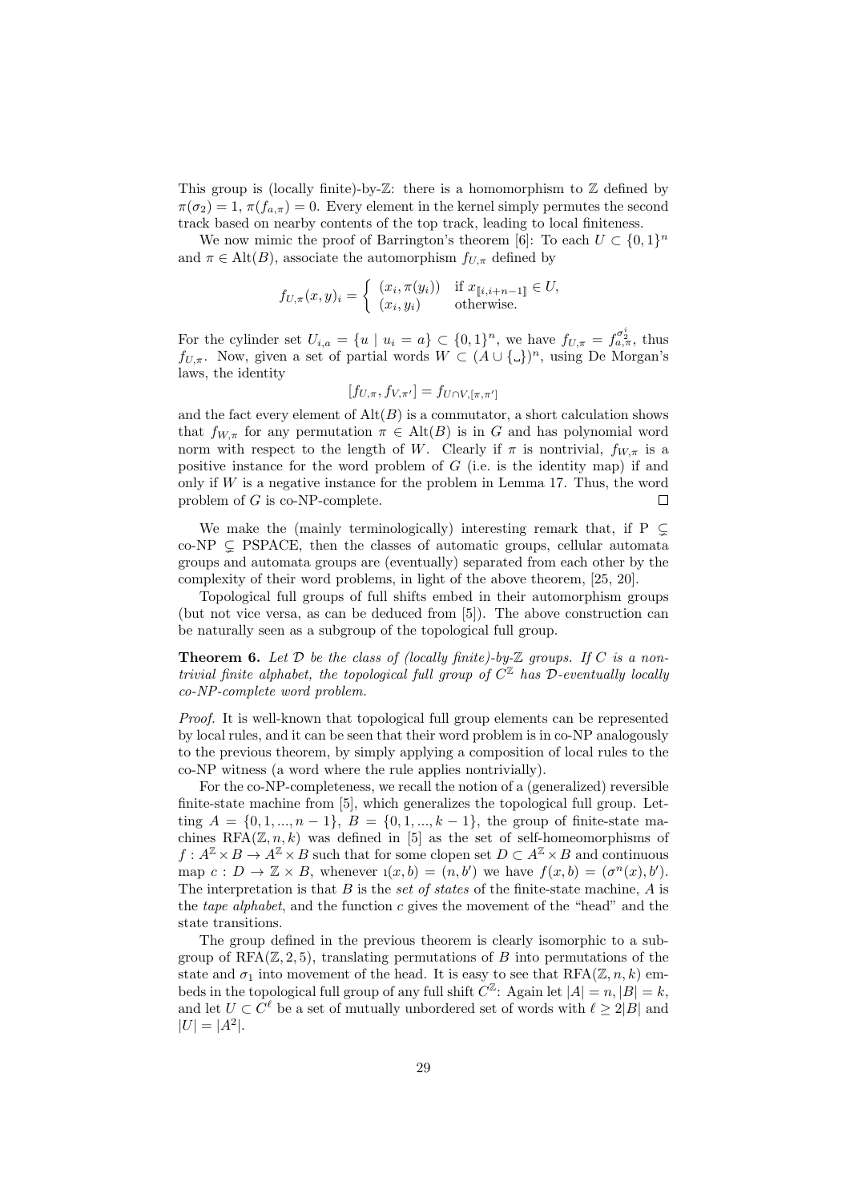This group is (locally finite)-by-$\mathbb{Z}$: there is a homomorphism to $\mathbb{Z}$ defined by $\pi(\sigma_2) = 1$, $\pi(f_{a,\pi}) = 0$. Every element in the kernel simply permutes the second track based on nearby contents of the top track, leading to local finiteness.

We now mimic the proof of Barrington's theorem [6]: To each $U \subset \{0,1\}^n$ and $\pi \in \mathrm{Alt}(B)$, associate the automorphism $f_{U,\pi}$ defined by

$$f_{U,\pi}(x,y)_i = \begin{cases} (x_i, \pi(y_i)) & \text{if } x_{[\![i,i+n-1]\!]} \in U, \\ (x_i, y_i) & \text{otherwise.} \end{cases}$$

For the cylinder set $U_{i,a} = \{u \mid u_i = a\} \subset \{0,1\}^n$, we have $f_{U,\pi} = f_{a,\pi}^{\sigma_2^i}$, thus $f_{U,\pi}$. Now, given a set of partial words $W \subset (A \cup \{\_\})^n$, using De Morgan's laws, the identity

$$[f_{U,\pi}, f_{V,\pi'}] = f_{U \cap V, [\pi,\pi']}$$

and the fact every element of $\mathrm{Alt}(B)$ is a commutator, a short calculation shows that $f_{W,\pi}$ for any permutation $\pi \in \mathrm{Alt}(B)$ is in $G$ and has polynomial word norm with respect to the length of $W$. Clearly if $\pi$ is nontrivial, $f_{W,\pi}$ is a positive instance for the word problem of $G$ (i.e. is the identity map) if and only if $W$ is a negative instance for the problem in Lemma 17. Thus, the word problem of $G$ is co-NP-complete. $\square$

We make the (mainly terminologically) interesting remark that, if P $\subsetneq$ co-NP $\subsetneq$ PSPACE, then the classes of automatic groups, cellular automata groups and automata groups are (eventually) separated from each other by the complexity of their word problems, in light of the above theorem, [25, 20].

Topological full groups of full shifts embed in their automorphism groups (but not vice versa, as can be deduced from [5]). The above construction can be naturally seen as a subgroup of the topological full group.

**Theorem 6.** *Let $\mathcal{D}$ be the class of (locally finite)-by-$\mathbb{Z}$ groups. If $C$ is a nontrivial finite alphabet, the topological full group of $C^{\mathbb{Z}}$ has $\mathcal{D}$-eventually locally co-NP-complete word problem.*

*Proof.* It is well-known that topological full group elements can be represented by local rules, and it can be seen that their word problem is in co-NP analogously to the previous theorem, by simply applying a composition of local rules to the co-NP witness (a word where the rule applies nontrivially).

For the co-NP-completeness, we recall the notion of a (generalized) reversible finite-state machine from [5], which generalizes the topological full group. Letting $A = \{0, 1, ..., n-1\}$, $B = \{0, 1, ..., k-1\}$, the group of finite-state machines $\mathrm{RFA}(\mathbb{Z}, n, k)$ was defined in [5] as the set of self-homeomorphisms of $f : A^{\mathbb{Z}} \times B \to A^{\mathbb{Z}} \times B$ such that for some clopen set $D \subset A^{\mathbb{Z}} \times B$ and continuous map $c : D \to \mathbb{Z} \times B$, whenever $\imath(x,b) = (n,b')$ we have $f(x,b) = (\sigma^n(x), b')$. The interpretation is that $B$ is the *set of states* of the finite-state machine, $A$ is the *tape alphabet*, and the function $c$ gives the movement of the "head" and the state transitions.

The group defined in the previous theorem is clearly isomorphic to a subgroup of $\mathrm{RFA}(\mathbb{Z}, 2, 5)$, translating permutations of $B$ into permutations of the state and $\sigma_1$ into movement of the head. It is easy to see that $\mathrm{RFA}(\mathbb{Z}, n, k)$ embeds in the topological full group of any full shift $C^{\mathbb{Z}}$: Again let $|A| = n, |B| = k$, and let $U \subset C^\ell$ be a set of mutually unbordered set of words with $\ell \geq 2|B|$ and $|U| = |A^2|$.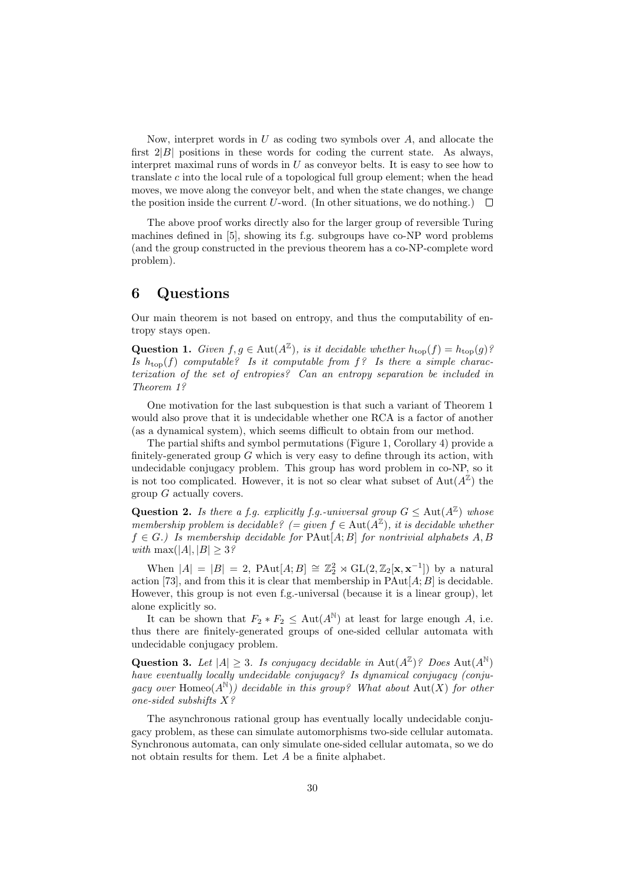Now, interpret words in $U$ as coding two symbols over $A$, and allocate the first $2|B|$ positions in these words for coding the current state. As always, interpret maximal runs of words in $U$ as conveyor belts. It is easy to see how to translate $c$ into the local rule of a topological full group element; when the head moves, we move along the conveyor belt, and when the state changes, we change the position inside the current $U$-word. (In other situations, we do nothing.) $\square$

The above proof works directly also for the larger group of reversible Turing machines defined in [5], showing its f.g. subgroups have co-NP word problems (and the group constructed in the previous theorem has a co-NP-complete word problem).

# 6 Questions

Our main theorem is not based on entropy, and thus the computability of entropy stays open.

**Question 1.** *Given $f, g \in \mathrm{Aut}(A^{\mathbb{Z}})$, is it decidable whether $h_{\mathrm{top}}(f) = h_{\mathrm{top}}(g)$? Is $h_{\mathrm{top}}(f)$ computable? Is it computable from $f$? Is there a simple characterization of the set of entropies? Can an entropy separation be included in Theorem 1?*

One motivation for the last subquestion is that such a variant of Theorem 1 would also prove that it is undecidable whether one RCA is a factor of another (as a dynamical system), which seems difficult to obtain from our method.

The partial shifts and symbol permutations (Figure 1, Corollary 4) provide a finitely-generated group $G$ which is very easy to define through its action, with undecidable conjugacy problem. This group has word problem in co-NP, so it is not too complicated. However, it is not so clear what subset of $\mathrm{Aut}(A^{\mathbb{Z}})$ the group $G$ actually covers.

**Question 2.** *Is there a f.g. explicitly f.g.-universal group $G \leq \mathrm{Aut}(A^{\mathbb{Z}})$ whose membership problem is decidable? (= given $f \in \mathrm{Aut}(A^{\mathbb{Z}})$, it is decidable whether $f \in G$.) Is membership decidable for $\mathrm{PAut}[A; B]$ for nontrivial alphabets $A, B$ with $\max(|A|, |B| \geq 3$?*

When $|A| = |B| = 2$, $\mathrm{PAut}[A; B] \cong \mathbb{Z}_2^2 \rtimes \mathrm{GL}(2, \mathbb{Z}_2[\mathbf{x}, \mathbf{x}^{-1}])$ by a natural action [73], and from this it is clear that membership in $\mathrm{PAut}[A; B]$ is decidable. However, this group is not even f.g.-universal (because it is a linear group), let alone explicitly so.

It can be shown that $F_2 * F_2 \leq \mathrm{Aut}(A^{\mathbb{N}})$ at least for large enough $A$, i.e. thus there are finitely-generated groups of one-sided cellular automata with undecidable conjugacy problem.

**Question 3.** *Let $|A| \geq 3$. Is conjugacy decidable in $\mathrm{Aut}(A^{\mathbb{Z}})$? Does $\mathrm{Aut}(A^{\mathbb{N}})$ have eventually locally undecidable conjugacy? Is dynamical conjugacy (conjugacy over $\mathrm{Homeo}(A^{\mathbb{N}})$) decidable in this group? What about $\mathrm{Aut}(X)$ for other one-sided subshifts $X$?*

The asynchronous rational group has eventually locally undecidable conjugacy problem, as these can simulate automorphisms two-side cellular automata. Synchronous automata, can only simulate one-sided cellular automata, so we do not obtain results for them. Let $A$ be a finite alphabet.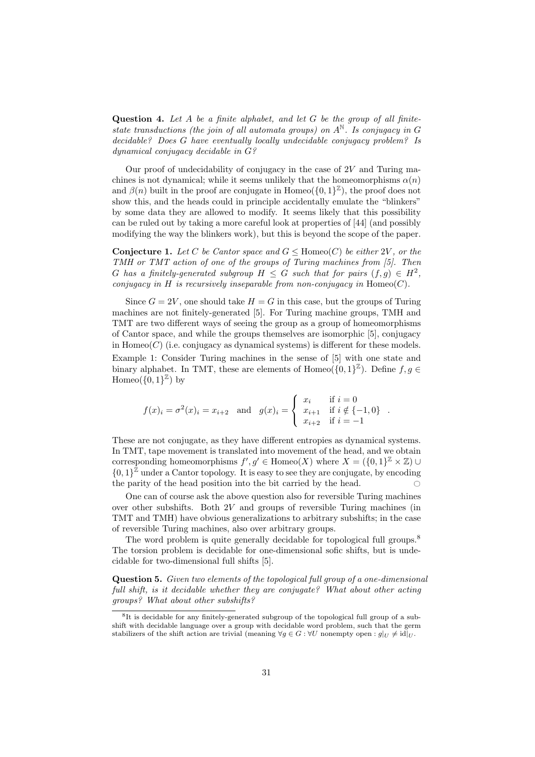**Question 4.** *Let $A$ be a finite alphabet, and let $G$ be the group of all finite-state transductions (the join of all automata groups) on $A^{\mathbb{N}}$. Is conjugacy in $G$ decidable? Does $G$ have eventually locally undecidable conjugacy problem? Is dynamical conjugacy decidable in $G$?*

Our proof of undecidability of conjugacy in the case of $2V$ and Turing machines is not dynamical; while it seems unlikely that the homeomorphisms $\alpha(n)$ and $\beta(n)$ built in the proof are conjugate in $\mathrm{Homeo}(\{0,1\}^{\mathbb{Z}})$, the proof does not show this, and the heads could in principle accidentally emulate the "blinkers" by some data they are allowed to modify. It seems likely that this possibility can be ruled out by taking a more careful look at properties of [44] (and possibly modifying the way the blinkers work), but this is beyond the scope of the paper.

**Conjecture 1.** *Let $C$ be Cantor space and $G \leq \mathrm{Homeo}(C)$ be either $2V$, or the TMH or TMT action of one of the groups of Turing machines from [5]. Then $G$ has a finitely-generated subgroup $H \leq G$ such that for pairs $(f,g) \in H^2$, conjugacy in $H$ is recursively inseparable from non-conjugacy in $\mathrm{Homeo}(C)$.*

Since $G = 2V$, one should take $H = G$ in this case, but the groups of Turing machines are not finitely-generated [5]. For Turing machine groups, TMH and TMT are two different ways of seeing the group as a group of homeomorphisms of Cantor space, and while the groups themselves are isomorphic [5], conjugacy in $\mathrm{Homeo}(C)$ (i.e. conjugacy as dynamical systems) is different for these models.

Example 1: Consider Turing machines in the sense of [5] with one state and binary alphabet. In TMT, these are elements of $\mathrm{Homeo}(\{0,1\}^{\mathbb{Z}})$. Define $f, g \in \mathrm{Homeo}(\{0,1\}^{\mathbb{Z}})$ by

$$f(x)_i = \sigma^2(x)_i = x_{i+2} \quad \text{and} \quad g(x)_i = \begin{cases} x_i & \text{if } i = 0 \\ x_{i+1} & \text{if } i \notin \{-1, 0\} \\ x_{i+2} & \text{if } i = -1 \end{cases}.$$

These are not conjugate, as they have different entropies as dynamical systems. In TMT, tape movement is translated into movement of the head, and we obtain corresponding homeomorphisms $f', g' \in \mathrm{Homeo}(X)$ where $X = (\{0,1\}^{\mathbb{Z}} \times \mathbb{Z}) \cup \{0,1\}^{\mathbb{Z}}$ under a Cantor topology. It is easy to see they are conjugate, by encoding the parity of the head position into the bit carried by the head. ○

One can of course ask the above question also for reversible Turing machines over other subshifts. Both $2V$ and groups of reversible Turing machines (in TMT and TMH) have obvious generalizations to arbitrary subshifts; in the case of reversible Turing machines, also over arbitrary groups.

The word problem is quite generally decidable for topological full groups.[8] The torsion problem is decidable for one-dimensional sofic shifts, but is undecidable for two-dimensional full shifts [5].

**Question 5.** *Given two elements of the topological full group of a one-dimensional full shift, is it decidable whether they are conjugate? What about other acting groups? What about other subshifts?*

[8] It is decidable for any finitely-generated subgroup of the topological full group of a subshift with decidable language over a group with decidable word problem, such that the germ stabilizers of the shift action are trivial (meaning $\forall g \in G : \forall U$ nonempty open : $g|_U \neq \mathrm{id}|_U$.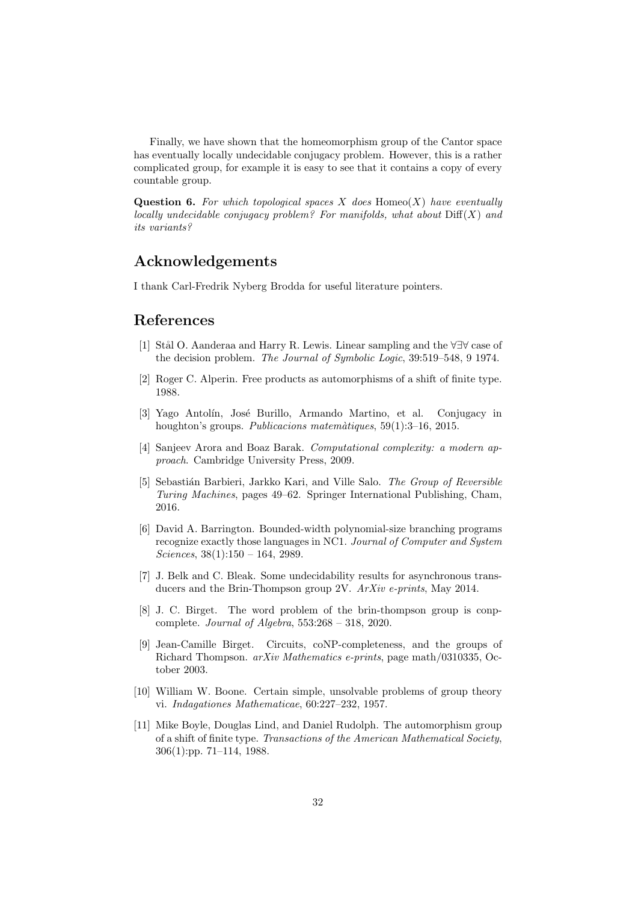Finally, we have shown that the homeomorphism group of the Cantor space has eventually locally undecidable conjugacy problem. However, this is a rather complicated group, for example it is easy to see that it contains a copy of every countable group.

**Question 6.** *For which topological spaces $X$ does $\mathrm{Homeo}(X)$ have eventually locally undecidable conjugacy problem? For manifolds, what about $\mathrm{Diff}(X)$ and its variants?*

## Acknowledgements

I thank Carl-Fredrik Nyberg Brodda for useful literature pointers.

## References

[1] Stål O. Aanderaa and Harry R. Lewis. Linear sampling and the $\forall\exists\forall$ case of the decision problem. *The Journal of Symbolic Logic*, 39:519–548, 9 1974.

[2] Roger C. Alperin. Free products as automorphisms of a shift of finite type. 1988.

[3] Yago Antolín, José Burillo, Armando Martino, et al. Conjugacy in houghton's groups. *Publicacions matemàtiques*, 59(1):3–16, 2015.

[4] Sanjeev Arora and Boaz Barak. *Computational complexity: a modern approach*. Cambridge University Press, 2009.

[5] Sebastián Barbieri, Jarkko Kari, and Ville Salo. *The Group of Reversible Turing Machines*, pages 49–62. Springer International Publishing, Cham, 2016.

[6] David A. Barrington. Bounded-width polynomial-size branching programs recognize exactly those languages in NC1. *Journal of Computer and System Sciences*, 38(1):150 – 164, 2989.

[7] J. Belk and C. Bleak. Some undecidability results for asynchronous transducers and the Brin-Thompson group 2V. *ArXiv e-prints*, May 2014.

[8] J. C. Birget. The word problem of the brin-thompson group is conp-complete. *Journal of Algebra*, 553:268 – 318, 2020.

[9] Jean-Camille Birget. Circuits, coNP-completeness, and the groups of Richard Thompson. *arXiv Mathematics e-prints*, page math/0310335, October 2003.

[10] William W. Boone. Certain simple, unsolvable problems of group theory vi. *Indagationes Mathematicae*, 60:227–232, 1957.

[11] Mike Boyle, Douglas Lind, and Daniel Rudolph. The automorphism group of a shift of finite type. *Transactions of the American Mathematical Society*, 306(1):pp. 71–114, 1988.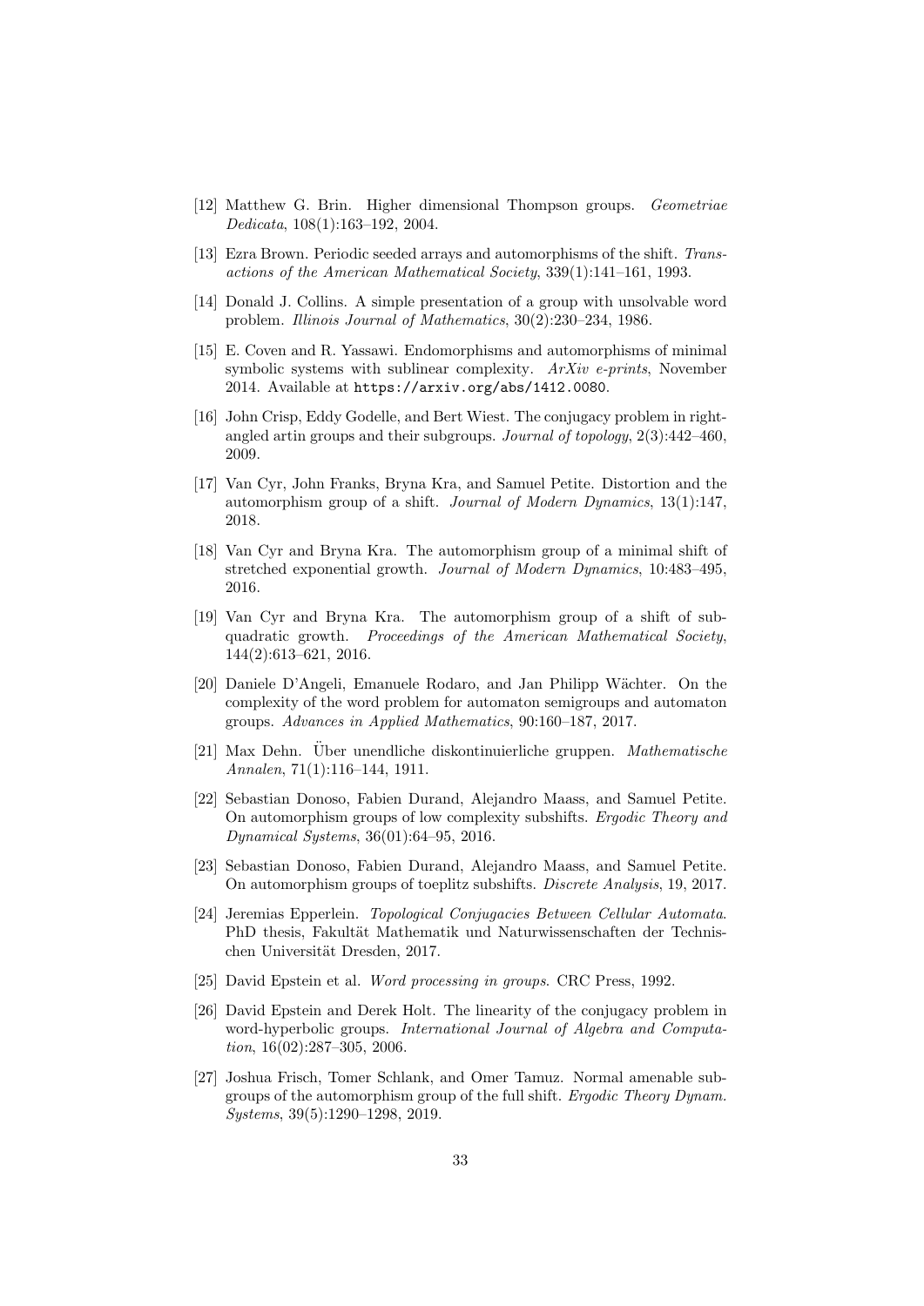[12] Matthew G. Brin. Higher dimensional Thompson groups. *Geometriae Dedicata*, 108(1):163–192, 2004.

[13] Ezra Brown. Periodic seeded arrays and automorphisms of the shift. *Transactions of the American Mathematical Society*, 339(1):141–161, 1993.

[14] Donald J. Collins. A simple presentation of a group with unsolvable word problem. *Illinois Journal of Mathematics*, 30(2):230–234, 1986.

[15] E. Coven and R. Yassawi. Endomorphisms and automorphisms of minimal symbolic systems with sublinear complexity. *ArXiv e-prints*, November 2014. Available at `https://arxiv.org/abs/1412.0080`.

[16] John Crisp, Eddy Godelle, and Bert Wiest. The conjugacy problem in right-angled artin groups and their subgroups. *Journal of topology*, 2(3):442–460, 2009.

[17] Van Cyr, John Franks, Bryna Kra, and Samuel Petite. Distortion and the automorphism group of a shift. *Journal of Modern Dynamics*, 13(1):147, 2018.

[18] Van Cyr and Bryna Kra. The automorphism group of a minimal shift of stretched exponential growth. *Journal of Modern Dynamics*, 10:483–495, 2016.

[19] Van Cyr and Bryna Kra. The automorphism group of a shift of subquadratic growth. *Proceedings of the American Mathematical Society*, 144(2):613–621, 2016.

[20] Daniele D'Angeli, Emanuele Rodaro, and Jan Philipp Wächter. On the complexity of the word problem for automaton semigroups and automaton groups. *Advances in Applied Mathematics*, 90:160–187, 2017.

[21] Max Dehn. Über unendliche diskontinuierliche gruppen. *Mathematische Annalen*, 71(1):116–144, 1911.

[22] Sebastian Donoso, Fabien Durand, Alejandro Maass, and Samuel Petite. On automorphism groups of low complexity subshifts. *Ergodic Theory and Dynamical Systems*, 36(01):64–95, 2016.

[23] Sebastian Donoso, Fabien Durand, Alejandro Maass, and Samuel Petite. On automorphism groups of toeplitz subshifts. *Discrete Analysis*, 19, 2017.

[24] Jeremias Epperlein. *Topological Conjugacies Between Cellular Automata*. PhD thesis, Fakultät Mathematik und Naturwissenschaften der Technischen Universität Dresden, 2017.

[25] David Epstein et al. *Word processing in groups*. CRC Press, 1992.

[26] David Epstein and Derek Holt. The linearity of the conjugacy problem in word-hyperbolic groups. *International Journal of Algebra and Computation*, 16(02):287–305, 2006.

[27] Joshua Frisch, Tomer Schlank, and Omer Tamuz. Normal amenable subgroups of the automorphism group of the full shift. *Ergodic Theory Dynam. Systems*, 39(5):1290–1298, 2019.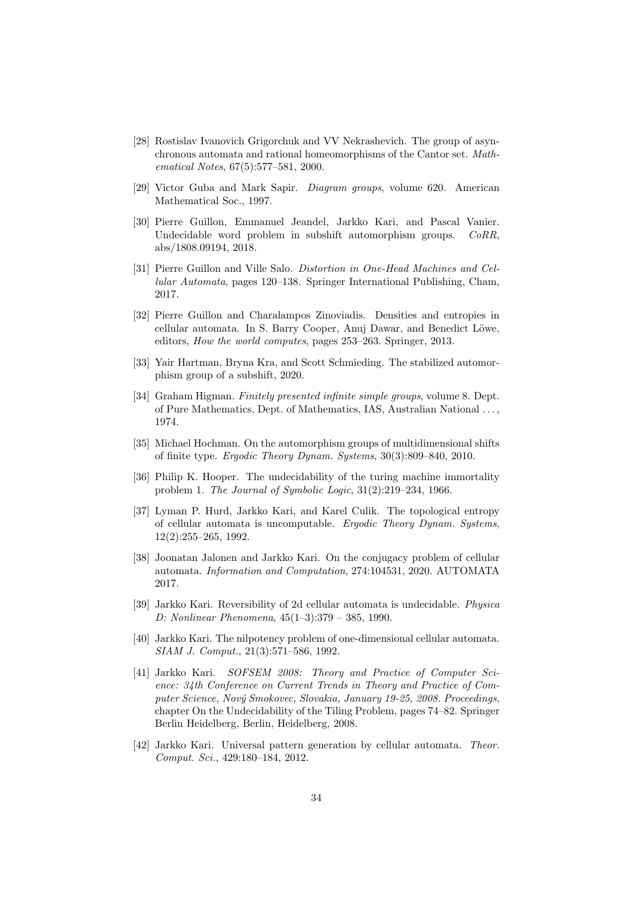[28] Rostislav Ivanovich Grigorchuk and VV Nekrashevich. The group of asynchronous automata and rational homeomorphisms of the Cantor set. *Mathematical Notes*, 67(5):577–581, 2000.

[29] Victor Guba and Mark Sapir. *Diagram groups*, volume 620. American Mathematical Soc., 1997.

[30] Pierre Guillon, Emmanuel Jeandel, Jarkko Kari, and Pascal Vanier. Undecidable word problem in subshift automorphism groups. *CoRR*, abs/1808.09194, 2018.

[31] Pierre Guillon and Ville Salo. *Distortion in One-Head Machines and Cellular Automata*, pages 120–138. Springer International Publishing, Cham, 2017.

[32] Pierre Guillon and Charalampos Zinoviadis. Densities and entropies in cellular automata. In S. Barry Cooper, Anuj Dawar, and Benedict Löwe, editors, *How the world computes*, pages 253–263. Springer, 2013.

[33] Yair Hartman, Bryna Kra, and Scott Schmieding. The stabilized automorphism group of a subshift, 2020.

[34] Graham Higman. *Finitely presented infinite simple groups*, volume 8. Dept. of Pure Mathematics, Dept. of Mathematics, IAS, Australian National . . . , 1974.

[35] Michael Hochman. On the automorphism groups of multidimensional shifts of finite type. *Ergodic Theory Dynam. Systems*, 30(3):809–840, 2010.

[36] Philip K. Hooper. The undecidability of the turing machine immortality problem 1. *The Journal of Symbolic Logic*, 31(2):219–234, 1966.

[37] Lyman P. Hurd, Jarkko Kari, and Karel Culik. The topological entropy of cellular automata is uncomputable. *Ergodic Theory Dynam. Systems*, 12(2):255–265, 1992.

[38] Joonatan Jalonen and Jarkko Kari. On the conjugacy problem of cellular automata. *Information and Computation*, 274:104531, 2020. AUTOMATA 2017.

[39] Jarkko Kari. Reversibility of 2d cellular automata is undecidable. *Physica D: Nonlinear Phenomena*, 45(1–3):379 – 385, 1990.

[40] Jarkko Kari. The nilpotency problem of one-dimensional cellular automata. *SIAM J. Comput.*, 21(3):571–586, 1992.

[41] Jarkko Kari. *SOFSEM 2008: Theory and Practice of Computer Science: 34th Conference on Current Trends in Theory and Practice of Computer Science, Nový Smokovec, Slovakia, January 19-25, 2008. Proceedings*, chapter On the Undecidability of the Tiling Problem, pages 74–82. Springer Berlin Heidelberg, Berlin, Heidelberg, 2008.

[42] Jarkko Kari. Universal pattern generation by cellular automata. *Theor. Comput. Sci.*, 429:180–184, 2012.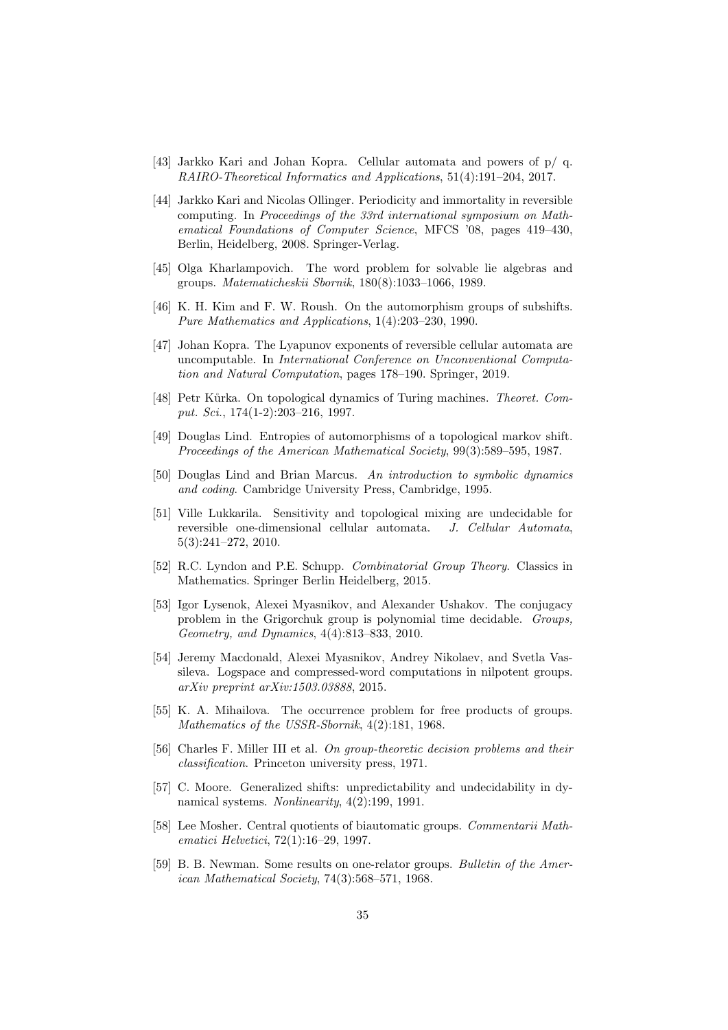[43] Jarkko Kari and Johan Kopra. Cellular automata and powers of p/ q. *RAIRO-Theoretical Informatics and Applications*, 51(4):191–204, 2017.

[44] Jarkko Kari and Nicolas Ollinger. Periodicity and immortality in reversible computing. In *Proceedings of the 33rd international symposium on Mathematical Foundations of Computer Science*, MFCS '08, pages 419–430, Berlin, Heidelberg, 2008. Springer-Verlag.

[45] Olga Kharlampovich. The word problem for solvable lie algebras and groups. *Matematicheskii Sbornik*, 180(8):1033–1066, 1989.

[46] K. H. Kim and F. W. Roush. On the automorphism groups of subshifts. *Pure Mathematics and Applications*, 1(4):203–230, 1990.

[47] Johan Kopra. The Lyapunov exponents of reversible cellular automata are uncomputable. In *International Conference on Unconventional Computation and Natural Computation*, pages 178–190. Springer, 2019.

[48] Petr Kůrka. On topological dynamics of Turing machines. *Theoret. Comput. Sci.*, 174(1-2):203–216, 1997.

[49] Douglas Lind. Entropies of automorphisms of a topological markov shift. *Proceedings of the American Mathematical Society*, 99(3):589–595, 1987.

[50] Douglas Lind and Brian Marcus. *An introduction to symbolic dynamics and coding*. Cambridge University Press, Cambridge, 1995.

[51] Ville Lukkarila. Sensitivity and topological mixing are undecidable for reversible one-dimensional cellular automata. *J. Cellular Automata*, 5(3):241–272, 2010.

[52] R.C. Lyndon and P.E. Schupp. *Combinatorial Group Theory*. Classics in Mathematics. Springer Berlin Heidelberg, 2015.

[53] Igor Lysenok, Alexei Myasnikov, and Alexander Ushakov. The conjugacy problem in the Grigorchuk group is polynomial time decidable. *Groups, Geometry, and Dynamics*, 4(4):813–833, 2010.

[54] Jeremy Macdonald, Alexei Myasnikov, Andrey Nikolaev, and Svetla Vassileva. Logspace and compressed-word computations in nilpotent groups. *arXiv preprint arXiv:1503.03888*, 2015.

[55] K. A. Mihailova. The occurrence problem for free products of groups. *Mathematics of the USSR-Sbornik*, 4(2):181, 1968.

[56] Charles F. Miller III et al. *On group-theoretic decision problems and their classification*. Princeton university press, 1971.

[57] C. Moore. Generalized shifts: unpredictability and undecidability in dynamical systems. *Nonlinearity*, 4(2):199, 1991.

[58] Lee Mosher. Central quotients of biautomatic groups. *Commentarii Mathematici Helvetici*, 72(1):16–29, 1997.

[59] B. B. Newman. Some results on one-relator groups. *Bulletin of the American Mathematical Society*, 74(3):568–571, 1968.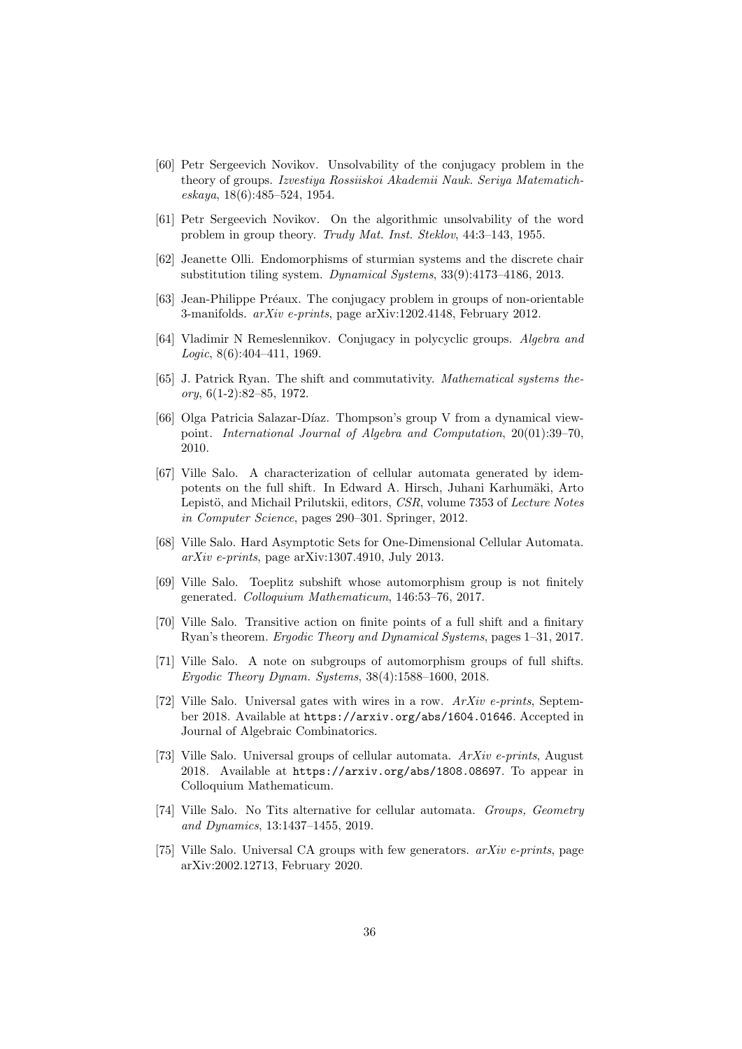[60] Petr Sergeevich Novikov. Unsolvability of the conjugacy problem in the theory of groups. *Izvestiya Rossiiskoi Akademii Nauk. Seriya Matematicheskaya*, 18(6):485–524, 1954.

[61] Petr Sergeevich Novikov. On the algorithmic unsolvability of the word problem in group theory. *Trudy Mat. Inst. Steklov*, 44:3–143, 1955.

[62] Jeanette Olli. Endomorphisms of sturmian systems and the discrete chair substitution tiling system. *Dynamical Systems*, 33(9):4173–4186, 2013.

[63] Jean-Philippe Préaux. The conjugacy problem in groups of non-orientable 3-manifolds. *arXiv e-prints*, page arXiv:1202.4148, February 2012.

[64] Vladimir N Remeslennikov. Conjugacy in polycyclic groups. *Algebra and Logic*, 8(6):404–411, 1969.

[65] J. Patrick Ryan. The shift and commutativity. *Mathematical systems theory*, 6(1-2):82–85, 1972.

[66] Olga Patricia Salazar-Díaz. Thompson's group V from a dynamical viewpoint. *International Journal of Algebra and Computation*, 20(01):39–70, 2010.

[67] Ville Salo. A characterization of cellular automata generated by idempotents on the full shift. In Edward A. Hirsch, Juhani Karhumäki, Arto Lepistö, and Michail Prilutskii, editors, *CSR*, volume 7353 of *Lecture Notes in Computer Science*, pages 290–301. Springer, 2012.

[68] Ville Salo. Hard Asymptotic Sets for One-Dimensional Cellular Automata. *arXiv e-prints*, page arXiv:1307.4910, July 2013.

[69] Ville Salo. Toeplitz subshift whose automorphism group is not finitely generated. *Colloquium Mathematicum*, 146:53–76, 2017.

[70] Ville Salo. Transitive action on finite points of a full shift and a finitary Ryan's theorem. *Ergodic Theory and Dynamical Systems*, pages 1–31, 2017.

[71] Ville Salo. A note on subgroups of automorphism groups of full shifts. *Ergodic Theory Dynam. Systems*, 38(4):1588–1600, 2018.

[72] Ville Salo. Universal gates with wires in a row. *ArXiv e-prints*, September 2018. Available at `https://arxiv.org/abs/1604.01646`. Accepted in Journal of Algebraic Combinatorics.

[73] Ville Salo. Universal groups of cellular automata. *ArXiv e-prints*, August 2018. Available at `https://arxiv.org/abs/1808.08697`. To appear in Colloquium Mathematicum.

[74] Ville Salo. No Tits alternative for cellular automata. *Groups, Geometry and Dynamics*, 13:1437–1455, 2019.

[75] Ville Salo. Universal CA groups with few generators. *arXiv e-prints*, page arXiv:2002.12713, February 2020.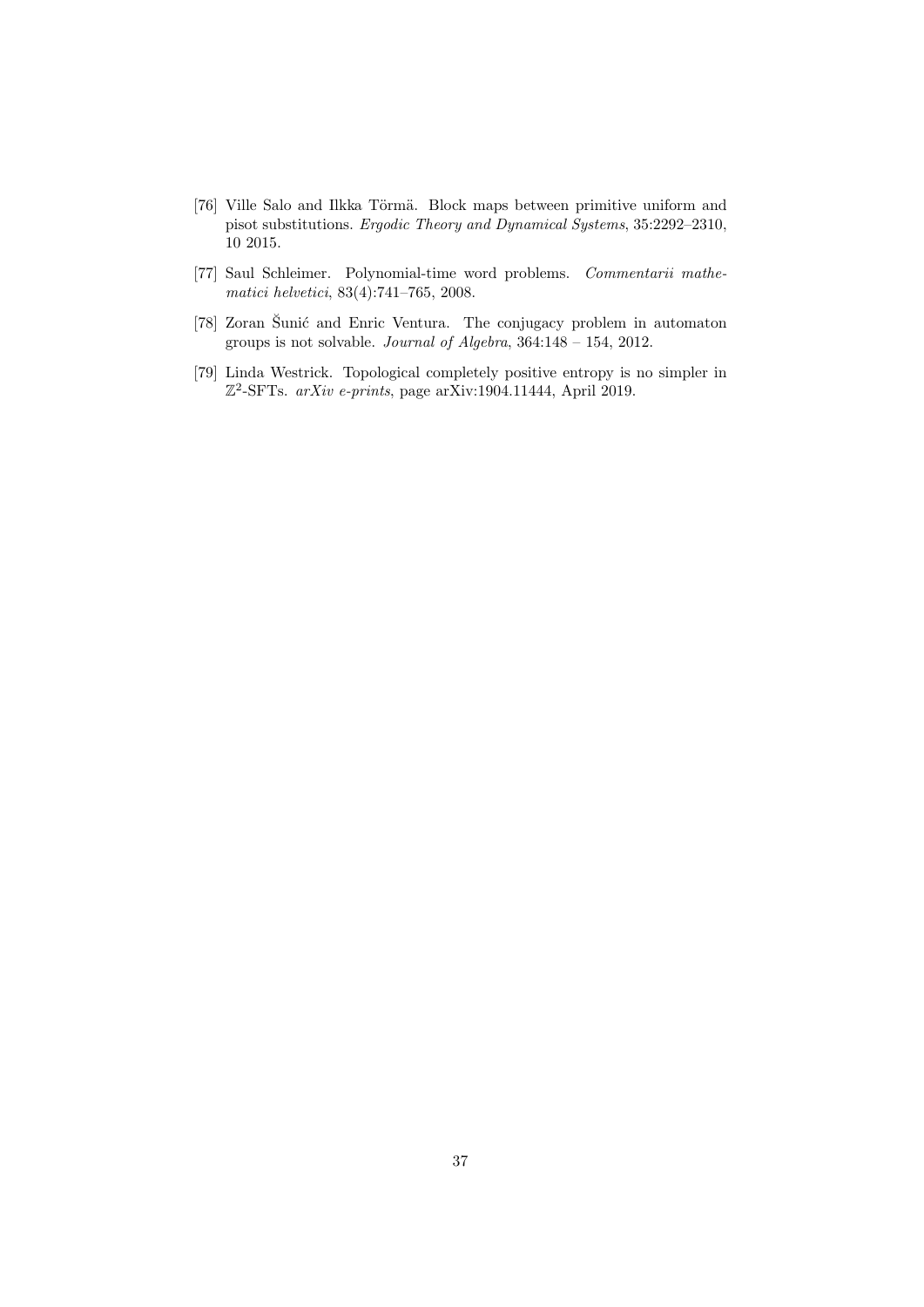- [76] Ville Salo and Ilkka Törmä. Block maps between primitive uniform and pisot substitutions. *Ergodic Theory and Dynamical Systems*, 35:2292–2310, 10 2015.
- [77] Saul Schleimer. Polynomial-time word problems. *Commentarii mathematici helvetici*, 83(4):741–765, 2008.
- [78] Zoran Šunić and Enric Ventura. The conjugacy problem in automaton groups is not solvable. *Journal of Algebra*, 364:148 – 154, 2012.
- [79] Linda Westrick. Topological completely positive entropy is no simpler in $\mathbb{Z}^2$-SFTs. *arXiv e-prints*, page arXiv:1904.11444, April 2019.